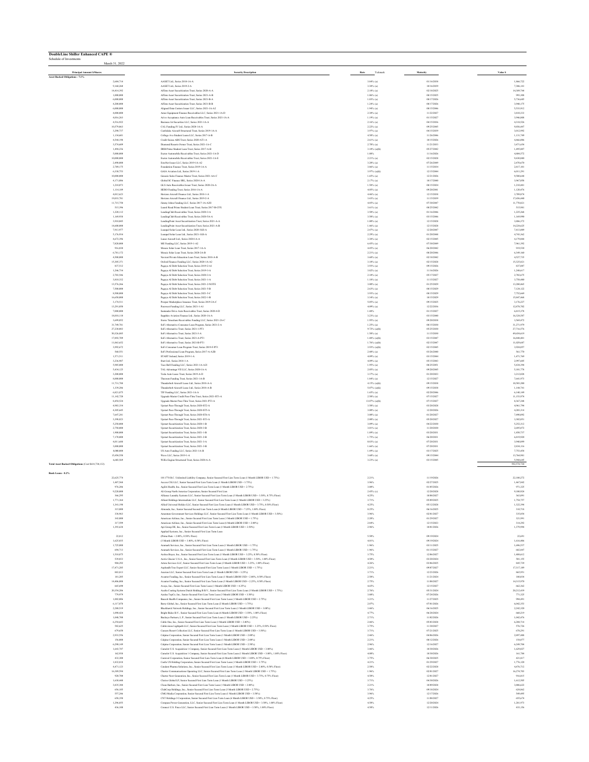**DoubleLine Shiller Enhanced CAPE ®**

Schedule of Investments

March 31, 2022

| Principal Amount $/Shares | Security Description | Rate | Maturity | Value $ |
|---|---|---|---|---|
| **Asset Backed Obligations - 7.1%** | | | | |
| 2,604,714 | AASET Ltd., Series 2018-1A-A | 3.84% (a) | 01/16/2038 | 1,866,722 |
| 9,160,268 | AASET Ltd., Series 2019-2-A | 3.38% (a) | 10/16/2039 | 7,386,141 |
| 14,414,392 | Affirm Asset Securitization Trust, Series 2020-A-A | 2.10% (a) | 02/18/2025 | 14,389,744 |
| 1,000,000 | Affirm Asset Securitization Trust, Series 2021-A-B | 1.06% (a) | 08/15/2025 | 993,308 |
| 6,000,000 | Affirm Asset Securitization Trust, Series 2021-B-A | 1.03% (a) | 08/17/2026 | 5,736,685 |
| 4,200,000 | Affirm Asset Securitization Trust, Series 2021-B-B | 1.24% (a) | 08/17/2026 | 3,940,175 |
| 6,000,000 | Aligned Data Centers Issuer LLC, Series 2021-1A-A2 | 1.94% (a) | 08/15/2046 | 5,533,912 |
| 4,000,000 | Amur Equipment Finance Receivables LLC, Series 2021-1A-D | 2.30% (a) | 11/22/2027 | 3,810,333 |
| 4,016,263 | Arivo Acceptance Auto Loan Receivables Trust, Series 2021-1A-A | 1.19% (a) | 01/15/2027 | 3,946,808 |
| 4,516,822 | Business Jet Securities LLC, Series 2021-1A-A | 2.16% (a) | 04/15/2036 | 4,318,526 |
| 10,579,863 | CAL Funding IV Ltd., Series 2020-1A-A | 2.22% (a) | 09/25/2045 | 9,856,447 |
| 3,290,737 | Castlelake Aircraft Structured Trust, Series 2019-1A-A | 3.97% (a) | 04/15/2039 | 3,012,992 |
| 1,134,601 | College Ave Student Loans LLC, Series 2017-A-B | 4.50% (a) | 11/26/2046 | 1,131,749 |
| 4,544,198 | Credit Suisse ABS Trust, Series 2020-AT1-A | 2.61% (a) | 10/15/2026 | 4,466,096 |
| 3,574,609 | Diamond Resorts Owner Trust, Series 2021-1A-C | 2.70% (a) | 11/21/2033 | 3,471,654 |
| 1,494,236 | DRB Prime Student Loan Trust, Series 2017-A-B | 3.10% (a)(b) | 05/27/2042 | 1,495,867 |
| 5,000,000 | Exeter Automobile Receivables Trust, Series 2021-1A-D | 1.08% | 11/16/2026 | 4,804,572 |
| 10,000,000 | Exeter Automobile Receivables Trust, Series 2021-1A-E | 2.21% (a) | 02/15/2028 | 9,430,800 |
| 2,490,000 | ExteNet Issuer LLC, Series 2019-1A-A2 | 3.20% (a) | 07/26/2049 | 2,470,670 |
| 2,789,175 | Foundation Finance Trust, Series 2019-1A-A | 3.86% (a) | 11/15/2034 | 2,817,101 |
| 6,330,753 | GAIA Aviation Ltd., Series 2019-1-A | 3.97% (a)(k) | 12/15/2044 | 6,011,291 |
| 10,000,000 | Genesis Sales Finance Master Trust, Series 2021-AA-C | 1.65% (a) | 12/21/2026 | 9,580,644 |
| 4,171,886 | Global SC Finance SRL, Series 2020-1A-A | 2.17% (a) | 10/17/2040 | 3,967,058 |
| 1,210,873 | GLS Auto Receivables Issuer Trust, Series 2020-2A-A | 1.58% (a) | 08/15/2024 | 1,210,481 |
| 1,114,189 | HERO Funding Trust, Series 2016-1A-A | 4.05% (a) | 09/20/2041 | 1,120,076 |
| 4,012,623 | Horizon Aircraft Finance Ltd., Series 2018-1-A | 4.46% (a) | 12/15/2038 | 3,789,874 |
| 19,033,781 | Horizon Aircraft Finance Ltd., Series 2019-2-A | 3.43% (a) | 11/15/2039 | 17,656,440 |
| 11,713,750 | Jimmy Johns Funding LLC, Series 2017-1A-A2II | 4.85% (a) | 07/30/2047 | 11,770,821 |
| 515,396 | Laurel Road Prime Student Loan Trust, Series 2017-B-CFX | 3.61% (a) | 08/25/2042 | 515,981 |
| 1,220,112 | LendingClub Receivables Trust, Series 2020-3-A | 3.50% (a) | 01/16/2046 | 1,225,268 |
| 1,169,938 | LendingClub Receivables Trust, Series 2020-5A-A | 3.50% (a) | 03/15/2046 | 1,169,990 |
| 3,910,805 | LendingPoint Asset Securitization Trust, Series 2021-A-A | 1.00% (a) | 12/15/2028 | 3,886,372 |
| 14,600,000 | LendingPoint Asset Securitization Trust, Series 2021-A-B | 1.46% (a) | 12/15/2028 | 14,228,625 |
| 7,913,977 | Loanpal Solar Loan Ltd., Series 2020-3GS-A | 2.47% (a) | 12/20/2047 | 7,415,099 |
| 5,176,914 | Loanpal Solar Loan Ltd., Series 2021-1GS-A | 2.29% (a) | 01/20/2048 | 4,741,162 |
| 4,672,396 | Lunar Aircraft Ltd., Series 2020-1A-A | 3.38% (a) | 02/15/2045 | 4,179,844 |
| 7,020,000 | ME Funding LLC, Series 2019-1-A2 | 6.45% (a) | 07/30/2049 | 7,061,392 |
| 916,810 | Mosaic Solar Loan Trust, Series 2017-1A-A | 4.45% (a) | 06/20/2042 | 919,530 |
| 6,781,172 | Mosaic Solar Loan Trust, Series 2020-2A-B | 2.21% (a) | 08/20/2046 | 6,349,160 |
| 4,500,000 | Navient Private Education Loan Trust, Series 2018-A-B | 3.68% (a) | 02/18/2042 | 4,527,735 |
| 15,305,371 | Oxford Finance Funding LLC, Series 2020-1A-A2 | 3.10% (a) | 02/15/2028 | 15,325,621 |
| 837,512 | Pagaya AI Debt Selection Trust, Series 2019-2-A1 | 3.93% (a) | 09/15/2026 | 837,087 |
| 1,246,734 | Pagaya AI Debt Selection Trust, Series 2019-3-A | 3.82% (a) | 11/16/2026 | 1,249,617 |
| 2,793,546 | Pagaya AI Debt Selection Trust, Series 2020-3-A | 2.10% (a) | 05/17/2027 | 2,782,673 |
| 3,810,332 | Pagaya AI Debt Selection Trust, Series 2021-1-A | 1.18% (a) | 11/15/2027 | 3,758,440 |
| 13,576,266 | Pagaya AI Debt Selection Trust, Series 2021-2-NOTE | 3.00% (a) | 01/25/2029 | 13,280,663 |
| 7,500,000 | Pagaya AI Debt Selection Trust, Series 2021-5-B | 2.63% (a) | 08/15/2029 | 7,124,122 |
| 8,500,000 | Pagaya AI Debt Selection Trust, Series 2021-5-C | 3.93% (a) | 08/15/2029 | 7,752,669 |
| 16,650,000 | Pagaya AI Debt Selection Trust, Series 2022-1-B | 3.34% (a) | 10/15/2029 | 15,847,468 |
| 3,174,511 | Prosper Marketplace Issuance Trust, Series 2019-2A-C | 5.05% (a) | 09/15/2025 | 3,176,227 |
| 13,291,058 | Purewest Funding LLC, Series 2021-1-A1 | 4.09% (a) | 12/22/2036 | 12,878,702 |
| 7,000,000 | Santander Drive Auto Receivables Trust, Series 2020-4-D | 1.48% | 01/15/2027 | 6,815,378 |
| 18,018,110 | Sapphire Aviation Finance Ltd., Series 2020-1A-A | 3.23% (a) | 03/15/2040 | 16,324,587 |
| 3,699,852 | Sierra Timeshare Receivables Funding LLC, Series 2021-2A-C | 1.95% (a) | 09/20/2038 | 3,569,872 |
| 31,749,781 | SoFi Alternative Consumer Loan Program, Series 2021-2-A | 1.25% (a) | 08/15/2030 | 31,271,979 |
| 27,230,893 | SoFi Alternative Trust, Series 2021-1-PT1 | 9.72% (a)(b) | 05/25/2030 | 27,716,576 |
| 50,126,895 | SoFi Alternative Trust, Series 2021-A-A | 1.50% (a) | 11/15/2030 | 49,658,619 |
| 17,892,709 | SoFi Alternative Trust, Series 2021-A-PT1 | 1.48% (a)(b) | 03/15/2047 | 16,808,401 |
| 11,063,652 | SoFi Alternative Trust, Series 2021-B-PT1 | 1.76% (a)(b) | 02/15/2047 | 11,029,687 |
| 3,992,872 | SoFi Consumer Loan Program Trust, Series 2019-F-PT1 | 3.93% (a)(b) | 02/15/2045 | 3,924,057 |
| 560,551 | SoFi Professional Loan Program, Series 2017-A-A2B | 2.40% (a) | 03/26/2040 | 561,770 |
| 1,571,511 | START Ireland, Series 2019-1-A | 4.09% (a) | 03/15/2044 | 1,471,769 |
| 3,236,967 | Start Ltd., Series 2018-1-A | 4.09% (a) | 05/15/2043 | 2,997,605 |
| 5,985,000 | Taco Bell Funding LLC, Series 2021-1A-A2I | 1.95% (a) | 08/25/2051 | 5,434,394 |
| 5,414,125 | TAL Advantage VII LLC, Series 2020-1A-A | 2.05% (a) | 09/20/2045 | 5,101,778 |
| 3,200,000 | Tesla Auto Lease Trust, Series 2019-A-D | 3.37% (a) | 01/20/2023 | 3,212,028 |
| 8,000,000 | Theorem Funding Trust, Series 2021-1A-B | 1.84% (a) | 12/15/2027 | 7,641,873 |
| 11,731,788 | Thunderbolt Aircraft Lease Ltd., Series 2018-A-A | 4.15% (a)(k) | 09/15/2038 | 10,581,200 |
| 1,339,296 | Thunderbolt Aircraft Lease Ltd., Series 2018-A-B | 5.07% (a)(k) | 09/15/2038 | 1,144,741 |
| 6,821,875 | TIF Funding LLC, Series 2021-1A-A | 1.65% (a) | 02/20/2046 | 6,140,149 |
| 11,142,728 | Upgrade Master Credit Pass-Thru Trust, Series 2021-ST3-A | 2.50% (a) | 07/15/2027 | 11,153,974 |
| 8,454,524 | Upgrade Master Pass-Thru Trust, Series 2021-PT3-A | 13.07% (a)(b) | 07/15/2027 | 8,367,248 |
| 4,963,334 | Upstart Pass-Through Trust, Series 2020-ST2-A | 3.50% (a) | 03/20/2028 | 4,961,794 |
| 4,305,645 | Upstart Pass-Through Trust, Series 2020-ST5-A | 3.00% (a) | 12/20/2026 | 4,283,314 |
| 7,647,241 | Upstart Pass-Through Trust, Series 2020-ST6-A | 3.00% (a) | 01/20/2027 | 7,490,092 |
| 3,398,823 | Upstart Pass-Through Trust, Series 2021-ST3-A | 2.00% (a) | 05/20/2027 | 3,302,051 |
| 5,250,000 | Upstart Securitization Trust, Series 2020-1-B | 3.09% (a) | 04/22/2030 | 5,252,312 |
| 2,750,000 | Upstart Securitization Trust, Series 2020-3-B | 3.01% (a) | 11/20/2030 | 2,695,072 |
| 1,900,000 | Upstart Securitization Trust, Series 2021-1-B | 1.89% (a) | 03/20/2031 | 1,850,737 |
| 7,170,000 | Upstart Securitization Trust, Series 2021-2-B | 1.75% (a) | 06/20/2031 | 6,819,920 |
| 4,011,688 | Upstart Securitization Trust, Series 2021-3-A | 0.83% (a) | 07/20/2031 | 3,940,099 |
| 3,000,000 | Upstart Securitization Trust, Series 2021-3-B | 1.66% (a) | 07/20/2031 | 2,834,316 |
| 8,000,000 | US Auto Funding LLC, Series 2021-1A-B | 1.49% (a) | 03/17/2025 | 7,751,454 |
| 15,454,558 | Wave LLC, Series 2019-1-A | 3.60% (a) | 09/15/2044 | 13,764,981 |
| 6,683,569 | Willis Engine Structured Trust, Series 2020-A-A | 3.23% (a) | 03/15/2045 | 5,944,645 |
| **Total Asset Backed Obligations (Cost $618,738,132)** | | | | 582,574,730 |
| **Bank Loans - 8.2%** | | | | |
| 22,625,774 | 1011778 B.C. Unlimited Liability Company, Senior Secured First Lien Term Loan (1 Month LIBOR USD + 1.75%) | 2.21% | 11/19/2026 | 22,180,272 |
| 1,487,568 | Access CIG LLC, Senior Secured First Lien Term Loan (1 Month LIBOR USD + 3.75%) | 3.96% | 02/27/2025 | 1,467,842 |
| 976,206 | Agiliti Health, Inc., Senior Secured First Lien Term Loan (1 Month LIBOR USD + 2.75%) | 3.00% | 01/05/2026 | 971,325 |
| 9,220,000 | AI Group North America Corporation, Senior Secured First Lien | 2.45% (c) | 12/20/2028 | 9,180,924 |
| 366,295 | Alliance Laundry Systems LLC, Senior Secured First Lien Term Loan (3 Month LIBOR USD + 3.50%, 0.75% Floor) | 4.25% | 10/08/2027 | 363,091 |
| 1,771,364 | Alliant Holdings Intermediate LLC, Senior Secured First Lien Term Loan (1 Month LIBOR USD + 3.25%) | 3.71% | 05/09/2025 | 1,754,757 |
| 1,341,190 | Allied Universal Holdco LLC, Senior Secured First Lien Term Loan (1 Month LIBOR USD + 3.75%, 0.50% Floor) | 4.25% | 05/12/2028 | 1,322,394 |
| 315,000 | Almonde, Inc., Senior Secured Second Lien Term Loan (6 Month LIBOR USD + 7.25%, 1.00% Floor) | 8.25% | 06/16/2025 | 310,719 |
| 338,963 | Amentum Government Services Holdings LLC, Senior Secured First Lien Term Loan (1 Month LIBOR USD + 3.50%) | 3.96% | 02/01/2027 | 335,854 |
| 343,000 | American Airlines, Inc., Senior Secured First Lien Term Loan (1 Month LIBOR USD + 1.75%) | 2.20% | 01/29/2027 | 323,993 |
| 317,599 | American Airlines, Inc., Senior Secured First Lien Term Loan (6 Month LIBOR USD + 2.00%) | 2.84% | 12/15/2023 | 316,292 |
| 1,393,638 | Api Group DE, Inc., Senior Secured First Lien Term Loan (1 Month LIBOR USD + 2.50%) | 2.96% | 10/01/2026 | 1,379,994 |
| | Applied Systems, Inc., Senior Secured First Lien Term Loan | | | |
| 22,012 | (Prime Rate + 2.00%, 0.50% Floor) | 5.50% | 09/19/2024 | 22,691 |
| 1,625,835 | (3 Month LIBOR USD + 3.00%, 0.50% Floor) | 4.01% | 09/19/2024 | 1,616,406 |
| 1,725,000 | Aramark Services, Inc., Senior Secured First Lien Term Loan (1 Month LIBOR USD + 1.75%) | 1.96% | 03/11/2025 | 1,696,537 |
| 694,713 | Aramark Services, Inc., Senior Secured First Lien Term Loan (1 Month LIBOR USD + 1.75%) | 1.96% | 01/15/2027 | 682,847 |
| 1,510,875 | Arches Buyer, Inc., Senior Secured First Lien Term Loan (1 Month LIBOR USD + 3.25%, 0.50% Floor) | 3.75% | 12/06/2027 | 1,480,612 |
| 519,833 | Arctic Glacier U.S.A., Inc., Senior Secured First Lien Term Loan (3 Month LIBOR USD + 3.50%, 1.00% Floor) | 4.50% | 03/20/2024 | 501,155 |
| 904,292 | Artera Services LLC, Senior Secured First Lien Term Loan (3 Month LIBOR USD + 3.25%, 1.00% Floor) | 4.26% | 03/06/2025 | 845,739 |
| 17,471,265 | Asplundh Tree Expert LLC, Senior Secured First Lien Term Loan (1 Month LIBOR USD + 1.75%) | 2.21% | 09/07/2027 | 17,317,109 |
| 883,813 | Assetion LLC, Senior Secured First Lien Term Loan (1 Month LIBOR USD + 3.25%) | 3.71% | 12/23/2026 | 865,951 |
| 181,205 | Avantor Funding, Inc., Senior Secured First Lien Term Loan (1 Month LIBOR USD + 2.00%, 0.50% Floor) | 2.50% | 11/21/2024 | 180,034 |
| 14,406,808 | Avantor Funding, Inc., Senior Secured First Lien Term Loan (1 Month LIBOR USD + 2.25%, 0.50% Floor) | 2.75% | 11/08/2027 | 14,315,970 |
| 665,690 | Avaya, Inc., Senior Secured First Lien Term Loan (1 Month LIBOR USD + 4.25%) | 4.65% | 12/15/2027 | 662,362 |
| 20,354,206 | Axalta Coating Systems Dutch Holding B B.V., Senior Secured First Lien Term Loan (3 Month LIBOR USD + 1.75%) | 2.76% | 05/31/2024 | 20,212,439 |
| 779,974 | Azalea TopCo, Inc., Senior Secured First Lien Term Loan (1 Month LIBOR USD + 3.50%) | 3.88% | 07/24/2026 | 771,325 |
| 1,002,806 | Bausch Health Companies, Inc., Senior Secured First Lien Term Loan (1 Month LIBOR USD + 2.75%) | 3.21% | 11/27/2025 | 994,491 |
| 6,117,878 | Berry Global, Inc., Senior Secured First Lien Term Loan (2 Month LIBOR USD + 1.75%) | 2.07% | 07/01/2026 | 6,042,353 |
| 2,280,519 | Blackhawk Network Holdings, Inc., Senior Secured First Lien Term Loan (1 Month LIBOR USD + 3.00%) | 3.46% | 06/16/2025 | 2,242,320 |
| 1,090,424 | Bright Bidco B.V., Senior Secured First Lien Term Loan (6 Month LIBOR USD + 3.50%, 1.00% Floor) | 4.77% | 06/28/2024 | 660,219 |
| 1,048,708 | Buckeye Partners, L.P., Senior Secured First Lien Term Loan (1 Month LIBOR USD + 2.25%) | 2.71% | 11/02/2026 | 1,042,476 |
| 6,354,643 | Cable One, Inc., Senior Secured First Lien Term Loan (1 Month LIBOR USD + 2.00%) | 2.46% | 05/03/2028 | 6,288,714 |
| 582,625 | Cablevision Lightpath LLC, Senior Secured First Lien Term Loan (1 Month LIBOR USD + 3.25%, 0.50% Floor) | 3.75% | 11/30/2027 | 576,726 |
| 679,658 | Caesars Resort Collection LLC, Senior Secured First Lien Term Loan (1 Month LIBOR USD + 3.50%) | 3.71% | 07/21/2025 | 678,291 |
| 2,933,556 | Calpine Corporation, Senior Secured First Lien Term Loan (1 Month LIBOR USD + 2.00%) | 2.46% | 04/06/2026 | 2,897,488 |
| 156,000 | Calpine Corporation, Senior Secured First Lien Term Loan (1 Month LIBOR USD + 2.00%) | 2.21% | 08/12/2026 | 154,077 |
| 6,290,169 | Calpine Corporation, Senior Secured First Lien Term Loan (1 Month LIBOR USD + 2.50%) | 2.96% | 12/16/2027 | 6,249,704 |
| 1,643,747 | Camelot U.S. Acquisition 1 Company, Senior Secured First Lien Term Loan (1 Month LIBOR USD + 3.00%) | 3.46% | 10/30/2026 | 1,629,027 |
| 162,938 | Camelot U.S. Acquisition 1 Company, Senior Secured First Lien Term Loan (1 Month LIBOR USD + 3.00%, 1.00% Floor) | 4.00% | 10/30/2026 | 161,788 |
| 432,300 | Carnival Corporation, Senior Secured First Lien Term Loan (6 Month LIBOR USD + 3.00%, 0.75% Floor) | 3.75% | 06/30/2025 | 421,817 |
| 1,832,818 | Castle US Holding Corporation, Senior Secured First Lien Term Loan (1 Month LIBOR USD + 3.75%) | 4.21% | 01/29/2027 | 1,776,120 |
| 6,471,121 | Catalent Pharma Solutions, Inc., Senior Secured First Lien Term Loan (1 Month LIBOR USD + 2.00%, 0.50% Floor) | 2.50% | 02/22/2028 | 6,476,712 |
| 16,389,594 | Charter Communications Operating LLC, Senior Secured First Lien Term Loan (1 Month LIBOR USD + 1.75%) | 1.96% | 02/01/2027 | 16,274,703 |
| 920,700 | Charter Next Generation, Inc., Senior Secured First Lien Term Loan (1 Month LIBOR USD + 3.75%, 0.75% Floor) | 4.50% | 12/01/2027 | 916,815 |
| 1,630,448 | Clarios Global LP, Senior Secured First Lien Term Loan (1 Month LIBOR USD + 3.25%) | 3.71% | 04/30/2026 | 1,612,585 |
| 3,835,388 | Clean Harbors, Inc., Senior Secured First Lien Term Loan (1 Month LIBOR USD + 2.00%) | 2.21% | 10/09/2028 | 3,806,622 |
| 636,105 | ClubCorp Holdings, Inc., Senior Secured First Lien Term Loan (3 Month LIBOR USD + 2.75%) | 3.76% | 09/18/2024 | 629,862 |
| 557,246 | CMG Media Corporation, Senior Secured First Lien Term Loan (1 Month LIBOR USD + 3.50%) | 3.96% | 12/17/2026 | 549,495 |
| 658,350 | CNT Holdings I Corporation, Senior Secured First Lien Term Loan (6 Month LIBOR USD + 3.50%, 0.75% Floor) | 4.25% | 11/08/2027 | 655,674 |
| 1,296,855 | Compass Power Generation, LLC, Senior Secured First Lien Term Loan (1 Month LIBOR USD + 3.50%, 1.00% Floor) | 4.50% | 12/20/2024 | 1,281,973 |
| 436,100 | Connect U.S. Finco LLC, Senior Secured First Lien Term Loan (1 Month LIBOR USD + 3.50%, 1.00% Floor) | 4.50% | 12/11/2026 | 433,156 |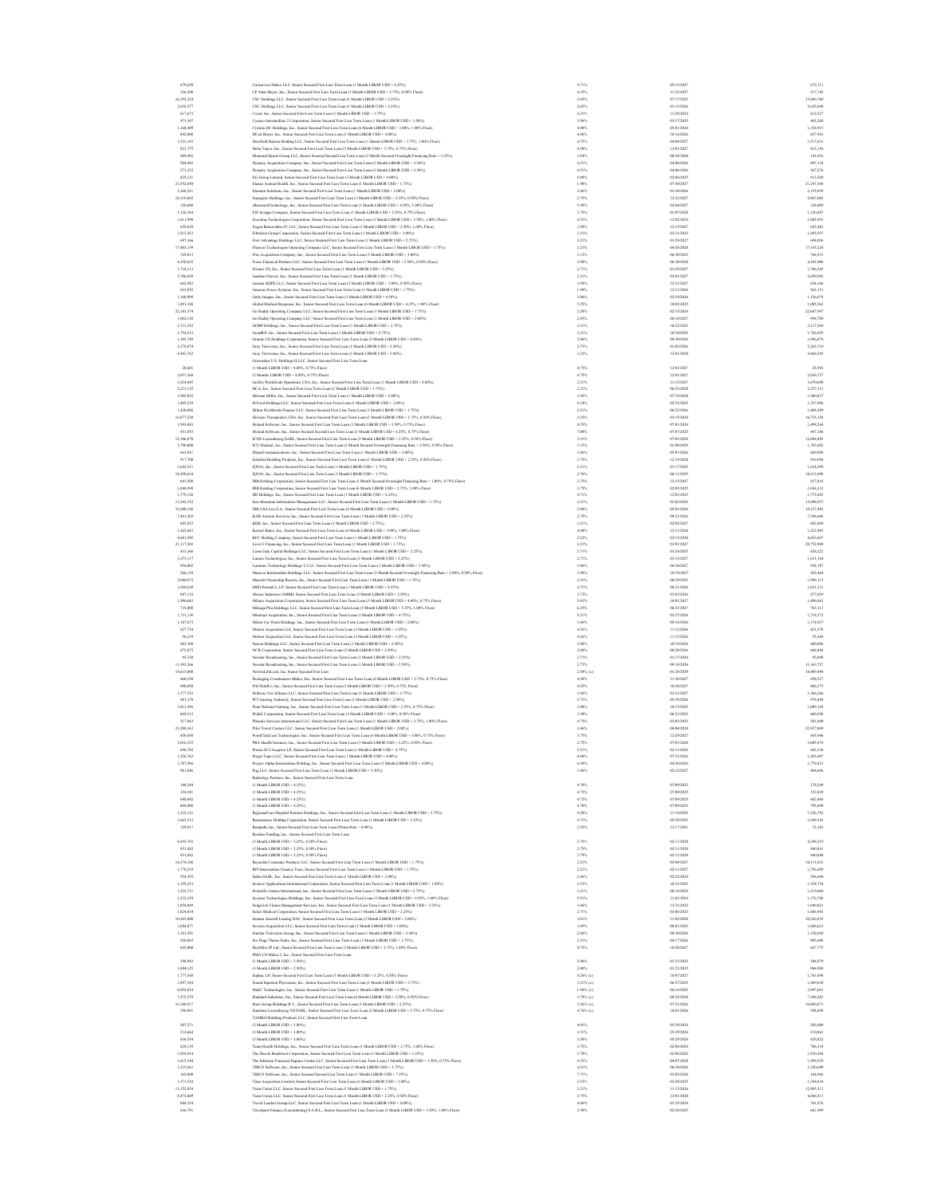| | | | | |
|---|---|---|---|---|
| 679,658 | Cornerstone Midco LLC, Senior Secured First Lien Term Loan (1 Month LIBOR USD + 4.25%) | 4.71% | 05/13/2027 | 672,711 |
| 326,308 | CP Atlas Buyer, Inc., Senior Secured First Lien Term Loan (1 Month LIBOR USD + 3.75%, 0.50% Floor) | 4.25% | 11/23/2027 | 317,742 |
| 16,392,324 | CSC Holdings LLC, Senior Secured First Lien Term Loan (1 Month LIBOR USD + 2.25%) | 2.65% | 07/17/2025 | 15,969,760 |
| 2,658,277 | CSC Holdings LLC, Senior Secured First Lien Term Loan (1 Month LIBOR USD + 2.25%) | 2.65% | 01/15/2026 | 2,625,049 |
| 617,673 | Cvent, Inc., Senior Secured First Lien Term Loan (1 Month LIBOR USD + 3.75%) | 4.21% | 11/29/2024 | 612,527 |
| 473,547 | Cyanco Intermediate 2 Corporation, Senior Secured First Lien Term Loan (1 Month LIBOR USD + 3.50%) | 3.96% | 03/17/2025 | 465,260 |
| 1,168,409 | Cyxtera DC Holdings, Inc., Senior Secured First Lien Term Loan (6 Month LIBOR USD + 3.00%, 1.00% Floor) | 4.00% | 05/01/2024 | 1,158,915 |
| 842,808 | DCert Buyer, Inc., Senior Secured First Lien Term Loan (1 Month LIBOR USD + 4.00%) | 4.46% | 10/16/2026 | 837,941 |
| 1,523,193 | Deerfield Dakota Holding LLC, Senior Secured First Lien Term Loan (1 Month LIBOR USD + 3.75%, 1.00% Floor) | 4.75% | 04/09/2027 | 1,517,611 |
| 823,775 | Delta Topco, Inc., Senior Secured First Lien Term Loan (3 Month LIBOR USD + 3.75%, 0.75% Floor) | 4.50% | 12/01/2027 | 812,156 |
| 809,892 | Diamond Sports Group LLC, Senior Secured Second Lien Term Loan (1 Month Secured Overnight Financing Rate + 3.25%) | 3.44% | 08/24/2026 | 181,916 |
| 504,492 | Dynasty Acquisition Company, Inc., Senior Secured First Lien Term Loan (3 Month LIBOR USD + 3.50%) | 4.51% | 04/06/2026 | 497,138 |
| 271,232 | Dynasty Acquisition Company, Inc., Senior Secured First Lien Term Loan (3 Month LIBOR USD + 3.50%) | 4.51% | 04/06/2026 | 267,276 |
| 825,121 | EG Group Limited, Senior Secured First Lien Term Loan (3 Month LIBOR USD + 4.00%) | 5.00% | 02/06/2025 | 815,920 |
| 21,552,058 | Elanco Animal Health, Inc., Senior Secured First Lien Term Loan (1 Month LIBOR USD + 1.75%) | 1.98% | 07/30/2027 | 21,247,304 |
| 2,168,321 | Element Solutions, Inc., Senior Secured First Lien Term Loan (1 Month LIBOR USD + 2.00%) | 2.46% | 01/30/2026 | 2,155,939 |
| 10,118,865 | Energizer Holdings, Inc., Senior Secured First Lien Term Loan (1 Month LIBOR USD + 2.25%, 0.50% Floor) | 2.75% | 12/22/2027 | 9,967,082 |
| 128,690 | eResearchTechnology, Inc., Senior Secured First Lien Term Loan (1 Month LIBOR USD + 4.50%, 1.00% Floor) | 5.50% | 02/04/2027 | 128,409 |
| 1,126,344 | EW Scripps Company, Senior Secured First Lien Term Loan (1 Month LIBOR USD + 2.56%, 0.75% Floor) | 3.75% | 01/07/2028 | 1,120,887 |
| 1,611,998 | Excelitas Technologies Corporation, Senior Secured First Lien Term Loan (3 Month LIBOR USD + 3.50%, 1.00% Floor) | 4.51% | 12/02/2024 | 1,605,953 |
| 659,810 | Exgen Renewables IV LLC, Senior Secured First Lien Term Loan (3 Month LIBOR USD + 2.50%, 1.00% Floor) | 3.50% | 12/15/2027 | 655,482 |
| 1,515,433 | Filtration Group Corporation, Senior Secured First Lien Term Loan (1 Month LIBOR USD + 3.00%) | 3.21% | 03/31/2025 | 1,495,937 |
| 697,366 | First Advantage Holdings LLC, Senior Secured First Lien Term Loan (1 Month LIBOR USD + 2.75%) | 3.21% | 01/29/2027 | 694,026 |
| 17,403,139 | Flutter Technologies Operating Company LLC, Senior Secured First Lien Term Loan (1 Month LIBOR USD + 1.75%) | 2.21% | 08/28/2028 | 17,145,224 |
| 769,813 | Flex Acquisition Company, Inc., Senior Secured First Lien Term Loan (1 Month LIBOR USD + 3.00%) | 3.13% | 06/30/2025 | 768,533 |
| 4,350,625 | Focus Financial Partners LLC, Senior Secured First Lien Term Loan (1 Month LIBOR USD + 2.50%, 0.50% Floor) | 3.00% | 06/30/2028 | 4,301,806 |
| 1,734,113 | Frontier US, Inc., Senior Secured First Lien Term Loan (1 Month LIBOR USD + 2.25%) | 2.71% | 01/29/2027 | 1,706,245 |
| 5,786,850 | Gardner Denver, Inc., Senior Secured First Lien Term Loan (1 Month LIBOR USD + 1.75%) | 2.21% | 03/01/2027 | 5,699,992 |
| 662,983 | Gemini HDPE LLC, Senior Secured First Lien Term Loan (3 Month LIBOR USD + 3.00%, 0.50% Floor) | 3.50% | 12/31/2027 | 656,146 |
| 563,855 | Genesee Power Systems, Inc., Senior Secured First Lien Term Loan (1 Month LIBOR USD + 1.75%) | 1.98% | 12/11/2026 | 563,151 |
| 1,160,909 | Getty Images, Inc., Senior Secured First Lien Term Loan (3 Month LIBOR USD + 4.50%) | 5.06% | 02/19/2026 | 1,158,074 |
| 1,091,188 | Global Medical Response, Inc., Senior Secured First Lien Term Loan (6 Month LIBOR USD + 4.25%, 1.00% Floor) | 5.25% | 10/02/2025 | 1,085,562 |
| 22,183,574 | Go Daddy Operating Company LLC, Senior Secured First Lien Term Loan (1 Month LIBOR USD + 1.75%) | 2.21% | 02/15/2024 | 22,067,997 |
| 1,002,150 | Go Daddy Operating Company LLC, Senior Secured First Lien Term Loan (1 Month LIBOR USD + 2.00%) | 2.45% | 08/10/2027 | 994,709 |
| 2,131,552 | GOBP Holdings, Inc., Senior Secured First Lien Term Loan (1 Month LIBOR USD + 2.75%) | 3.21% | 10/22/2025 | 2,117,569 |
| 1,754,533 | GoodRX, Inc., Senior Secured First Lien Term Loan (1 Month LIBOR USD + 2.75%) | 3.21% | 10/10/2025 | 1,742,655 |
| 1,105,749 | Granite US Holdings Corporation, Senior Secured First Lien Term Loan (3 Month LIBOR USD + 4.00%) | 5.06% | 09/30/2026 | 1,096,074 |
| 2,379,874 | Gray Television, Inc., Senior Secured First Lien Term Loan (1 Month LIBOR USD + 2.50%) | 2.73% | 01/02/2026 | 2,361,710 |
| 6,483,763 | Gray Television, Inc., Senior Secured First Lien Term Loan (1 Month LIBOR USD + 3.00%) | 3.23% | 12/01/2028 | 6,466,545 |
| | Greeneden U.S. Holdings II LLC, Senior Secured First Lien Term Loan | | | |
| 28,601 | (1 Month LIBOR USD + 4.00%, 0.75% Floor) | 4.75% | 12/01/2027 | 28,592 |
| 2,037,368 | (2 Months LIBOR USD + 4.00%, 0.75% Floor) | 4.75% | 12/01/2027 | 2,036,737 |
| 3,524,805 | Grifols Worldwide Operations USA, Inc., Senior Secured First Lien Term Loan (1 Month LIBOR USD + 2.00%) | 2.21% | 11/15/2027 | 3,470,690 |
| 2,233,125 | HCA, Inc., Senior Secured First Lien Term Loan (1 Month LIBOR USD + 1.75%) | 2.21% | 06/23/2028 | 2,237,312 |
| 1,985,025 | Herman Miller, Inc., Senior Secured First Lien Term Loan (1 Month LIBOR USD + 2.00%) | 2.56% | 07/19/2028 | 1,960,837 |
| 1,405,539 | H-Food Holdings LLC, Senior Secured First Lien Term Loan (1 Month LIBOR USD + 3.69%) | 4.14% | 05/23/2025 | 1,357,996 |
| 1,420,886 | Hilton Worldwide Finance LLC, Senior Secured First Lien Term Loan (1 Month LIBOR USD + 1.75%) | 2.21% | 06/22/2026 | 1,408,389 |
| 16,877,520 | Horizon Therapeutics USA, Inc., Senior Secured First Lien Term Loan (1 Month LIBOR USD + 1.75%, 0.50% Floor) | 2.25% | 03/15/2028 | 16,735,158 |
| 1,503,803 | Hyland Software, Inc., Senior Secured First Lien Term Loan (1 Month LIBOR USD + 3.50%, 0.75% Floor) | 4.25% | 07/01/2024 | 1,499,244 |
| 451,853 | Hyland Software, Inc., Senior Secured Second Lien Term Loan (1 Month LIBOR USD + 6.25%, 0.75% Floor) | 7.00% | 07/07/2025 | 447,106 |
| 12,106,078 | ICON Luxembourg SARL, Senior Secured First Lien Term Loan (3 Month LIBOR USD + 2.25%, 0.50% Floor) | 3.31% | 07/03/2028 | 12,064,443 |
| 1,790,808 | ICU Medical, Inc., Senior Secured First Lien Term Loan (3 Month Secured Overnight Financing Rate + 2.50%, 0.50% Floor) | 3.15% | 01/08/2029 | 1,785,882 |
| 663,931 | iHeartCommunications, Inc., Senior Secured First Lien Term Loan (1 Month LIBOR USD + 3.00%) | 3.46% | 05/01/2026 | 660,904 |
| 917,700 | Installed Building Products, Inc., Senior Secured First Lien Term Loan (1 Month LIBOR USD + 2.25%, 0.50% Floor) | 2.75% | 12/14/2028 | 916,094 |
| 1,642,511 | IQVIA, Inc., Senior Secured First Lien Term Loan (1 Month LIBOR USD + 1.75%) | 2.21% | 01/17/2025 | 1,638,299 |
| 10,290,634 | IQVIA, Inc., Senior Secured First Lien Term Loan (3 Month LIBOR USD + 1.75%) | 2.76% | 06/11/2025 | 10,212,898 |
| 841,500 | IRB Holding Corporation, Senior Secured First Lien Term Loan (3 Month Secured Overnight Financing Rate + 3.00%, 0.75% Floor) | 3.75% | 12/15/2027 | 837,819 |
| 1,040,999 | IRB Holding Corporation, Senior Secured First Lien Term Loan (6 Month LIBOR USD + 2.75%, 1.00% Floor) | 3.75% | 02/05/2025 | 1,034,312 |
| 1,779,126 | IRI Holdings, Inc., Senior Secured First Lien Term Loan (1 Month LIBOR USD + 4.25%) | 4.71% | 12/01/2025 | 1,775,043 |
| 13,242,352 | Iron Mountain Information Management LLC, Senior Secured First Lien Term Loan (1 Month LIBOR USD + 1.75%) | 2.21% | 01/02/2026 | 13,090,937 |
| 19,300,126 | JBS USA Lux S.A., Senior Secured First Lien Term Loan (6 Month LIBOR USD + 2.00%) | 2.00% | 05/01/2026 | 19,157,402 |
| 7,441,203 | KAR Auction Services, Inc., Senior Secured First Lien Term Loan (1 Month LIBOR USD + 2.25%) | 2.75% | 09/21/2026 | 7,394,696 |
| 885,022 | KBR, Inc., Senior Secured First Lien Term Loan (1 Month LIBOR USD + 2.75%) | 3.21% | 02/05/2027 | 882,809 |
| 1,265,863 | Kestrel Bidco, Inc., Senior Secured First Lien Term Loan (6 Month LIBOR USD + 3.00%, 1.00% Floor) | 4.00% | 12/11/2026 | 1,221,405 |
| 9,681,505 | KFC Holding Company, Senior Secured First Lien Term Loan (1 Month LIBOR USD + 1.75%) | 2.22% | 03/15/2028 | 9,653,697 |
| 21,117,502 | Level 3 Financing, Inc., Senior Secured First Lien Term Loan (1 Month LIBOR USD + 1.75%) | 2.21% | 03/01/2027 | 20,752,909 |
| 433,366 | Loan Gate Capital Holdings LLC, Senior Secured First Lien Term Loan (1 Month LIBOR USD + 2.25%) | 2.71% | 03/24/2025 | 429,222 |
| 1,673,117 | Lumen Technologies, Inc., Senior Secured First Lien Term Loan (1 Month LIBOR USD + 2.25%) | 2.71% | 03/15/2027 | 1,631,164 |
| 954,805 | Lummus Technology Holdings V LLC, Senior Secured First Lien Term Loan (1 Month LIBOR USD + 3.50%) | 3.96% | 06/30/2027 | 924,197 |
| 266,129 | Maravai Intermediate Holdings LLC, Senior Secured First Lien Term Loan (1 Month Secured Overnight Financing Rate + 3.00%, 0.50% Floor) | 3.50% | 10/19/2027 | 265,464 |
| 2,988,972 | Marriott Ownership Resorts, Inc., Senior Secured First Lien Term Loan (1 Month LIBOR USD + 1.75%) | 2.21% | 08/29/2025 | 2,996,113 |
| 1,030,245 | MED ParentCo. LP, Senior Secured First Lien Term Loan (1 Month LIBOR USD + 4.25%) | 4.71% | 08/31/2026 | 1,021,211 |
| 887,134 | Messer Industries GMBH, Senior Secured First Lien Term Loan (3 Month LIBOR USD + 2.50%) | 2.72% | 03/02/2026 | 877,029 |
| 1,496,063 | Milano Acquisition Corporation, Senior Secured First Lien Term Loan (3 Month LIBOR USD + 4.00%, 0.75% Floor) | 5.01% | 10/01/2027 | 1,496,063 |
| 735,000 | Milrnga Plus Holdings LLC, Senior Secured First Lien Term Loan (3 Month LIBOR USD + 5.25%, 1.00% Floor) | 6.25% | 06/21/2027 | 765,113 |
| 1,731,130 | Mirantare Acquisition, Inc., Senior Secured First Lien Term Loan (1 Month LIBOR USD + 4.75%) | 5.21% | 03/27/2026 | 1,718,372 |
| 1,187,871 | Mister Car Wash Holdings, Inc., Senior Secured First Lien Term Loan (1 Month LIBOR USD + 3.00%) | 3.46% | 05/14/2026 | 1,178,937 |
| 427,754 | Motion Acquisition Ltd., Senior Secured First Lien Term Loan (3 Month LIBOR USD + 3.25%) | 4.26% | 11/12/2026 | 421,278 |
| 56,219 | Motion Acquisition Ltd., Senior Secured First Lien Term Loan (3 Month LIBOR USD + 3.25%) | 4.26% | 11/12/2026 | 55,368 |
| 481,380 | Nascar Holdings LLC, Senior Secured First Lien Term Loan (1 Month LIBOR USD + 2.50%) | 2.96% | 10/19/2026 | 480,000 |
| 472,875 | NCR Corporation, Senior Secured First Lien Term Loan (3 Month LIBOR USD + 2.50%) | 2.00% | 08/28/2026 | 468,444 |
| 95,338 | Nexstar Broadcasting, Inc., Senior Secured First Lien Term Loan (1 Month LIBOR USD + 2.25%) | 2.71% | 01/17/2024 | 95,049 |
| 11,393,266 | Nexstar Broadcasting, Inc., Senior Secured First Lien Term Loan (1 Month LIBOR USD + 2.50%) | 2.73% | 09/18/2026 | 11,363,757 |
| 18,615,800 | NortonLifeLock, Inc. Senior Secured First Lien | 2.50% (c) | 01/28/2029 | 18,489,490 |
| 460,350 | Packaging Coordinators Midco, Inc., Senior Secured First Lien Term Loan (6 Month LIBOR USD + 3.75%, 0.75% Floor) | 4.50% | 11/30/2027 | 458,527 |
| 490,050 | PAI HoldCo, Inc., Senior Secured First Lien Term Loan (3 Month LIBOR USD + 3.50%, 0.75% Floor) | 4.25% | 10/28/2027 | 486,375 |
| 1,377,552 | Pathway Vet Alliance LLC, Senior Secured First Lien Term Loan (1 Month LIBOR USD + 3.75%) | 3.96% | 03/31/2027 | 1,366,366 |
| 481,378 | PCI Gaming Authority, Senior Secured First Lien Term Loan (1 Month LIBOR USD + 2.50%) | 2.71% | 05/29/2026 | 479,444 |
| 1,013,456 | Penn National Gaming, Inc., Senior Secured First Lien Term Loan (1 Month LIBOR USD + 2.25%, 0.75% Floor) | 3.00% | 10/15/2025 | 1,009,128 |
| 869,513 | PG&E Corporation, Senior Secured First Lien Term Loan (3 Month LIBOR USD + 3.00%, 0.50% Floor) | 3.50% | 06/23/2025 | 860,548 |
| 517,863 | Phoenix Services International LLC, Senior Secured First Lien Term Loan (1 Month LIBOR USD + 3.75%, 1.00% Floor) | 4.75% | 03/01/2025 | 501,840 |
| 23,208,363 | Pilot Travel Centers LLC, Senior Secured First Lien Term Loan (1 Month LIBOR USD + 2.00%) | 2.46% | 08/04/2028 | 22,927,889 |
| 450,450 | PointClickCare Technologies, Inc., Senior Secured First Lien Term Loan (6 Month LIBOR USD + 3.00%, 0.75% Floor) | 3.75% | 12/29/2027 | 445,946 |
| 3,016,215 | PRA Health Sciences, Inc., Senior Secured First Lien Term Loan (3 Month LIBOR USD + 2.25%, 0.50% Floor) | 2.75% | 07/03/2028 | 3,005,874 |
| 696,782 | Prairie ECI Acquiror LP, Senior Secured First Lien Term Loan (1 Month LIBOR USD + 4.75%) | 5.21% | 03/11/2026 | 682,138 |
| 1,226,763 | Pregis Topco LLC, Senior Secured First Lien Term Loan (1 Month LIBOR USD + 4.00%) | 4.46% | 07/31/2026 | 1,203,607 |
| 1,787,986 | Project Alpha Intermediate Holding, Inc., Senior Secured First Lien Term Loan (3 Month LIBOR USD + 4.00%) | 4.30% | 04/26/2024 | 1,779,421 |
| 981,846 | Pug LLC, Senior Secured First Lien Term Loan (1 Month LIBOR USD + 3.50%) | 3.96% | 02/12/2027 | 964,696 |
| | Radiology Partners, Inc., Senior Secured First Lien Term Loan | | | |
| 180,264 | (1 Month LIBOR USD + 4.25%) | 4.70% | 07/09/2025 | 176,249 |
| 154,561 | (1 Month LIBOR USD + 4.25%) | 4.72% | 07/09/2025 | 152,830 |
| 690,042 | (1 Month LIBOR USD + 4.25%) | 4.72% | 07/09/2025 | 682,404 |
| 804,800 | (1 Month LIBOR USD + 4.25%) | 4.70% | 07/09/2025 | 795,899 |
| 1,232,121 | RegionalCare Hospital Partners Holdings, Inc., Senior Secured First Lien Term Loan (1 Month LIBOR USD + 3.75%) | 4.20% | 11/16/2025 | 1,226,792 |
| 1,665,212 | Renaissance Holding Corporation, Senior Secured First Lien Term Loan (1 Month LIBOR USD + 3.25%) | 3.71% | 05/30/2025 | 1,649,343 |
| 329,817 | Restpath, Inc., Senior Secured First Lien Term Loan (Prime Rate + 0.00%) | 3.25% | 12/17/2021 | 33,103 |
| | Reynolds Group Holdings, Inc., Senior Secured First Lien Term Loan | | | |
| 6,455,765 | (3 Month LIBOR USD + 2.25%, 0.50% Floor) | 2.75% | 02/11/2028 | 6,399,219 |
| 851,042 | (3 Month LIBOR USD + 2.25%, 0.50% Floor) | 2.75% | 02/11/2028 | 840,641 |
| 851,042 | (3 Month LIBOR USD + 2.25%, 0.50% Floor) | 2.79% | 02/11/2028 | 840,640 |
| 10,374,106 | Reynolds Consumer Products LLC, Senior Secured First Lien Term Loan (1 Month LIBOR USD + 1.75%) | 2.21% | 02/04/2027 | 10,111,612 |
| 1,770,219 | RPI Intermediate Finance Trust, Senior Secured First Lien Term Loan (1 Month LIBOR USD + 1.75%) | 2.21% | 02/11/2027 | 1,756,499 |
| 554,393 | Sabre GLBL, Inc., Senior Secured First Lien Term Loan (1 Month LIBOR USD + 2.00%) | 2.46% | 02/22/2024 | 546,440 |
| 1,359,213 | Science Applications International Corporation, Senior Secured First Lien Term Loan (1 Month LIBOR USD + 1.88%) | 2.33% | 10/31/2025 | 1,354,754 |
| 1,222,711 | Scientific Games International, Inc., Senior Secured First Lien Term Loan (1 Month LIBOR USD + 2.75%) | 3.21% | 08/14/2024 | 1,219,660 |
| 1,232,239 | Secures Technologies Holdings, Inc., Senior Secured First Lien Term Loan (3 Month LIBOR USD + 4.50%, 1.00% Floor) | 5.51% | 11/01/2024 | 1,176,709 |
| 1,058,809 | Sedgwick Claims Management Services, Inc., Senior Secured First Lien Term Loan (1 Month LIBOR USD + 3.25%) | 3.46% | 12/31/2025 | 1,049,021 |
| 1,824,014 | Select Medical Corporation, Senior Secured First Lien Term Loan (1 Month LIBOR USD + 2.25%) | 2.71% | 03/06/2025 | 1,806,943 |
| 10,365,800 | Setanta Aircraft Leasing DAC, Senior Secured First Lien Term Loan (3 Month LIBOR USD + 2.00%) | 3.01% | 11/02/2028 | 10,226,835 |
| 1,694,071 | Severin Acquisition LLC, Senior Secured First Lien Term Loan (1 Month LIBOR USD + 3.00%) | 3.45% | 08/01/2025 | 1,668,621 |
| 1,191,291 | Sinclair Television Group, Inc., Senior Secured First Lien Term Loan (1 Month LIBOR USD + 2.50%) | 2.96% | 09/30/2026 | 1,158,030 |
| 928,863 | Six Flags Theme Parks, Inc., Senior Secured First Lien Term Loan (1 Month LIBOR USD + 1.75%) | 2.21% | 04/17/2026 | 905,608 |
| 645,000 | SkyMiles IP Ltd., Senior Secured First Lien Term Loan (3 Month LIBOR USD + 3.75%, 1.00% Floor) | 4.75% | 10/20/2027 | 667,775 |
| | SMG US Midco 2, Inc., Senior Secured First Lien Term Loan | | | |
| 390,942 | (1 Month LIBOR USD + 2.50%) | 2.96% | 01/23/2025 | 384,979 |
| 1,004,125 | (3 Month LIBOR USD + 2.50%) | 2.80% | 01/23/2025 | 968,980 |
| 1,777,568 | Sophia, LP, Senior Secured First Lien Term Loan (1 Month LIBOR USD + 3.25%, 0.50% Floor) | 4.26% (c) | 10/07/2027 | 1,763,498 |
| 1,897,344 | Sound Inpatient Physicians, Inc., Senior Secured First Lien Term Loan (1 Month LIBOR USD + 2.75%) | 3.21% (c) | 06/27/2025 | 1,889,830 |
| 4,054,814 | SS&C Technologies, Inc., Senior Secured First Lien Term Loan (1 Month LIBOR USD + 1.75%) | 1.96% (c) | 04/16/2025 | 3,997,641 |
| 7,375,579 | Standard Industries, Inc., Senior Secured First Lien Term Loan (6 Month LIBOR USD + 2.50%, 0.50% Floor) | 3.79% (c) | 09/22/2028 | 7,368,203 |
| 16,180,917 | Starr Group Holdings B.V., Senior Secured First Lien Term Loan (1 Month LIBOR USD + 2.25%) | 3.28% (c) | 07/21/2026 | 16,089,673 |
| 396,961 | Sunshine Luxembourg VII SARL, Senior Secured First Lien Term Loan (3 Month LIBOR USD + 3.75%, 0.75% Floor) | 4.76% (c) | 10/01/2026 | 394,894 |
| | TAMKO Building Products LLC, Senior Secured First Lien Term Loan | | | |
| 207,271 | (3 Month LIBOR USD + 3.00%) | 4.01% | 05/29/2026 | 203,640 |
| 214,664 | (3 Month LIBOR USD + 3.00%) | 3.51% | 05/29/2026 | 210,863 |
| 436,554 | (3 Month LIBOR USD + 3.00%) | 3.30% | 05/29/2026 | 428,822 |
| 824,159 | Team Health Holdings, Inc., Senior Secured First Lien Term Loan (1 Month LIBOR USD + 2.75%, 1.00% Floor) | 3.75% | 02/06/2024 | 786,334 |
| 1,924,914 | The Dun & Bradstreet Corporation, Senior Secured First Lien Term Loan (1 Month LIBOR USD + 3.25%) | 3.70% | 02/06/2026 | 1,910,304 |
| 1,615,344 | The Edelman Financial Engines Centre LLC, Senior Secured First Lien Term Loan (1 Month LIBOR USD + 3.50%, 0.75% Floor) | 4.25% | 04/07/2028 | 1,599,529 |
| 1,325,961 | TIBCO Software, Inc., Senior Secured First Lien Term Loan (1 Month LIBOR USD + 3.75%) | 4.21% | 06/30/2026 | 1,320,690 |
| 165,000 | TIBCO Software, Inc., Senior Secured Second Lien Term Loan (1 Month LIBOR USD + 7.25%) | 7.71% | 03/03/2028 | 164,966 |
| 1,371,524 | Titan Acquisition Limited, Senior Secured First Lien Term Loan (6 Month LIBOR USD + 3.00%) | 3.35% | 03/28/2025 | 1,344,834 |
| 13,152,854 | Trans Union LLC, Senior Secured First Lien Term Loan (1 Month LIBOR USD + 1.75%) | 2.21% | 11/13/2026 | 12,983,511 |
| 8,472,609 | Trans Union LLC, Senior Secured First Lien Term Loan (1 Month LIBOR USD + 2.25%, 0.50% Floor) | 2.75% | 12/01/2028 | 8,446,511 |
| 804,354 | Travel Leaders Group LLC, Senior Secured First Lien Term Loan (1 Month LIBOR USD + 4.00%) | 4.46% | 01/25/2024 | 761,876 |
| 676,791 | Travelport Finance (Luxembourg) S.A.R.L., Senior Secured First Lien Term Loan (3 Month LIBOR USD + 1.50%, 1.00% Floor) | 2.50% | 02/28/2025 | 661,599 |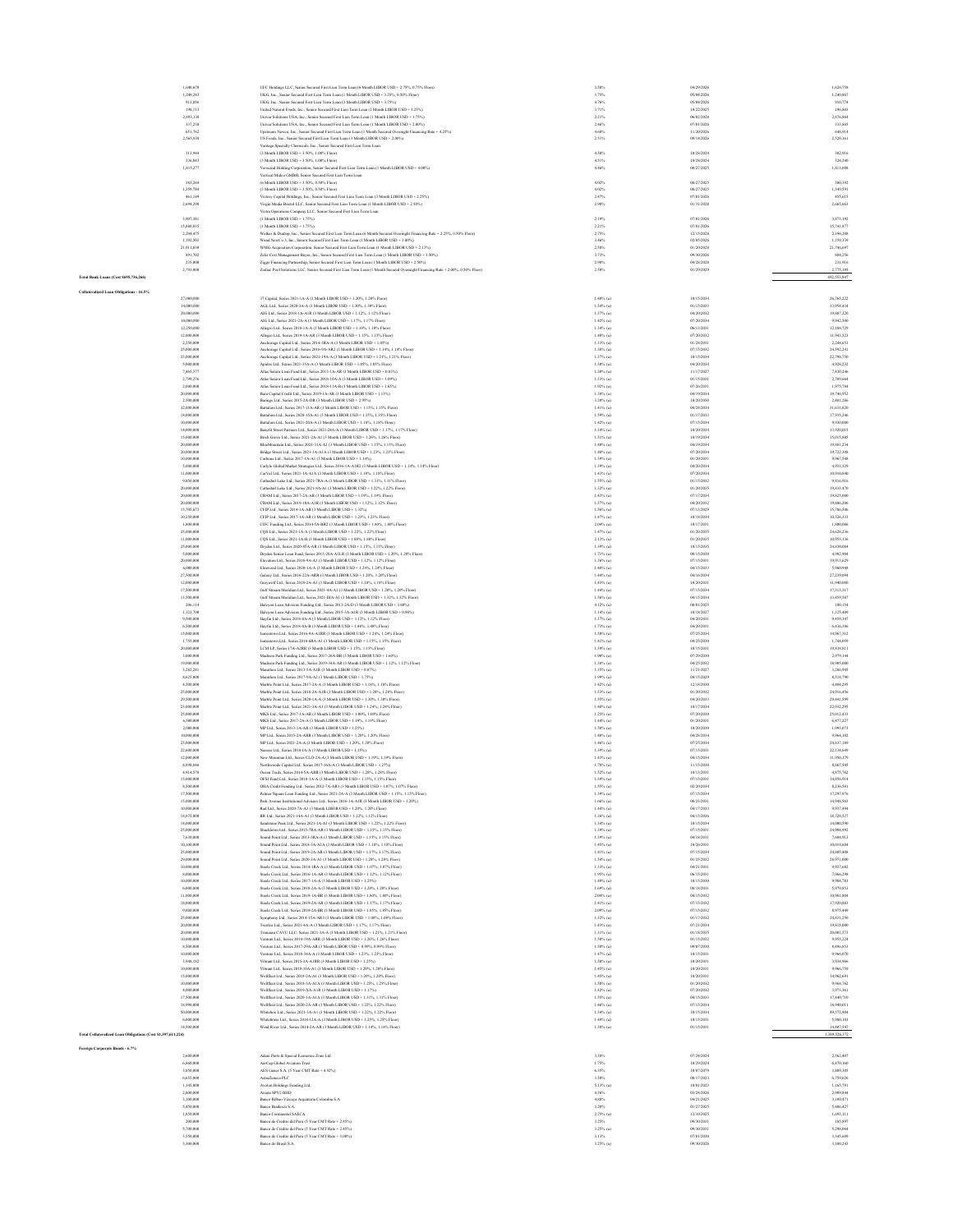| Principal Amount | Description | Rate | Maturity | Value |
|---|---|---|---|---|
| 1,690,670 | UFC Holdings LLC, Senior Secured First Lien Term Loan (6 Month LIBOR USD + 2.75%, 0.75% Floor) | 3.50% | 04/29/2026 | 1,626,758 |
| 1,289,263 | UKG, Inc., Senior Secured First Lien Term Loan (3 Month LIBOR USD + 3.25%, 0.50% Floor) | 3.75% | 05/04/2026 | 1,240,867 |
| 913,856 | UKG, Inc., Senior Secured First Lien Term Loan (3 Month LIBOR USD + 3.75%) | 4.76% | 05/04/2026 | 910,774 |
| 198,113 | United Natural Foods, Inc., Senior Secured First Lien Term Loan (1 Month LIBOR USD + 3.25%) | 3.71% | 10/22/2025 | 196,803 |
| 2,893,138 | Univar Solutions USA, Inc., Senior Secured First Lien Term Loan (1 Month LIBOR USD + 1.75%) | 2.21% | 06/02/2028 | 2,876,864 |
| 337,238 | Univar Solutions USA, Inc., Senior Secured First Lien Term Loan (1 Month LIBOR USD + 2.00%) | 2.46% | 07/01/2026 | 333,865 |
| 651,762 | Upstream Newco, Inc., Senior Secured First Lien Term Loan (1 Month Secured Overnight Financing Rate + 4.25%) | 4.68% | 11/20/2026 | 640,914 |
| 2,565,938 | US Foods, Inc., Senior Secured First Lien Term Loan (1 Month LIBOR USD + 2.00%) | 2.51% | 09/14/2026 | 2,520,161 |
| | Vantage Specialty Chemicals, Inc., Senior Secured First Lien Term Loan | | | |
| 313,968 | (3 Month LIBOR USD + 3.50%, 1.00% Floor) | 4.50% | 10/26/2024 | 302,916 |
| 336,863 | (3 Month LIBOR USD + 3.50%, 1.00% Floor) | 4.51% | 10/26/2024 | 324,240 |
| 1,913,277 | Verscend Holding Corporation, Senior Secured First Lien Term Loan (1 Month LIBOR USD + 4.00%) | 4.46% | 08/27/2025 | 1,511,098 |
| | Vertical Midco GMBH, Senior Secured First Lien Term Loan | | | |
| 383,264 | (6 Month LIBOR USD + 3.50%, 0.50% Floor) | 4.02% | 08/27/2025 | 380,392 |
| 1,359,784 | (3 Month LIBOR USD + 3.50%, 0.50% Floor) | 4.02% | 08/27/2025 | 1,349,591 |
| 461,149 | Victory Capital Holdings, Inc., Senior Secured First Lien Term Loan (3 Month LIBOR USD + 2.25%) | 2.47% | 07/01/2026 | 455,615 |
| 2,694,298 | Virgin Media Bristol LLC, Senior Secured First Lien Term Loan (1 Month LIBOR USD + 2.50%) | 2.90% | 01/31/2028 | 2,665,663 |
| | Vistra Operations Company LLC, Senior Secured First Lien Term Loan | | | |
| 3,907,381 | (1 Month LIBOR USD + 1.75%) | 2.19% | 07/01/2026 | 3,875,192 |
| 15,880,835 | (1 Month LIBOR USD + 1.75%) | 2.21% | 07/01/2026 | 15,741,877 |
| 2,204,875 | Walker & Dunlop, Inc., Senior Secured First Lien Term Loan (6 Month Secured Overnight Financing Rate + 2.25%, 0.50% Floor) | 2.75% | 12/15/2028 | 2,196,208 |
| 1,192,503 | Weld NorCo 3, Inc., Senior Secured First Lien Term Loan (1 Month LIBOR USD + 3.00%) | 3.46% | 02/05/2026 | 1,159,539 |
| 21,951,838 | WMG Acquisition Corporation, Senior Secured First Lien Term Loan (1 Month LIBOR USD + 2.13%) | 2.58% | 01/20/2028 | 21,790,697 |
| 891,702 | Zelis Cost Management Buyer, Inc., Senior Secured First Lien Term Loan (1 Month LIBOR USD + 3.50%) | 3.73% | 09/30/2026 | 884,256 |
| 235,000 | Ziggo Financing Partnership, Senior Secured First Lien Term Loan (1 Month LIBOR USD + 2.50%) | 2.90% | 04/28/2028 | 231,916 |
| 2,793,000 | Zodiac Pool Solutions LLC, Senior Secured First Lien Term Loan (1 Month Secured Overnight Financing Rate + 2.00%, 0.50% Floor) | 2.50% | 01/29/2029 | 2,773,195 |
| **Total Bank Loans (Cost $699,736,266)** | | | | 692,551,647 |
| | | | | |
| **Collateralized Loan Obligations - 16.5%** | | | | |
| 27,000,000 | 37 Capital, Series 2021-1A-A (3 Month LIBOR USD + 1.20%, 1.20% Floor) | 1.48% (a) | 10/15/2034 | 26,765,222 |
| 14,000,000 | AGL Ltd., Series 2020-3A-A (3 Month LIBOR USD + 1.30%, 1.30% Floor) | 1.54% (a) | 01/15/2033 | 13,954,434 |
| 20,000,000 | AIG Ltd., Series 2016-1A-A1R (3 Month LIBOR USD + 1.12%, 1.12% Floor) | 1.37% (a) | 04/20/2032 | 19,887,220 |
| 10,000,000 | AIG Ltd., Series 2021-2A-A (3 Month LIBOR USD + 1.17%, 1.17% Floor) | 1.42% (a) | 07/20/2034 | 9,942,500 |
| 12,250,000 | Allegro Ltd., Series 2018-1A-A (3 Month LIBOR USD + 1.10%, 1.10% Floor) | 1.34% (a) | 06/13/2031 | 12,188,729 |
| 12,000,000 | Allegro Ltd., Series 2019-1A-AR (3 Month LIBOR USD + 1.15%, 1.15% Floor) | 1.40% (a) | 07/20/2032 | 11,943,523 |
| 2,250,000 | Anchorage Capital Ltd., Series 2014-3RA-A (3 Month LIBOR USD + 1.05%) | 1.33% (a) | 01/28/2031 | 2,240,653 |
| 25,000,000 | Anchorage Capital Ltd., Series 2016-9A-AR2 (3 Month LIBOR USD + 1.14%, 1.14% Floor) | 1.38% (a) | 07/15/2032 | 24,592,241 |
| 23,000,000 | Anchorage Capital Ltd., Series 2021-19A-A (3 Month LIBOR USD + 1.21%, 1.21% Floor) | 1.37% (a) | 10/15/2034 | 22,790,750 |
| 5,000,000 | Apidos Ltd., Series 2021-35A-A (3 Month LIBOR USD + 1.05%, 1.05% Floor) | 1.30% (a) | 04/20/2034 | 4,920,232 |
| 7,465,377 | Atlas Senior Loan Fund Ltd., Series 2013-1A-AR (3 Month LIBOR USD + 0.81%) | 1.30% (a) | 11/17/2027 | 7,430,246 |
| 2,799,276 | Atlas Senior Loan Fund Ltd., Series 2018-10A-A (3 Month LIBOR USD + 1.09%) | 1.33% (a) | 01/15/2031 | 2,789,664 |
| 2,000,000 | Atlas Senior Loan Fund Ltd., Series 2018-11A-B (3 Month LIBOR USD + 1.65%) | 1.92% (a) | 07/26/2031 | 1,975,784 |
| 20,000,000 | Bain Capital Credit Ltd., Series 2019-1A-AR (3 Month LIBOR USD + 1.13%) | 1.38% (a) | 04/19/2034 | 19,746,952 |
| 2,500,000 | Barings Ltd., Series 2015-2A-DR (3 Month LIBOR USD + 2.95%) | 3.20% (a) | 10/20/2030 | 2,481,286 |
| 32,000,000 | Battalion Ltd., Series 2017-11A-AR (3 Month LIBOR USD + 1.15%, 1.15% Floor) | 1.41% (a) | 04/24/2034 | 31,631,820 |
| 18,000,000 | Battalion Ltd., Series 2020-15A-A1 (3 Month LIBOR USD + 1.35%, 1.35% Floor) | 1.59% (a) | 01/17/2033 | 17,935,246 |
| 10,000,000 | Battalion Ltd., Series 2021-20A-A (3 Month LIBOR USD + 1.18%, 1.18% Floor) | 1.42% (a) | 07/15/2034 | 9,930,000 |
| 14,000,000 | Benefit Street Partners Ltd., Series 2021-24A-A (3 Month LIBOR USD + 1.17%, 1.17% Floor) | 1.34% (a) | 10/20/2034 | 13,920,015 |
| 15,000,000 | Birch Grove Ltd., Series 2021-2A-A1 (3 Month LIBOR USD + 1.26%, 1.26% Floor) | 1.51% (a) | 10/19/2034 | 15,015,885 |
| 20,000,000 | BlueMountain Ltd., Series 2021-31A-A1 (3 Month LIBOR USD + 1.15%, 1.15% Floor) | 1.40% (a) | 04/19/2034 | 19,881,234 |
| 20,000,000 | Bridge Street Ltd., Series 2021-1A-A1A (3 Month LIBOR USD + 1.23%, 1.23% Floor) | 1.48% (a) | 07/20/2034 | 19,722,308 |
| 10,000,000 | Carbone Ltd., Series 2017-1A-A1 (3 Month LIBOR USD + 1.14%) | 1.39% (a) | 01/20/2031 | 9,967,548 |
| 5,000,000 | Carlyle Global Market Strategies Ltd., Series 2016-1A-A1R2 (3 Month LIBOR USD + 1.14%, 1.14% Floor) | 1.39% (a) | 04/20/2034 | 4,931,129 |
| 11,000,000 | CarVal Ltd., Series 2021-1A-A1A (3 Month LIBOR USD + 1.18%, 1.18% Floor) | 1.43% (a) | 07/20/2034 | 10,910,840 |
| 9,850,000 | Cathedral Lake Ltd., Series 2021-7RA-A (3 Month LIBOR USD + 1.31%, 1.31% Floor) | 1.55% (a) | 01/15/2032 | 9,816,916 |
| 20,000,000 | Cathedral Lake Ltd., Series 2021-8A-A1 (3 Month LIBOR USD + 1.22%, 1.22% Floor) | 1.32% (a) | 01/20/2035 | 19,833,470 |
| 20,000,000 | CBAM Ltd., Series 2017-2A-AR (3 Month LIBOR USD + 1.19%, 1.19% Floor) | 1.43% (a) | 07/17/2034 | 19,825,000 |
| 20,000,000 | CBAM Ltd., Series 2019-10A-A1R (3 Month LIBOR USD + 1.12%, 1.12% Floor) | 1.37% (a) | 04/20/2032 | 19,886,206 |
| 15,705,673 | CFIP Ltd., Series 2014-1A-AR (3 Month LIBOR USD + 1.32%) | 1.56% (a) | 07/13/2029 | 15,706,546 |
| 10,350,000 | CFIP Ltd., Series 2017-1A-AR (3 Month LIBOR USD + 1.23%, 1.23% Floor) | 1.47% (a) | 10/18/2034 | 10,326,333 |
| 1,800,000 | CIFC Funding Ltd., Series 2014-5A-BR2 (3 Month LIBOR USD + 1.80%, 1.80% Floor) | 2.04% (a) | 10/17/2031 | 1,800,086 |
| 25,000,000 | CQS Ltd., Series 2021-1A-A (3 Month LIBOR USD + 1.22%, 1.22% Floor) | 1.47% (a) | 01/20/2035 | 24,626,236 |
| 11,000,000 | CQS Ltd., Series 2021-1A-B (3 Month LIBOR USD + 1.88%, 1.88% Floor) | 2.13% (a) | 01/20/2035 | 10,955,136 |
| 25,000,000 | Dryden Ltd., Series 2020-85A-AR (3 Month LIBOR USD + 1.15%, 1.15% Floor) | 1.39% (a) | 10/15/2035 | 24,830,004 |
| 5,000,000 | Dryden Senior Loan Fund, Series 2013-28A-A1LR (3 Month LIBOR USD + 1.20%, 1.20% Floor) | 1.71% (a) | 08/15/2030 | 4,982,984 |
| 20,000,000 | Elevation Ltd., Series 2018-9A-A1 (3 Month LIBOR USD + 1.12%, 1.12% Floor) | 1.36% (a) | 07/15/2031 | 19,913,629 |
| 6,000,000 | Elmwood Ltd., Series 2020-1A-A (3 Month LIBOR USD + 1.24%, 1.24% Floor) | 1.48% (a) | 04/15/2033 | 5,960,940 |
| 27,500,000 | Galaxy Ltd., Series 2016-22A-ARR (3 Month LIBOR USD + 1.20%, 1.20% Floor) | 1.44% (a) | 04/16/2034 | 27,239,094 |
| 12,000,000 | Greywolf Ltd., Series 2018-2A-A1 (3 Month LIBOR USD + 1.18%, 1.18% Floor) | 1.43% (a) | 10/20/2031 | 11,940,000 |
| 17,500,000 | Gulf Stream Meridian Ltd., Series 2021-4A-A1 (3 Month LIBOR USD + 1.20%, 1.20% Floor) | 1.44% (a) | 07/15/2034 | 17,311,317 |
| 13,500,000 | Gulf Stream Meridian Ltd., Series 2021-IIIA-A1 (3 Month LIBOR USD + 1.32%, 1.32% Floor) | 1.56% (a) | 04/15/2034 | 13,459,587 |
| 206,114 | Halcyon Loan Advisors Funding Ltd., Series 2013-2A-D (3 Month LIBOR USD + 3.80%) | 4.12% (a) | 08/01/2025 | 180,154 |
| 1,121,700 | Halcyon Loan Advisors Funding Ltd., Series 2015-3A-A1R (3 Month LIBOR USD + 0.90%) | 1.14% (a) | 10/18/2027 | 1,125,409 |
| 9,500,000 | Hayfin Ltd., Series 2018-8A-A (3 Month LIBOR USD + 1.12%, 1.12% Floor) | 1.37% (a) | 04/20/2031 | 9,459,347 |
| 6,500,000 | Hayfin Ltd., Series 2018-8A-B (3 Month LIBOR USD + 1.48%, 1.48% Floor) | 1.73% (a) | 04/20/2031 | 6,436,386 |
| 15,000,000 | Jamestown Ltd., Series 2016-9A-A1RR (3 Month LIBOR USD + 1.24%, 1.24% Floor) | 1.50% (a) | 07/25/2034 | 14,967,312 |
| 1,755,000 | Jamestown Ltd., Series 2018-6RA-A1 (3 Month LIBOR USD + 1.15%, 1.15% Floor) | 1.41% (a) | 04/25/2030 | 1,744,059 |
| 20,000,000 | LCM LP, Series 17A-A2RR (3 Month LIBOR USD + 1.15%, 1.15% Floor) | 1.39% (a) | 10/15/2031 | 19,838,811 |
| 3,000,000 | Madison Park Funding Ltd., Series 2017-26A-BR (3 Month LIBOR USD + 1.60%) | 1.98% (a) | 07/29/2030 | 2,979,144 |
| 19,000,000 | Madison Park Funding Ltd., Series 2019-36A-AR (3 Month LIBOR USD + 1.12%, 1.12% Floor) | 1.38% (a) | 04/25/2032 | 18,905,000 |
| 3,282,291 | Marathon Ltd., Series 2013-5A-A1R (3 Month LIBOR USD + 0.87%) | 1.35% (a) | 11/21/2027 | 3,286,945 |
| 8,625,000 | Marathon Ltd., Series 2017-9A-A2 (3 Month LIBOR USD + 1.75%) | 1.99% (a) | 04/15/2029 | 8,510,790 |
| 4,500,000 | Marble Point Ltd., Series 2017-2A-A (3 Month LIBOR USD + 1.18%, 1.18% Floor) | 1.42% (a) | 12/18/2030 | 4,484,295 |
| 25,000,000 | Marble Point Ltd., Series 2018-2A-A1R (3 Month LIBOR USD + 1.28%, 1.28% Floor) | 1.53% (a) | 01/20/2032 | 24,916,456 |
| 29,500,000 | Marble Point Ltd., Series 2020-1A-A (3 Month LIBOR USD + 1.30%, 1.30% Floor) | 1.55% (a) | 04/20/2033 | 29,441,599 |
| 23,000,000 | Marble Point Ltd., Series 2021-3A-A1 (3 Month LIBOR USD + 1.24%, 1.24% Floor) | 1.48% (a) | 10/17/2034 | 22,932,295 |
| 25,000,000 | MKS Ltd., Series 2017-1A-AR (3 Month LIBOR USD + 1.00%, 1.00% Floor) | 1.25% (a) | 07/20/2030 | 25,012,433 |
| 6,500,000 | MKS Ltd., Series 2017-2A-A (3 Month LIBOR USD + 1.19%, 1.19% Floor) | 1.44% (a) | 01/20/2031 | 6,477,227 |
| 2,000,000 | MP Ltd., Series 2013-1A-AR (3 Month LIBOR USD + 1.25%) | 1.50% (a) | 10/20/2030 | 1,993,073 |
| 10,000,000 | MP Ltd., Series 2015-2A-ARR (3 Month LIBOR USD + 1.20%, 1.20% Floor) | 1.48% (a) | 04/28/2034 | 9,964,102 |
| 25,000,000 | MP Ltd., Series 2021-2A-A (3 Month LIBOR USD + 1.20%, 1.20% Floor) | 1.46% (a) | 07/25/2034 | 24,837,189 |
| 22,600,000 | Nassau Ltd., Series 2018-IA-A (3 Month LIBOR USD + 1.15%) | 1.39% (a) | 07/15/2031 | 22,134,649 |
| 12,000,000 | New Mountain Ltd., Series CLO-2A-A (3 Month LIBOR USD + 1.19%, 1.19% Floor) | 1.43% (a) | 04/15/2034 | 11,950,179 |
| 8,898,846 | Northwoods Capital Ltd., Series 2017-16A-A (3 Month LIBOR USD + 1.27%) | 1.78% (a) | 11/15/2030 | 8,867,505 |
| 4,914,570 | Ocean Trails, Series 2014-5A-ARR (3 Month LIBOR USD + 1.28%, 1.28% Floor) | 1.52% (a) | 10/13/2031 | 4,875,762 |
| 15,000,000 | OFSI Fund Ltd., Series 2018-1A-A (3 Month LIBOR USD + 1.15%, 1.15% Floor) | 1.39% (a) | 07/15/2031 | 14,856,914 |
| 8,500,000 | OHA Credit Funding Ltd., Series 2012-7A-AR3 (3 Month LIBOR USD + 1.07%, 1.07% Floor) | 1.55% (a) | 02/20/2034 | 8,236,581 |
| 17,500,000 | Palmer Square Loan Funding Ltd., Series 2021-2A-A (3 Month LIBOR USD + 1.15%, 1.15% Floor) | 1.38% (a) | 07/15/2034 | 17,297,976 |
| 15,000,000 | Park Avenue Institutional Advisers Ltd., Series 2016-1A-A1R (3 Month LIBOR USD + 1.20%) | 1.68% (a) | 08/23/2031 | 14,948,563 |
| 10,000,000 | Rad Ltd., Series 2020-7A-A1 (3 Month LIBOR USD + 1.20%, 1.20% Floor) | 1.44% (a) | 04/17/2033 | 9,937,494 |
| 10,875,000 | RR Ltd., Series 2021-14A-A1 (3 Month LIBOR USD + 1.12%, 1.12% Floor) | 1.36% (a) | 04/15/2036 | 10,729,527 |
| 14,000,000 | Sandstone Peak Ltd., Series 2021-1A-A1 (3 Month LIBOR USD + 1.22%, 1.22% Floor) | 1.34% (a) | 10/15/2034 | 14,080,590 |
| 25,000,000 | Shackleton Ltd., Series 2015-7RA-AR (3 Month LIBOR USD + 1.15%, 1.15% Floor) | 1.39% (a) | 07/15/2031 | 24,980,992 |
| 7,630,000 | Sound Point Ltd., Series 2013-3RA-A (3 Month LIBOR USD + 1.15%, 1.15% Floor) | 1.41% (a) | 04/18/2031 | 7,604,913 |
| 10,100,000 | Sound Point Ltd., Series 2018-3A-A1A (3 Month LIBOR USD + 1.18%, 1.18% Floor) | 1.45% (a) | 10/26/2031 | 10,019,604 |
| 25,000,000 | Sound Point Ltd., Series 2019-2A-AR (3 Month LIBOR USD + 1.17%, 1.17% Floor) | 1.41% (a) | 07/15/2034 | 24,805,408 |
| 29,000,000 | Sound Point Ltd., Series 2020-3A-A1 (3 Month LIBOR USD + 1.28%, 1.28% Floor) | 1.53% (a) | 01/25/2032 | 28,971,000 |
| 10,000,000 | Steele Creek Ltd., Series 2014-1RA-A (3 Month LIBOR USD + 1.07%, 1.07% Floor) | 1.33% (a) | 04/21/2031 | 9,927,682 |
| 8,000,000 | Steele Creek Ltd., Series 2016-1A-AR (3 Month LIBOR USD + 1.12%, 1.12% Floor) | 1.95% (a) | 06/15/2031 | 7,966,298 |
| 10,000,000 | Steele Creek Ltd., Series 2017-1A-A (3 Month LIBOR USD + 1.25%) | 1.49% (a) | 10/15/2030 | 9,986,783 |
| 6,000,000 | Steele Creek Ltd., Series 2018-2A-A (3 Month LIBOR USD + 1.20%, 1.20% Floor) | 1.69% (a) | 08/18/2031 | 5,979,853 |
| 11,000,000 | Steele Creek Ltd., Series 2019-1A-BR (3 Month LIBOR USD + 1.80%, 1.80% Floor) | 2.04% (a) | 04/15/2032 | 10,981,804 |
| 18,000,000 | Steele Creek Ltd., Series 2019-2A-AR (3 Month LIBOR USD + 1.17%, 1.17% Floor) | 1.41% (a) | 07/15/2032 | 17,920,843 |
| 9,000,000 | Steele Creek Ltd., Series 2019-2A-BR (3 Month LIBOR USD + 1.85%, 1.85% Floor) | 2.09% (a) | 07/15/2032 | 8,975,449 |
| 25,000,000 | Symphony Ltd., Series 2014-15A-AR3 (3 Month LIBOR USD + 1.08%, 1.08% Floor) | 1.32% (a) | 01/17/2032 | 24,831,250 |
| 20,000,000 | Tcorlee Ltd., Series 2021-6A-A (3 Month LIBOR USD + 1.17%, 1.17% Floor) | 1.43% (a) | 07/21/2034 | 19,815,000 |
| 20,000,000 | Trimaran CAVU LLC, Series 2021-3A-A (3 Month LIBOR USD + 1.21%, 1.21% Floor) | 1.31% (a) | 01/18/2035 | 20,081,373 |
| 10,000,000 | Venture Ltd., Series 2014-19A-ARR (3 Month LIBOR USD + 1.26%, 1.26% Floor) | 1.50% (a) | 01/15/2032 | 9,955,224 |
| 8,500,000 | Venture Ltd., Series 2017-29A-AR (3 Month LIBOR USD + 0.99%, 0.99% Floor) | 1.50% (a) | 09/07/2030 | 8,486,853 |
| 10,000,000 | Venture Ltd., Series 2018-34A-A (3 Month LIBOR USD + 1.23%, 1.23% Floor) | 1.47% (a) | 10/15/2031 | 9,966,070 |
| 3,948,182 | Vibrant Ltd., Series 2015-3A-A1RR (3 Month LIBOR USD + 1.25%) | 1.50% (a) | 10/20/2031 | 3,938,966 |
| 10,000,000 | Vibrant Ltd., Series 2018-10A-A1 (3 Month LIBOR USD + 1.20%, 1.20% Floor) | 1.45% (a) | 10/20/2031 | 9,966,759 |
| 15,000,000 | Wellfleet Ltd., Series 2018-2A-A1 (3 Month LIBOR USD + 1.20%, 1.20% Floor) | 1.45% (a) | 10/20/2031 | 14,962,691 |
| 10,000,000 | Wellfleet Ltd., Series 2018-3A-A1A (3 Month LIBOR USD + 1.25%, 1.25% Floor) | 1.50% (a) | 01/20/2032 | 9,964,762 |
| 4,000,000 | Wellfleet Ltd., Series 2019-XA-A1R (3 Month LIBOR USD + 1.17%) | 1.42% (a) | 07/20/2032 | 3,973,361 |
| 17,500,000 | Wellfleet Ltd., Series 2020-1A-A1A (3 Month LIBOR USD + 1.31%, 1.31% Floor) | 1.55% (a) | 04/15/2033 | 17,440,710 |
| 18,990,000 | Wellfleet Ltd., Series 2020-2A-AR (3 Month LIBOR USD + 1.22%, 1.22% Floor) | 1.46% (a) | 07/15/2034 | 18,940,011 |
| 50,000,000 | Whitebox Ltd., Series 2021-3A-A1 (3 Month LIBOR USD + 1.22%, 1.22% Floor) | 1.34% (a) | 10/15/2034 | 49,572,904 |
| 6,000,000 | Whitehorse Ltd., Series 2018-12A-A (3 Month LIBOR USD + 1.25%, 1.25% Floor) | 1.49% (a) | 10/15/2031 | 5,980,103 |
| 14,500,000 | Wind River Ltd., Series 2014-2A-AR (3 Month LIBOR USD + 1.14%, 1.14% Floor) | 1.38% (a) | 01/15/2031 | 14,447,547 |
| **Total Collateralized Loan Obligations (Cost $1,397,611,224)** | | | | 1,388,526,372 |
| | | | | |
| **Foreign Corporate Bonds - 6.7%** | | | | |
| 2,600,000 | Adani Ports & Special Economic Zone Ltd. | 3.38% | 07/24/2024 | 2,562,407 |
| 6,860,000 | AerCap Global Aviation Trust | 1.75% | 10/29/2024 | 6,470,160 |
| 3,850,000 | AES Gener S.A. (5 Year CMT Rate + 4.92%) | 6.35% | 10/07/2079 | 3,889,305 |
| 6,655,000 | AstraZeneca PLC | 3.50% | 08/17/2023 | 6,759,026 |
| 1,145,000 | Avolon Holdings Funding Ltd. | 5.13% (a) | 10/01/2023 | 1,165,791 |
| 2,800,000 | Axiata SPV2 BHD | 4.36% | 03/24/2026 | 2,909,844 |
| 3,100,000 | Banco Bilbao Vizcaya Argentaria Colombia S.A. | 4.88% | 04/21/2025 | 3,189,671 |
| 5,450,000 | Banco Bradesco S.A. | 3.20% | 01/27/2025 | 5,406,427 |
| 1,850,000 | Banco Continental SAECA | 2.75% (a) | 12/10/2025 | 1,691,111 |
| 200,000 | Banco de Credito del Peru (5 Year CMT Rate + 2.45%) | 3.25% | 09/30/2031 | 185,897 |
| 5,700,000 | Banco de Credito del Peru (5 Year CMT Rate + 2.45%) | 3.25% (a) | 09/30/2031 | 5,298,064 |
| 3,550,000 | Banco de Credito del Peru (5 Year CMT Rate + 3.00%) | 3.13% | 07/01/2030 | 3,345,609 |
| 3,300,000 | Banco do Brasil S.A. | 3.25% (a) | 09/30/2026 | 3,180,243 |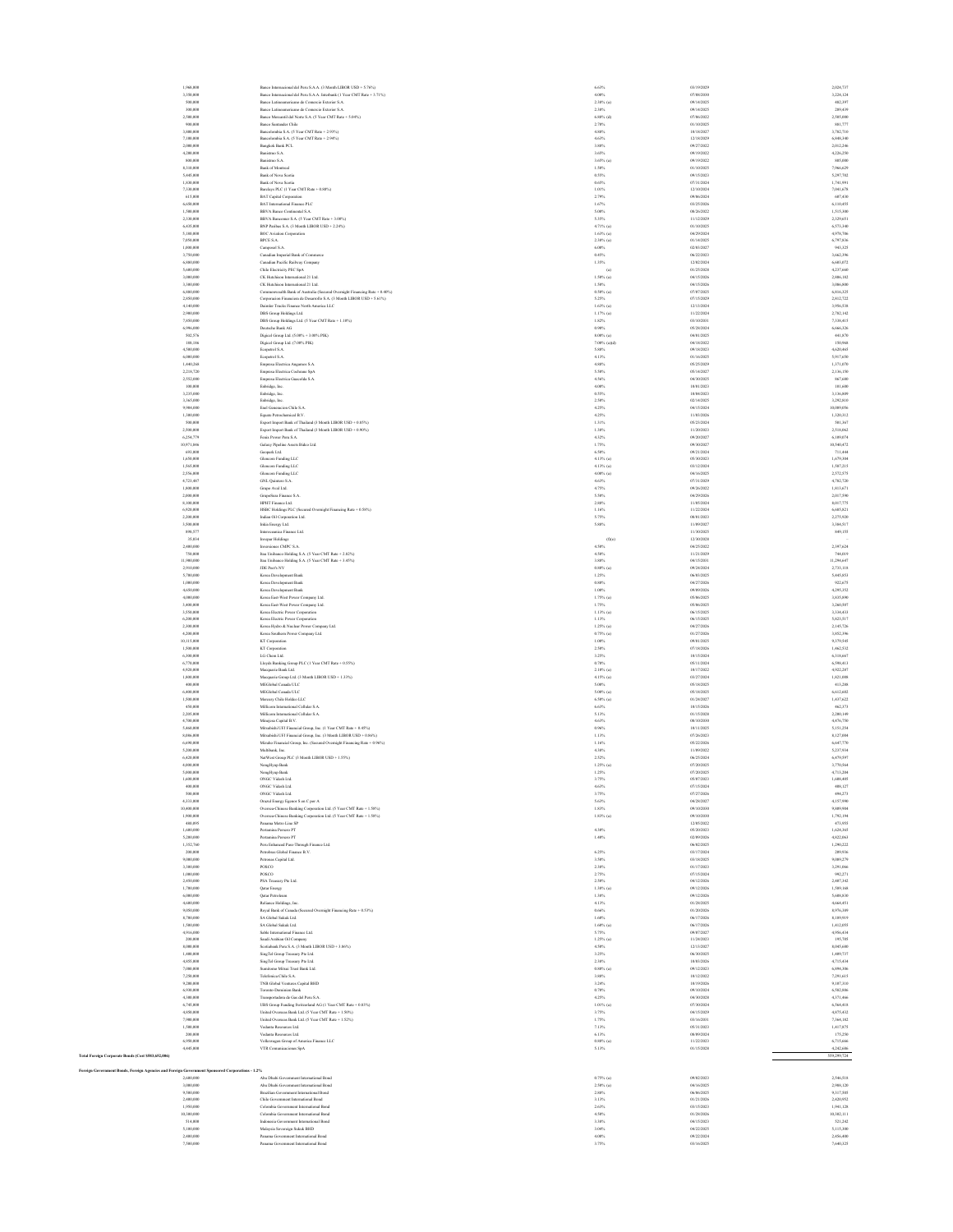| Principal Amount | Description | Rate | Maturity | Value |
|---|---|---|---|---|
| 1,960,000 | Banco Internacional del Peru S.A.A. (3 Month LIBOR USD + 5.76%) | 6.63% | 03/19/2029 | 2,020,737 |
| 3,350,000 | Banco Internacional del Peru S.A.A. Interbank (1 Year CMT Rate + 3.71%) | 4.00% | 07/08/2030 | 3,228,124 |
| 500,000 | Banco Latinoamericano de Comercio Exterior S.A. | 2.38% (a) | 09/14/2025 | 482,397 |
| 300,000 | Banco Latinoamericano de Comercio Exterior S.A. | 2.38% | 09/14/2025 | 289,439 |
| 2,500,000 | Banco Mercantil del Norte S.A. (5 Year CMT Rate + 5.04%) | 6.88% (d) | 07/06/2022 | 2,505,000 |
| 900,000 | Banco Santander Chile | 2.70% | 01/10/2025 | 881,777 |
| 3,800,000 | Bancolombia S.A. (5 Year CMT Rate + 2.93%) | 4.88% | 10/18/2027 | 3,782,710 |
| 7,100,000 | Bancolombia S.A. (5 Year CMT Rate + 2.94%) | 4.63% | 12/18/2029 | 6,800,340 |
| 2,000,000 | Bangkok Bank PCL | 3.88% | 09/27/2022 | 2,012,246 |
| 4,200,000 | Banistmo S.A. | 3.65% | 09/19/2022 | 4,126,250 |
| 500,000 | Banistmo S.A. | 3.65% (a) | 09/19/2022 | 485,000 |
| 8,310,000 | Bank of Montreal | 1.50% | 01/10/2025 | 7,966,629 |
| 5,445,000 | Bank of Nova Scotia | 0.55% | 09/15/2023 | 5,297,702 |
| 1,830,000 | Bank of Nova Scotia | 0.65% | 07/31/2024 | 1,741,991 |
| 7,330,000 | Barclays PLC (1 Year CMT Rate + 0.80%) | 1.01% | 12/10/2024 | 7,041,679 |
| 615,000 | BAT Capital Corporation | 2.79% | 09/06/2024 | 607,430 |
| 6,650,000 | BAT International Finance PLC | 1.67% | 03/25/2026 | 6,110,653 |
| 1,500,000 | BBVA Banco Continental S.A. | 5.00% | 08/26/2022 | 1,515,300 |
| 2,530,000 | BBVA Bancomer S.A. (5 Year CMT Rate + 3.00%) | 5.35% | 11/12/2029 | 2,529,651 |
| 6,835,000 | BNP Paribas S.A. (3 Month LIBOR USD + 2.24%) | 4.71% (a) | 01/10/2025 | 6,573,340 |
| 5,100,000 | BOC Aviation Corporation | 1.63% (a) | 04/29/2024 | 4,979,706 |
| 7,050,000 | BPCE S.A. | 2.38% (a) | 01/14/2025 | 6,797,836 |
| 1,000,000 | Camposol S.A. | 6.00% | 02/03/2027 | 943,325 |
| 3,750,000 | Canadian Imperial Bank of Commerce | 0.45% | 06/22/2023 | 3,662,396 |
| 6,800,000 | Canadian Pacific Railway Company | 1.35% | 12/02/2024 | 6,603,072 |
| 5,600,000 | Chile Electricity PEC SpA | (e) | 01/25/2028 | 4,237,660 |
| 3,000,000 | CK Hutchison International 21 Ltd. | 1.50% (a) | 04/15/2026 | 2,886,102 |
| 3,300,000 | CK Hutchison International 21 Ltd. | 1.50% | 04/15/2026 | 3,086,800 |
| 6,800,000 | Commonwealth Bank of Australia (Secured Overnight Financing Rate + 0.40%) | 0.50% (a) | 07/07/2025 | 6,816,325 |
| 2,950,000 | Corporacion Financiera de Desarrollo S.A. (3 Month LIBOR USD + 5.61%) | 5.25% | 07/15/2029 | 2,812,722 |
| 4,100,000 | Daimler Trucks Finance North America LLC | 1.63% (a) | 12/13/2024 | 3,996,538 |
| 2,900,000 | DBS Group Holdings Ltd. | 1.17% (a) | 11/22/2024 | 2,782,142 |
| 7,950,000 | DBS Group Holdings Ltd. (5 Year CMT Rate + 1.10%) | 1.82% | 03/10/2031 | 7,330,415 |
| 6,996,000 | Deutsche Bank AG | 0.90% | 05/28/2024 | 6,666,326 |
| 502,576 | Digicel Group Ltd. (5.00% + 3.00% PIK) | 8.00% (a) | 04/01/2025 | 441,070 |
| 108,186 | Digicel Group Ltd. (7.00% PIK) | 7.00% (a)(d) | 04/18/2022 | 150,966 |
| 4,500,000 | Ecopetrol S.A. | 5.88% | 09/18/2023 | 4,620,465 |
| 6,000,000 | Ecopetrol S.A. | 4.13% | 01/16/2025 | 5,917,650 |
| 1,400,268 | Empresa Electrica Angamos S.A. | 4.88% | 05/25/2029 | 1,371,070 |
| 2,218,720 | Empresa Electrica Cochrane SpA | 5.50% | 05/14/2027 | 2,136,150 |
| 2,552,000 | Empresa Electrica Guacolda S.A. | 4.56% | 04/30/2025 | 867,680 |
| 100,000 | Enbridge, Inc. | 4.00% | 10/01/2023 | 101,600 |
| 3,235,000 | Enbridge, Inc. | 0.55% | 10/04/2023 | 3,136,809 |
| 3,365,000 | Enbridge, Inc. | 2.50% | 02/14/2025 | 3,292,810 |
| 9,904,000 | Enel Generacion Chile S.A. | 4.25% | 04/15/2024 | 10,009,056 |
| 1,300,000 | Equate Petrochemical B.V. | 4.25% | 11/03/2026 | 1,320,312 |
| 500,000 | Export Import Bank of Thailand (3 Month LIBOR USD + 0.85%) | 1.31% | 05/23/2024 | 501,367 |
| 2,500,000 | Export Import Bank of Thailand (3 Month LIBOR USD + 0.90%) | 1.38% | 11/20/2023 | 2,518,062 |
| 6,254,779 | Fenix Power Peru S.A. | 4.32% | 09/20/2027 | 6,109,070 |
| 10,971,846 | Galaxy Pipeline Assets Bidco Ltd. | 1.75% | 09/30/2027 | 10,540,472 |
| 693,000 | Geopark Ltd. | 6.50% | 09/21/2024 | 711,444 |
| 1,650,000 | Glencore Funding LLC | 4.13% (a) | 05/30/2023 | 1,679,508 |
| 1,565,000 | Glencore Funding LLC | 4.13% (a) | 03/12/2024 | 1,587,215 |
| 2,556,000 | Glencore Funding LLC | 4.00% (a) | 04/16/2025 | 2,572,575 |
| 4,721,487 | GNL Quintero S.A. | 4.63% | 07/31/2029 | 4,782,720 |
| 1,800,000 | Grupo Aval Ltd. | 4.75% | 09/26/2022 | 1,813,671 |
| 2,000,000 | GrupoSura Finance S.A. | 5.50% | 04/29/2026 | 2,037,590 |
| 8,100,000 | HPHT Finance Ltd. | 2.88% | 11/05/2024 | 8,017,773 |
| 6,920,000 | HSBC Holdings PLC (Secured Overnight Financing Rate + 0.58%) | 1.16% | 11/22/2024 | 6,685,821 |
| 2,200,000 | Indian Oil Corporation Ltd. | 5.75% | 08/01/2023 | 2,275,920 |
| 3,500,000 | Inkia Energy Ltd. | 5.88% | 11/09/2027 | 3,388,517 |
| 899,377 | Interoceanica Finance Ltd. | | 11/30/2025 | 849,155 |
| 35,814 | Inversiones CMPC Holdings | (f)(e) | 12/30/2028 | - |
| 2,400,000 | Inversiones CMPC S.A. | 4.50% | 04/25/2022 | 2,397,624 |
| 750,000 | Itau Unibanco Holding S.A. (5 Year CMT Rate + 2.82%) | 4.50% | 11/21/2029 | 744,019 |
| 11,900,000 | Itau Unibanco Holding S.A. (5 Year CMT Rate + 3.45%) | 3.88% | 04/15/2031 | 11,294,647 |
| 2,910,000 | JDE Peet's NV | 0.80% (a) | 09/24/2024 | 2,733,118 |
| 5,700,000 | Korea Development Bank | 1.25% | 06/03/2025 | 5,445,853 |
| 1,000,000 | Korea Development Bank | 0.80% | 04/27/2026 | 922,675 |
| 4,450,000 | Korea Development Bank | 1.00% | 09/09/2026 | 4,295,352 |
| 4,000,000 | Korea East-West Power Company Ltd. | 1.75% (a) | 05/06/2025 | 3,835,890 |
| 3,400,000 | Korea East-West Power Company Ltd. | 1.75% | 05/06/2025 | 3,260,507 |
| 3,550,000 | Korea Electric Power Corporation | 1.13% (a) | 06/15/2025 | 3,338,433 |
| 6,200,000 | Korea Electric Power Corporation | 1.13% | 06/15/2025 | 5,821,517 |
| 2,300,000 | Korea Hydro & Nuclear Power Company Ltd. | 1.25% (a) | 04/27/2026 | 2,145,726 |
| 4,200,000 | Korea Southern Power Company Ltd. | 0.75% (a) | 01/27/2026 | 3,852,396 |
| 10,115,000 | KT Corporation | 1.00% | 09/01/2025 | 9,379,545 |
| 1,500,000 | KT Corporation | 2.50% | 07/18/2026 | 1,462,532 |
| 6,500,000 | LG Chem Ltd. | 3.25% | 10/15/2024 | 6,510,667 |
| 6,770,000 | Lloyds Banking Group PLC (1 Year CMT Rate + 0.55%) | 0.70% | 05/11/2024 | 6,590,411 |
| 4,920,000 | Macquarie Bank Ltd. | 2.10% (a) | 10/17/2022 | 4,922,287 |
| 1,800,000 | Macquarie Group Ltd. (3 Month LIBOR USD + 1.33%) | 4.15% (a) | 03/27/2024 | 1,821,098 |
| 400,000 | MEGlobal Canada ULC | 5.00% | 05/18/2025 | 413,288 |
| 6,400,000 | MEGlobal Canada ULC | 5.00% (a) | 05/18/2025 | 6,612,602 |
| 1,500,000 | Mercury Chile Holdco LLC | 6.50% (a) | 01/24/2027 | 1,437,622 |
| 450,000 | Millicom International Cellular S.A. | 6.63% | 10/15/2026 | 462,373 |
| 2,205,000 | Millicom International Cellular S.A. | 5.13% | 01/15/2028 | 2,200,149 |
| 4,700,000 | Minejesa Capital B.V. | 4.63% | 08/10/2030 | 4,476,750 |
| 5,460,000 | Mitsubishi UFJ Financial Group, Inc. (1 Year CMT Rate + 0.45%) | 0.96% | 10/11/2025 | 5,151,254 |
| 8,086,000 | Mitsubishi UFJ Financial Group, Inc. (3 Month LIBOR USD + 0.86%) | 1.13% | 07/26/2023 | 8,127,004 |
| 6,690,000 | Mizuho Financial Group, Inc. (Secured Overnight Financing Rate + 0.96%) | 1.16% | 05/22/2026 | 6,647,770 |
| 5,200,000 | Multibank, Inc. | 4.38% | 11/09/2022 | 5,237,934 |
| 6,420,000 | NatWest Group PLC (3 Month LIBOR USD + 1.55%) | 2.52% | 06/25/2024 | 6,479,597 |
| 4,000,000 | NongHyup Bank | 1.25% (a) | 07/20/2025 | 3,770,564 |
| 5,000,000 | NongHyup Bank | 1.25% | 07/20/2025 | 4,713,204 |
| 1,600,000 | ONGC Videsh Ltd. | 3.75% | 05/07/2023 | 1,608,405 |
| 400,000 | ONGC Videsh Ltd. | 4.63% | 07/15/2024 | 408,127 |
| 500,000 | ONGC Videsh Ltd. | 3.75% | 07/27/2026 | 494,273 |
| 4,333,000 | Orazul Energy Egenor S en C por A | 5.63% | 04/28/2027 | 4,157,990 |
| 10,400,000 | Oversea-Chinese Banking Corporation Ltd. (5 Year CMT Rate + 1.58%) | 1.83% | 09/10/2030 | 9,809,904 |
| 1,900,000 | Oversea-Chinese Banking Corporation Ltd. (5 Year CMT Rate + 1.58%) | 1.83% (a) | 09/10/2030 | 1,792,194 |
| 888,895 | Panama Metro Line SP | | 12/05/2022 | 873,955 |
| 1,600,000 | Pertamina Persero PT | 4.30% | 05/20/2023 | 1,624,365 |
| 5,200,000 | Pertamina Persero PT | 1.40% | 02/09/2026 | 4,822,063 |
| 1,352,760 | Peru Enhanced Pass-Through Finance Ltd. | | 06/02/2025 | 1,290,222 |
| 200,000 | Petrobras Global Finance B.V. | 6.25% | 03/17/2024 | 209,936 |
| 9,000,000 | Petronas Capital Ltd. | 3.50% | 03/18/2025 | 9,089,279 |
| 3,300,000 | POSCO | 2.38% | 01/17/2023 | 3,291,066 |
| 1,000,000 | POSCO | 2.75% | 07/15/2024 | 982,271 |
| 2,450,000 | PSA Treasury Pte Ltd. | 2.50% | 04/12/2026 | 2,407,342 |
| 1,700,000 | Qatar Energy | 1.38% (a) | 09/12/2026 | 1,589,168 |
| 6,000,000 | Qatar Petroleum | 1.38% | 09/12/2026 | 5,608,830 |
| 4,600,000 | Reliance Holdings, Inc. | 4.13% | 01/28/2025 | 4,664,451 |
| 9,050,000 | Royal Bank of Canada (Secured Overnight Financing Rate + 0.53%) | 0.66% | 01/20/2026 | 8,976,389 |
| 8,700,000 | SA Global Sukuk Ltd. | 1.60% | 06/17/2026 | 8,189,919 |
| 1,500,000 | SA Global Sukuk Ltd. | 1.60% (a) | 06/17/2026 | 1,412,055 |
| 4,916,000 | Sable International Finance Ltd. | 5.75% | 09/07/2027 | 4,986,434 |
| 200,000 | Saudi Arabian Oil Company | 1.25% (a) | 11/24/2023 | 193,705 |
| 8,000,000 | Scotiabank Peru S.A. (3 Month LIBOR USD + 3.86%) | 4.50% | 12/13/2027 | 8,003,600 |
| 1,400,000 | SingTel Group Treasury Pte Ltd. | 3.25% | 06/30/2025 | 1,409,737 |
| 4,855,000 | SingTel Group Treasury Pte Ltd. | 2.38% | 10/03/2026 | 4,715,434 |
| 7,000,000 | Sumitomo Mitsui Trust Bank Ltd. | 0.80% (a) | 09/12/2023 | 6,894,306 |
| 7,250,000 | Telefonica Chile S.A. | 3.88% | 10/12/2022 | 7,291,615 |
| 9,200,000 | TNB Global Ventures Capital BHD | 3.24% | 10/19/2026 | 9,107,310 |
| 6,500,000 | Toronto-Dominion Bank | 0.70% | 09/10/2024 | 6,582,886 |
| 4,300,000 | Transportadora de Gas del Peru S.A. | 4.25% | 04/30/2028 | 4,371,466 |
| 6,745,000 | UBS Group Funding Switzerland AG (1 Year CMT Rate + 0.83%) | 1.01% (a) | 07/30/2024 | 6,564,418 |
| 4,850,000 | United Overseas Bank Ltd. (5 Year CMT Rate + 1.50%) | 3.75% | 04/15/2029 | 4,875,432 |
| 7,900,000 | United Overseas Bank Ltd. (5 Year CMT Rate + 1.52%) | 1.75% | 03/16/2031 | 7,368,182 |
| 1,500,000 | Vedanta Resources Ltd. | 7.13% | 05/31/2023 | 1,417,875 |
| 200,000 | Vedanta Resources Ltd. | 6.13% | 08/09/2024 | 175,250 |
| 6,950,000 | Volkswagen Group of America Finance LLC | 0.88% (a) | 11/22/2023 | 6,715,646 |
| 4,645,000 | VTR Comunicaciones SpA | 5.13% | 01/15/2028 | 4,242,686 |
| **Total Foreign Corporate Bonds (Cost $983,652,086)** | | | | 959,299,724 |
| **Foreign Government Bonds, Foreign Agencies and Foreign Government Sponsored Corporations - 1.2%** | | | | |
| 2,600,000 | Abu Dhabi Government International Bond | 0.75% (a) | 09/02/2023 | 2,546,518 |
| 3,000,000 | Abu Dhabi Government International Bond | 2.50% (a) | 04/16/2025 | 2,988,120 |
| 9,500,000 | Brazilian Government International Bond | 2.88% | 06/06/2025 | 9,317,505 |
| 2,400,000 | Chile Government International Bond | 3.13% | 01/21/2026 | 2,420,952 |
| 1,950,000 | Colombia Government International Bond | 2.63% | 03/15/2023 | 1,941,128 |
| 10,300,000 | Colombia Government International Bond | 4.50% | 01/28/2026 | 10,182,111 |
| 514,000 | Indonesia Government International Bond | 3.38% | 04/15/2023 | 521,242 |
| 5,100,000 | Malaysia Sovereign Sukuk BHD | 3.04% | 04/22/2025 | 5,115,300 |
| 2,400,000 | Panama Government International Bond | 4.00% | 09/22/2024 | 2,456,400 |
| 7,500,000 | Panama Government International Bond | 3.75% | 03/16/2025 | 7,640,325 |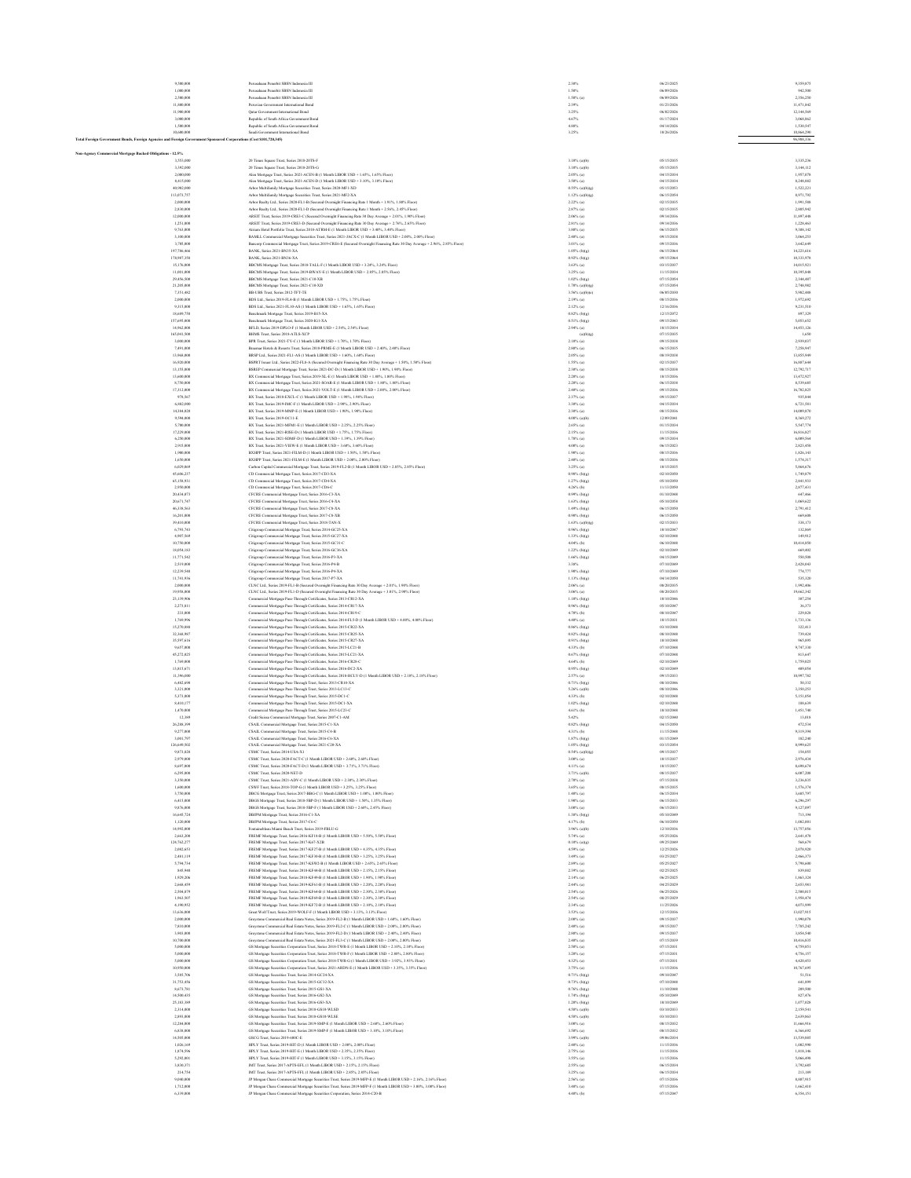| Principal Amount | Description | Rate | Maturity | Value |
|---|---|---|---|---|
| 9,500,000 | Perusahaan Penerbit SBSN Indonesia III | 2.30% | 06/23/2025 | 9,359,875 |
| 1,000,000 | Perusahaan Penerbit SBSN Indonesia III | 1.50% | 06/09/2026 | 942,500 |
| 2,500,000 | Perusahaan Penerbit SBSN Indonesia III | 1.50% (a) | 06/09/2026 | 2,356,250 |
| 11,800,000 | Peruvian Government International Bond | 2.39% | 01/23/2026 | 11,471,842 |
| 11,900,000 | Qatar Government International Bond | 3.25% | 06/02/2026 | 12,144,569 |
| 1,000,000 | Republic of South Africa Government Bond | 4.67% | 01/17/2024 | 1,065,862 |
| 1,500,000 | Republic of South Africa Government Bond | 4.88% | 04/14/2026 | 1,530,547 |
| 10,600,000 | Saudi Government International Bond | 3.25% | 10/26/2026 | 10,964,299 |
| **Total Foreign Government Bonds, Foreign Agencies and Foreign Government Sponsored Corporations (Cost $101,720,345)** | | | | 96,980,336 |
| | | | | |
| **Non-Agency Commercial Mortgage Backed Obligations - 12.5%** | | | | |
| 3,553,000 | 20 Times Square Trust, Series 2018-20TS-F | 3.10% (a)(b) | 05/15/2035 | 3,335,236 |
| 3,392,000 | 20 Times Square Trust, Series 2018-20TS-G | 3.10% (a)(b) | 05/15/2035 | 3,144,112 |
| 2,000,000 | Alen Mortgage Trust, Series 2021-ACEN-D (1 Month LIBOR USD + 1.65%, 1.65% Floor) | 2.05% (a) | 04/15/2034 | 1,997,078 |
| 8,415,000 | Alen Mortgage Trust, Series 2021-ACEN-E (1 Month LIBOR USD + 3.10%, 3.10% Floor) | 3.50% (a) | 04/15/2034 | 8,240,882 |
| 40,982,000 | Arbor Multifamily Mortgage Securities Trust, Series 2020-MF1-XD | 0.55% (a)(b)(g) | 05/15/2053 | 1,522,221 |
| 113,073,757 | Arbor Multifamily Mortgage Securities Trust, Series 2021-MF2-XA | 1.12% (a)(b)(g) | 06/15/2054 | 8,971,792 |
| 2,000,000 | Arbor Realty Ltd., Series 2020-FL1-B (Secured Overnight Financing Rate 30 Day Average + 2.01%, 1.90% Floor) | 2.22% (a) | 02/15/2035 | 1,991,588 |
| 2,830,000 | Arbor Realty Ltd., Series 2020-FL1-D (Secured Overnight Financing Rate 30 Day Average + 2.56%, 2.45% Floor) | 2.87% (a) | 02/15/2035 | 2,805,942 |
| 12,000,000 | AREIT Trust, Series 2019-CRE3-C (Secured Overnight Financing Rate 30 Day Average + 2.01%, 1.90% Floor) | 2.06% (a) | 09/14/2036 | 11,897,448 |
| 1,251,000 | AREIT Trust, Series 2019-CRE3-D (Secured Overnight Financing Rate 30 Day Average + 2.76%, 2.65% Floor) | 2.81% (a) | 09/14/2036 | 1,228,463 |
| 9,763,000 | Atrium Hotel Portfolio Trust, Series 2018-ATRM-E (1 Month LIBOR USD + 3.40%, 3.40% Floor) | 3.80% (a) | 06/15/2035 | 9,180,142 |
| 3,100,000 | BAMLL Commercial Mortgage Securities Trust, Series 2021-JACX-C (1 Month LIBOR USD + 2.00%, 2.00% Floor) | 2.40% (a) | 09/15/2038 | 3,064,253 |
| 3,705,000 | Bancorp Commercial Mortgage Trust, Series 2019-CRE6-E (Secured Overnight Financing Rate 30 Day Average + 2.96%, 2.85% Floor) | 3.01% (a) | 09/15/2036 | 3,642,649 |
| 197,706,464 | BANK, Series 2021-BN35-XA | 1.05% (b)(g) | 06/15/2064 | 14,223,616 |
| 178,987,358 | BANK, Series 2021-BN36-XA | 0.92% (b)(g) | 09/15/2064 | 10,313,978 |
| 15,176,000 | BBCMS Mortgage Trust, Series 2018-TALL-F (1 Month LIBOR USD + 3.24%, 3.24% Floor) | 3.63% (a) | 03/15/2037 | 14,015,921 |
| 11,001,000 | BBCMS Mortgage Trust, Series 2019-BWAY-E (1 Month LIBOR USD + 2.85%, 2.85% Floor) | 3.25% (a) | 11/15/2034 | 10,395,848 |
| 29,456,500 | BBCMS Mortgage Trust, Series 2021-C10-XB | 1.02% (b)(g) | 07/15/2054 | 2,344,487 |
| 21,205,000 | BBCMS Mortgage Trust, Series 2021-C10-XD | 1.78% (a)(b)(g) | 07/15/2054 | 2,748,982 |
| 7,351,482 | BB-UBS Trust, Series 2012-TFT-TE | 3.56% (a)(b)(e) | 06/05/2030 | 5,982,488 |
| 2,000,000 | BDS Ltd., Series 2019-FL4-B (1 Month LIBOR USD + 1.75%, 1.75% Floor) | 2.19% (a) | 08/15/2036 | 1,972,692 |
| 9,315,000 | BDS Ltd., Series 2021-FL10-AS (1 Month LIBOR USD + 1.65%, 1.65% Floor) | 2.12% (a) | 12/16/2036 | 9,231,510 |
| 19,609,750 | Benchmark Mortgage Trust, Series 2019-B15-XA | 0.82% (b)(g) | 12/15/2072 | 897,329 |
| 157,695,000 | Benchmark Mortgage Trust, Series 2020-B21-XA | 0.51% (b)(g) | 09/15/2061 | 5,053,652 |
| 14,962,000 | BFLD Trust, Series 2019-DPLO-F (1 Month LIBOR USD + 2.54%, 2.54% Floor) | 2.94% (a) | 10/15/2034 | 14,453,126 |
| 165,041,500 | BHMS Trust, Series 2018-ATLS-XCP | (a)(b)(g) | 07/15/2035 | 1,650 |
| 3,000,000 | BPR Trust, Series 2021-TY-C (1 Month LIBOR USD + 1.70%, 1.70% Floor) | 2.10% (a) | 09/15/2038 | 2,959,037 |
| 7,491,000 | Braemar Hotels & Resorts Trust, Series 2018-PRME-E (1 Month LIBOR USD + 2.40%, 2.40% Floor) | 2.80% (a) | 06/15/2035 | 7,259,947 |
| 13,968,000 | BRSP Ltd., Series 2021-FL1-AS (1 Month LIBOR USD + 1.60%, 1.60% Floor) | 2.05% (a) | 08/19/2038 | 13,855,949 |
| 16,920,000 | BSPRT Issuer Ltd., Series 2022-FL8-A (Secured Overnight Financing Rate 30 Day Average + 1.50%, 1.50% Floor) | 1.55% (a) | 02/15/2037 | 16,807,644 |
| 13,155,000 | BSREP Commercial Mortgage Trust, Series 2021-DC-D (1 Month LIBOR USD + 1.90%, 1.90% Floor) | 2.30% (a) | 08/15/2038 | 12,792,717 |
| 13,600,000 | BX Commercial Mortgage Trust, Series 2019-XL-E (1 Month LIBOR USD + 1.80%, 1.80% Floor) | 2.20% (a) | 10/15/2036 | 13,472,927 |
| 8,750,000 | BX Commercial Mortgage Trust, Series 2021-SOAR-E (1 Month LIBOR USD + 1.80%, 1.80% Floor) | 2.20% (a) | 06/15/2038 | 8,539,685 |
| 17,312,000 | BX Commercial Mortgage Trust, Series 2021-VOLT-E (1 Month LIBOR USD + 2.00%, 2.00% Floor) | 2.40% (a) | 09/15/2036 | 16,702,825 |
| 979,567 | BX Trust, Series 2018-EXCL-C (1 Month LIBOR USD + 1.98%, 1.98% Floor) | 2.37% (a) | 09/15/2037 | 935,844 |
| 6,882,000 | BX Trust, Series 2019-IMC-F (1 Month LIBOR USD + 2.90%, 2.90% Floor) | 3.30% (a) | 04/15/2034 | 6,721,381 |
| 14,384,828 | BX Trust, Series 2019-MMP-E (1 Month LIBOR USD + 1.90%, 1.90% Floor) | 2.30% (a) | 08/15/2036 | 14,089,870 |
| 9,594,000 | BX Trust, Series 2019-OC11-E | 4.08% (a)(b) | 12/09/2041 | 8,369,272 |
| 5,700,000 | BX Trust, Series 2021-MFM1-E (1 Month LIBOR USD + 2.25%, 2.25% Floor) | 2.65% (a) | 01/15/2034 | 5,547,774 |
| 17,229,000 | BX Trust, Series 2021-RISE-D (1 Month LIBOR USD + 1.75%, 1.75% Floor) | 2.15% (a) | 11/15/2036 | 16,916,827 |
| 6,250,000 | BX Trust, Series 2021-SDMF-D (1 Month LIBOR USD + 1.39%, 1.39% Floor) | 1.78% (a) | 09/15/2034 | 6,089,564 |
| 2,935,000 | BX Trust, Series 2021-VIEW-E (1 Month LIBOR USD + 3.60%, 3.60% Floor) | 4.00% (a) | 06/15/2023 | 2,823,458 |
| 1,900,000 | BXHPP Trust, Series 2021-FILM-D (1 Month LIBOR USD + 1.50%, 1.50% Floor) | 1.90% (a) | 08/15/2036 | 1,826,143 |
| 1,650,000 | BXHPP Trust, Series 2021-FILM-E (1 Month LIBOR USD + 2.00%, 2.00% Floor) | 2.40% (a) | 08/15/2036 | 1,574,317 |
| 6,029,869 | Carbon Capital Commercial Mortgage Trust, Series 2019-FL2-B (1 Month LIBOR USD + 2.85%, 2.85% Floor) | 3.25% (a) | 10/15/2035 | 5,864,676 |
| 45,606,237 | CD Commercial Mortgage Trust, Series 2017-CD3-XA | 0.98% (b)(g) | 02/10/2050 | 1,749,079 |
| 65,158,931 | CD Commercial Mortgage Trust, Series 2017-CD4-XA | 1.27% (b)(g) | 05/10/2050 | 2,844,931 |
| 2,950,000 | CD Commercial Mortgage Trust, Series 2017-CD6-C | 4.26% (b) | 11/13/2050 | 2,877,811 |
| 20,434,873 | CFCRE Commercial Mortgage Trust, Series 2016-C3-XA | 0.99% (b)(g) | 01/10/2048 | 647,466 |
| 20,671,747 | CFCRE Commercial Mortgage Trust, Series 2016-C4-XA | 1.63% (b)(g) | 05/10/2058 | 1,069,622 |
| 46,338,563 | CFCRE Commercial Mortgage Trust, Series 2017-C8-XA | 1.49% (b)(g) | 06/15/2050 | 2,791,412 |
| 16,201,000 | CFCRE Commercial Mortgage Trust, Series 2017-C8-XB | 0.98% (b)(g) | 06/15/2050 | 669,609 |
| 19,410,000 | CFCRE Commercial Mortgage Trust, Series 2018-TAN-X | 1.63% (a)(b)(g) | 02/15/2033 | 338,173 |
| 6,793,743 | Citigroup Commercial Mortgage Trust, Series 2014-GC25-XA | 0.96% (b)(g) | 10/10/2047 | 132,869 |
| 6,997,569 | Citigroup Commercial Mortgage Trust, Series 2015-GC27-XA | 1.33% (b)(g) | 02/10/2048 | 149,912 |
| 10,750,000 | Citigroup Commercial Mortgage Trust, Series 2015-GC31-C | 4.04% (b) | 06/10/2048 | 10,414,850 |
| 18,054,183 | Citigroup Commercial Mortgage Trust, Series 2016-GC36-XA | 1.22% (b)(g) | 02/10/2049 | 669,882 |
| 11,771,542 | Citigroup Commercial Mortgage Trust, Series 2016-P3-XA | 1.66% (b)(g) | 04/15/2049 | 550,508 |
| 2,519,000 | Citigroup Commercial Mortgage Trust, Series 2016-P4-B | 3.38% | 07/10/2049 | 2,420,043 |
| 12,239,588 | Citigroup Commercial Mortgage Trust, Series 2016-P4-XA | 1.90% (b)(g) | 07/10/2049 | 774,777 |
| 11,741,936 | Citigroup Commercial Mortgage Trust, Series 2017-P7-XA | 1.13% (b)(g) | 04/14/2050 | 535,320 |
| 2,000,000 | CLNC Ltd., Series 2019-FL1-B (Secured Overnight Financing Rate 30 Day Average + 2.01%, 1.90% Floor) | 2.06% (a) | 08/20/2035 | 1,992,806 |
| 19,950,000 | CLNC Ltd., Series 2019-FL1-D (Secured Overnight Financing Rate 30 Day Average + 3.01%, 2.90% Floor) | 3.06% (a) | 08/20/2035 | 19,662,342 |
| 23,139,996 | Commercial Mortgage Pass Through Certificates, Series 2013-CR12-XA | 1.18% (b)(g) | 10/10/2046 | 307,254 |
| 2,273,811 | Commercial Mortgage Pass Through Certificates, Series 2014-CR17-XA | 0.96% (b)(g) | 05/10/2047 | 36,373 |
| 231,000 | Commercial Mortgage Pass Through Certificates, Series 2014-CR19-C | 4.70% (b) | 08/10/2047 | 229,828 |
| 1,769,996 | Commercial Mortgage Pass Through Certificates, Series 2014-FL5-D (1 Month LIBOR USD + 4.00%, 4.00% Floor) | 4.40% (a) | 10/15/2031 | 1,735,136 |
| 15,270,850 | Commercial Mortgage Pass Through Certificates, Series 2015-CR22-XA | 0.86% (b)(g) | 03/10/2048 | 322,413 |
| 32,368,967 | Commercial Mortgage Pass Through Certificates, Series 2015-CR25-XA | 0.82% (b)(g) | 08/10/2048 | 739,424 |
| 35,597,616 | Commercial Mortgage Pass Through Certificates, Series 2015-CR27-XA | 0.91% (b)(g) | 10/10/2048 | 963,895 |
| 9,657,000 | Commercial Mortgage Pass Through Certificates, Series 2015-LC21-B | 4.33% (b) | 07/10/2048 | 9,747,330 |
| 45,272,825 | Commercial Mortgage Pass Through Certificates, Series 2015-LC21-XA | 0.67% (b)(g) | 07/10/2048 | 833,647 |
| 1,769,000 | Commercial Mortgage Pass Through Certificates, Series 2016-CR28-C | 4.64% (b) | 02/10/2049 | 1,759,025 |
| 13,815,671 | Commercial Mortgage Pass Through Certificates, Series 2016-DC2-XA | 0.95% (b)(g) | 02/10/2049 | 409,054 |
| 11,396,000 | Commercial Mortgage Pass Through Certificates, Series 2018-HCLV-D (1 Month LIBOR USD + 2.18%, 2.18% Floor) | 2.57% (a) | 09/15/2033 | 10,997,782 |
| 6,402,690 | Commercial Mortgage Pass Through Trust, Series 2013-CR10-XA | 0.71% (b)(g) | 08/10/2046 | 50,332 |
| 3,321,000 | Commercial Mortgage Pass Through Trust, Series 2013-LC13-C | 5.26% (a)(b) | 08/10/2046 | 3,350,253 |
| 5,373,000 | Commercial Mortgage Pass Through Trust, Series 2015-DC1-C | 4.33% (b) | 02/10/2048 | 5,151,054 |
| 8,410,177 | Commercial Mortgage Pass Through Trust, Series 2015-DC1-XA | 1.02% (b)(g) | 02/10/2048 | 189,639 |
| 1,470,000 | Commercial Mortgage Pass Through Trust, Series 2015-LC23-C | 4.61% (b) | 10/10/2048 | 1,451,740 |
| 12,269 | Credit Suisse Commercial Mortgage Trust, Series 2007-C1-AM | 5.42% | 02/15/2040 | 13,018 |
| 26,288,399 | CSAIL Commercial Mortgage Trust, Series 2015-C1-XA | 0.82% (b)(g) | 04/15/2050 | 472,534 |
| 9,277,000 | CSAIL Commercial Mortgage Trust, Series 2015-C4-B | 4.31% (b) | 11/15/2048 | 9,310,594 |
| 3,891,797 | CSAIL Commercial Mortgage Trust, Series 2016-C6-XA | 1.87% (b)(g) | 01/15/2049 | 182,240 |
| 126,649,502 | CSAIL Commercial Mortgage Trust, Series 2021-C20-XA | 1.05% (b)(g) | 03/15/2054 | 8,999,625 |
| 9,871,828 | CSMC Trust, Series 2014-USA-X1 | 0.54% (a)(b)(g) | 09/15/2037 | 154,055 |
| 2,979,000 | CSMC Trust, Series 2020-FACT-C (1 Month LIBOR USD + 2.60%, 2.60% Floor) | 3.00% (a) | 10/15/2037 | 2,976,434 |
| 8,697,000 | CSMC Trust, Series 2020-FACT-D (1 Month LIBOR USD + 3.71%, 3.71% Floor) | 4.11% (a) | 10/15/2037 | 8,690,674 |
| 6,295,000 | CSMC Trust, Series 2020-NET-D | 3.71% (a)(b) | 08/15/2037 | 6,087,208 |
| 3,350,000 | CSMC Trust, Series 2021-ADV-C (1 Month LIBOR USD + 2.30%, 2.30% Floor) | 2.70% (a) | 07/15/2038 | 3,236,835 |
| 1,600,000 | CSWF Trust, Series 2018-TOP-G (1 Month LIBOR USD + 3.25%, 3.25% Floor) | 3.65% (a) | 08/15/2035 | 1,576,374 |
| 3,750,000 | DBCG Mortgage Trust, Series 2017-BBG-C (1 Month LIBOR USD + 1.00%, 1.00% Floor) | 1.40% (a) | 06/15/2034 | 3,685,797 |
| 6,415,000 | DBGS Mortgage Trust, Series 2018-5BP-D (1 Month LIBOR USD + 1.50%, 1.35% Floor) | 1.90% (a) | 06/15/2033 | 6,296,297 |
| 9,876,000 | DBGS Mortgage Trust, Series 2018-5BP-F (1 Month LIBOR USD + 2.60%, 2.45% Floor) | 3.00% (a) | 06/15/2033 | 9,127,097 |
| 16,645,724 | DBJPM Mortgage Trust, Series 2016-C1-XA | 1.38% (b)(g) | 05/10/2049 | 715,194 |
| 1,120,000 | DBJPM Mortgage Trust, Series 2017-C6-C | 4.17% (b) | 06/10/2050 | 1,082,801 |
| 14,992,000 | Fontainebleau Miami Beach Trust, Series 2019-FBLU-G | 3.96% (a)(b) | 12/10/2036 | 13,757,056 |
| 2,663,200 | FREMF Mortgage Trust, Series 2016-KF18-B (1 Month LIBOR USD + 5.50%, 5.50% Floor) | 5.74% (a) | 05/25/2026 | 2,641,478 |
| 124,762,277 | FREMF Mortgage Trust, Series 2017-K67-X2B | 0.10% (a)(g) | 09/25/2049 | 568,679 |
| 2,082,653 | FREMF Mortgage Trust, Series 2017-KF27-B (1 Month LIBOR USD + 4.35%, 4.35% Floor) | 4.59% (a) | 12/25/2026 | 2,070,920 |
| 2,011,119 | FREMF Mortgage Trust, Series 2017-KF30-B (1 Month LIBOR USD + 3.25%, 3.25% Floor) | 3.49% (a) | 03/25/2027 | 2,066,373 |
| 5,794,734 | FREMF Mortgage Trust, Series 2017-KSW2-B (1 Month LIBOR USD + 2.65%, 2.65% Floor) | 2.89% (a) | 05/25/2027 | 5,798,600 |
| 845,940 | FREMF Mortgage Trust, Series 2018-KF48-B (1 Month LIBOR USD + 2.15%, 2.15% Floor) | 2.39% (a) | 02/25/2025 | 839,882 |
| 1,929,206 | FREMF Mortgage Trust, Series 2018-KF49-B (1 Month LIBOR USD + 1.90%, 1.90% Floor) | 2.14% (a) | 06/25/2025 | 1,863,124 |
| 2,660,459 | FREMF Mortgage Trust, Series 2019-KF61-B (1 Month LIBOR USD + 2.20%, 2.20% Floor) | 2.44% (a) | 04/25/2029 | 2,631,941 |
| 2,504,079 | FREMF Mortgage Trust, Series 2019-KF64-B (1 Month LIBOR USD + 2.30%, 2.30% Floor) | 2.54% (a) | 06/25/2026 | 2,500,815 |
| 1,961,507 | FREMF Mortgage Trust, Series 2019-KF66-B (1 Month LIBOR USD + 2.30%, 2.30% Floor) | 2.54% (a) | 09/25/2029 | 1,959,474 |
| 4,190,932 | FREMF Mortgage Trust, Series 2019-KF72-B (1 Month LIBOR USD + 2.10%, 2.10% Floor) | 2.34% (a) | 11/25/2026 | 4,073,999 |
| 13,636,000 | Great Wolf Trust, Series 2019-WOLF-F (1 Month LIBOR USD + 3.13%, 3.13% Floor) | 3.53% (a) | 12/15/2036 | 13,027,915 |
| 2,000,000 | Greystone Commercial Real Estate Notes, Series 2019-FL2-B (1 Month LIBOR USD + 1.60%, 1.60% Floor) | 2.00% (a) | 09/15/2037 | 1,990,078 |
| 7,810,000 | Greystone Commercial Real Estate Notes, Series 2019-FL2-C (1 Month LIBOR USD + 2.00%, 2.00% Floor) | 2.40% (a) | 09/15/2037 | 7,785,242 |
| 3,903,000 | Greystone Commercial Real Estate Notes, Series 2019-FL2-D (1 Month LIBOR USD + 2.40%, 2.40% Floor) | 2.80% (a) | 09/15/2037 | 3,854,540 |
| 10,700,000 | Greystone Commercial Real Estate Notes, Series 2021-FL3-C (1 Month LIBOR USD + 2.00%, 2.00% Floor) | 2.40% (a) | 07/15/2039 | 10,416,835 |
| 5,000,000 | GS Mortgage Securities Corporation Trust, Series 2018-TWR-E (1 Month LIBOR USD + 2.10%, 2.10% Floor) | 2.50% (a) | 07/15/2031 | 4,759,851 |
| 5,000,000 | GS Mortgage Securities Corporation Trust, Series 2018-TWR-F (1 Month LIBOR USD + 2.80%, 2.80% Floor) | 3.20% (a) | 07/15/2031 | 4,756,157 |
| 5,000,000 | GS Mortgage Securities Corporation Trust, Series 2018-TWR-G (1 Month LIBOR USD + 3.92%, 3.93% Floor) | 4.32% (a) | 07/15/2031 | 4,420,453 |
| 10,950,000 | GS Mortgage Securities Corporation Trust, Series 2021-ARDN-E (1 Month LIBOR USD + 3.35%, 3.35% Floor) | 3.75% (a) | 11/15/2036 | 10,767,695 |
| 3,585,706 | GS Mortgage Securities Trust, Series 2014-GC24-XA | 0.71% (b)(g) | 09/10/2047 | 51,516 |
| 31,751,456 | GS Mortgage Securities Trust, Series 2015-GC32-XA | 0.72% (b)(g) | 07/10/2048 | 641,899 |
| 8,673,781 | GS Mortgage Securities Trust, Series 2015-GS1-XA | 0.76% (b)(g) | 11/10/2048 | 209,500 |
| 14,500,415 | GS Mortgage Securities Trust, Series 2016-GS2-XA | 1.74% (b)(g) | 05/10/2049 | 827,476 |
| 25,183,209 | GS Mortgage Securities Trust, Series 2016-GS3-XA | 1.20% (b)(g) | 10/10/2049 | 1,077,028 |
| 2,314,000 | GS Mortgage Securities Trust, Series 2018-GS10-WLSD | 4.58% (a)(b) | 03/10/2033 | 2,159,541 |
| 2,893,000 | GS Mortgage Securities Trust, Series 2018-GS10-WLSE | 4.58% (a)(b) | 03/10/2033 | 2,639,863 |
| 12,204,000 | GS Mortgage Securities Trust, Series 2019-SMP-E (1 Month LIBOR USD + 2.60%, 2.60% Floor) | 3.00% (a) | 08/15/2032 | 11,666,916 |
| 6,838,000 | GS Mortgage Securities Trust, Series 2019-SMP-F (1 Month LIBOR USD + 3.10%, 3.10% Floor) | 3.50% (a) | 08/15/2032 | 6,366,692 |
| 14,595,000 | GSCG Trust, Series 2019-600C-E | 3.99% (a)(b) | 09/06/2034 | 13,539,805 |
| 1,026,169 | HPLY Trust, Series 2019-HIT-D (1 Month LIBOR USD + 2.00%, 2.00% Floor) | 2.40% (a) | 11/15/2036 | 1,002,990 |
| 1,874,596 | HPLY Trust, Series 2019-HIT-E (1 Month LIBOR USD + 2.35%, 2.35% Floor) | 2.75% (a) | 11/15/2036 | 1,819,146 |
| 5,292,801 | HPLY Trust, Series 2019-HIT-F (1 Month LIBOR USD + 3.15%, 3.15% Floor) | 3.55% (a) | 11/15/2036 | 5,066,498 |
| 3,810,371 | IMT Trust, Series 2017-APTS-EFL (1 Month LIBOR USD + 2.15%, 2.15% Floor) | 2.55% (a) | 06/15/2034 | 3,792,685 |
| 214,754 | IMT Trust, Series 2017-APTS-FFL (1 Month LIBOR USD + 2.85%, 2.85% Floor) | 3.25% (a) | 06/15/2034 | 213,189 |
| 9,040,000 | JP Morgan Chase Commercial Mortgage Securities Trust, Series 2019-MFP-E (1 Month LIBOR USD + 2.16%, 2.16% Floor) | 2.56% (a) | 07/15/2036 | 8,807,915 |
| 1,712,000 | JP Morgan Chase Commercial Mortgage Securities Trust, Series 2019-MFP-F (1 Month LIBOR USD + 3.00%, 3.00% Floor) | 3.40% (a) | 07/15/2036 | 1,662,410 |
| 6,139,000 | JP Morgan Chase Commercial Mortgage Securities Corporation, Series 2014-C20-B | 4.40% (b) | 07/15/2047 | 6,154,151 |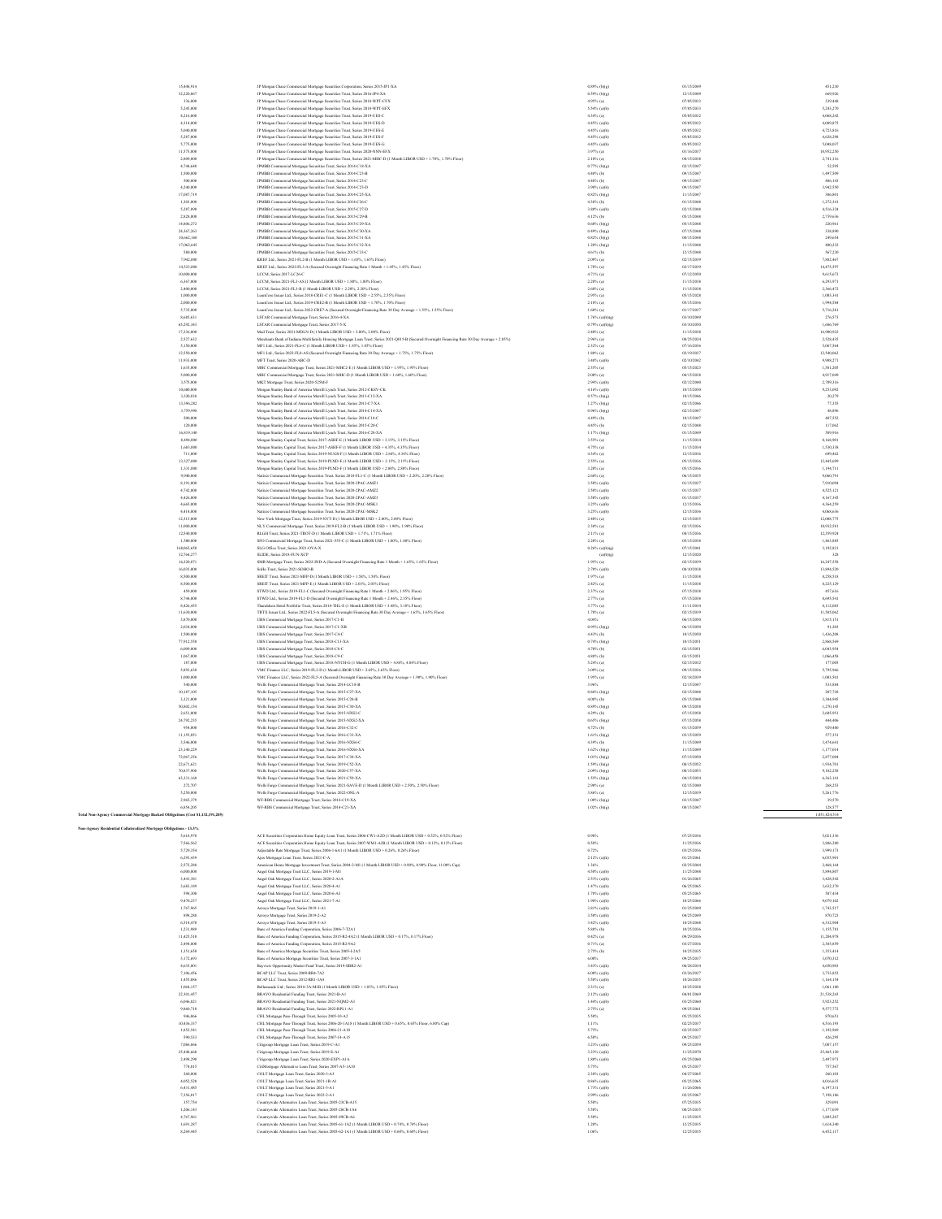| Principal Amount | Description | Rate | Maturity | Value |
|---|---|---|---|---|
| 15,448,914 | JP Morgan Chase Commercial Mortgage Securities Corporation, Series 2015-JP1-XA | 0.89% (b)(g) | 01/15/2049 | 451,230 |
| 32,220,467 | JP Morgan Chase Commercial Mortgage Securities Trust, Series 2016-JP4-XA | 0.59% (b)(g) | 12/15/2049 | 669,926 |
| 336,000 | JP Morgan Chase Commercial Mortgage Securities Trust, Series 2018-WPT-CFX | 4.95% (a) | 07/05/2033 | 319,448 |
| 5,245,000 | JP Morgan Chase Commercial Mortgage Securities Trust, Series 2018-WPT-EFX | 5.54% (a)(b) | 07/05/2033 | 5,243,270 |
| 4,216,000 | JP Morgan Chase Commercial Mortgage Securities Trust, Series 2019-UES-C | 4.34% (a) | 05/05/2032 | 4,068,242 |
| 4,314,000 | JP Morgan Chase Commercial Mortgage Securities Trust, Series 2019-UES-D | 4.45% (a)(b) | 05/05/2032 | 4,089,075 |
| 5,040,000 | JP Morgan Chase Commercial Mortgage Securities Trust, Series 2019-UES-E | 4.45% (a)(b) | 05/05/2032 | 4,723,016 |
| 5,207,000 | JP Morgan Chase Commercial Mortgage Securities Trust, Series 2019-UES-F | 4.45% (a)(b) | 05/05/2032 | 4,629,298 |
| 5,775,000 | JP Morgan Chase Commercial Mortgage Securities Trust, Series 2019-UES-G | 4.45% (a)(b) | 05/05/2032 | 5,048,017 |
| 11,575,000 | JP Morgan Chase Commercial Mortgage Securities Trust, Series 2020-NNN-EFX | 3.97% (a) | 01/16/2037 | 10,952,250 |
| 2,809,000 | JP Morgan Chase Commercial Mortgage Securities Trust, Series 2021-MHC-D (1 Month LIBOR USD + 1.70%, 1.70% Floor) | 2.10% (a) | 04/15/2038 | 2,741,316 |
| 4,744,640 | JPMBB Commercial Mortgage Securities Trust, Series 2014-C18-XA | 0.77% (b)(g) | 02/15/2047 | 52,595 |
| 1,500,000 | JPMBB Commercial Mortgage Securities Trust, Series 2014-C23-B | 4.44% (b) | 09/15/2047 | 1,497,509 |
| 500,000 | JPMBB Commercial Mortgage Securities Trust, Series 2014-C23-C | 4.44% (b) | 09/15/2047 | 486,143 |
| 4,240,000 | JPMBB Commercial Mortgage Securities Trust, Series 2014-C23-D | 3.98% (a)(b) | 09/15/2047 | 3,942,550 |
| 17,887,719 | JPMBB Commercial Mortgage Securities Trust, Series 2014-C25-XA | 0.82% (b)(g) | 11/15/2047 | 306,801 |
| 1,401,000 | JPMBB Commercial Mortgage Securities Trust, Series 2014-C26-C | 4.34% (b) | 01/15/2048 | 1,272,341 |
| 5,207,890 | JPMBB Commercial Mortgage Securities Trust, Series 2015-C27-D | 3.80% (a)(b) | 02/15/2048 | 4,516,328 |
| 2,828,000 | JPMBB Commercial Mortgage Securities Trust, Series 2015-C29-B | 4.12% (b) | 05/15/2048 | 2,739,636 |
| 14,806,272 | JPMBB Commercial Mortgage Securities Trust, Series 2015-C29-XA | 0.68% (b)(g) | 05/15/2048 | 220,961 |
| 28,167,263 | JPMBB Commercial Mortgage Securities Trust, Series 2015-C30-XA | 0.49% (b)(g) | 07/15/2048 | 338,890 |
| 18,662,160 | JPMBB Commercial Mortgage Securities Trust, Series 2015-C31-XA | 0.82% (b)(g) | 08/15/2048 | 299,654 |
| 17,062,645 | JPMBB Commercial Mortgage Securities Trust, Series 2015-C32-XA | 1.20% (b)(g) | 11/15/2048 | 400,232 |
| 500,000 | JPMBB Commercial Mortgage Securities Trust, Series 2015-C33-C | 4.61% (b) | 12/15/2048 | 567,230 |
| 7,962,000 | KREF Ltd., Series 2021-FL2-B (1 Month LIBOR USD + 1.65%, 1.65% Floor) | 2.09% (a) | 02/15/2039 | 7,882,467 |
| 14,523,000 | KREF Ltd., Series 2022-FL3-A (Secured Overnight Financing Rate 1 Month + 1.45%, 1.45% Floor) | 1.78% (a) | 02/17/2039 | 14,475,597 |
| 10,000,000 | LCCM, Series 2017-LC26-C | 4.71% (a) | 07/12/2050 | 9,615,673 |
| 6,367,000 | LCCM, Series 2021-FL3-AS (1 Month LIBOR USD + 1.80%, 1.80% Floor) | 2.20% (a) | 11/15/2038 | 6,295,971 |
| 2,400,000 | LCCM, Series 2021-FL3-B (1 Month LIBOR USD + 2.20%, 2.20% Floor) | 2.60% (a) | 11/15/2038 | 2,366,472 |
| 1,090,000 | LoanCore Issuer Ltd., Series 2018-CRE1-C (1 Month LIBOR USD + 2.55%, 2.55% Floor) | 2.95% (a) | 05/15/2028 | 1,083,341 |
| 2,000,000 | LoanCore Issuer Ltd., Series 2019-CRE2-B (1 Month LIBOR USD + 1.70%, 1.70% Floor) | 2.10% (a) | 05/15/2036 | 1,994,584 |
| 5,735,000 | LoanCore Issuer Ltd., Series 2022-CRE7-A (Secured Overnight Financing Rate 30 Day Average + 1.55%, 1.55% Floor) | 1.68% (a) | 01/17/2037 | 5,716,281 |
| 9,405,631 | LSTAR Commercial Mortgage Trust, Series 2016-4-XA | 1.76% (a)(b)(g) | 03/10/2049 | 276,573 |
| 65,292,343 | LSTAR Commercial Mortgage Trust, Series 2017-5-X | 0.78% (a)(b)(g) | 03/10/2050 | 1,686,769 |
| 17,226,000 | Med Trust, Series 2021-MDLN-D (1 Month LIBOR USD + 2.00%, 2.00% Floor) | 2.40% (a) | 11/15/2038 | 16,980,922 |
| 2,527,612 | Merchants Bank of Indiana Multifamily Housing Mortgage Loan Trust, Series 2021-Q015-B (Secured Overnight Financing Rate 30 Day Average + 2.85%) | 2.90% (a) | 08/25/2024 | 2,528,435 |
| 5,150,000 | MF1 Ltd., Series 2021-FL6-C (1 Month LIBOR USD + 1.85%, 1.85% Floor) | 2.32% (a) | 07/16/2036 | 5,067,564 |
| 12,550,000 | MF1 Ltd., Series 2022-FL8-AS (Secured Overnight Financing Rate 30 Day Average + 1.75%, 1.75% Floor) | 1.80% (a) | 02/19/2037 | 12,540,062 |
| 11,933,000 | MFT Trust, Series 2020-ABC-D | 3.48% (a)(b) | 02/10/2042 | 9,980,271 |
| 1,635,000 | MHC Commercial Mortgage Trust, Series 2021-MHC2-E (1 Month LIBOR USD + 1.95%, 1.95% Floor) | 2.35% (a) | 05/15/2023 | 1,581,205 |
| 5,000,000 | MHC Commercial Mortgage Trust, Series 2021-MHC-D (1 Month LIBOR USD + 1.60%, 1.60% Floor) | 2.00% (a) | 04/15/2038 | 4,917,049 |
| 3,575,000 | MKT Mortgage Trust, Series 2020-525M-F | 2.94% (a)(b) | 02/12/2040 | 2,789,316 |
| 10,600,000 | Morgan Stanley Bank of America Merrill Lynch Trust, Series 2012-CKSV-CK | 4.16% (a)(b) | 10/15/2030 | 9,251,092 |
| 3,320,038 | Morgan Stanley Bank of America Merrill Lynch Trust, Series 2013-C12-XA | 0.57% (b)(g) | 10/15/2046 | 20,279 |
| 13,396,282 | Morgan Stanley Bank of America Merrill Lynch Trust, Series 2013-C7-XA | 1.27% (b)(g) | 02/15/2046 | 77,355 |
| 3,759,990 | Morgan Stanley Bank of America Merrill Lynch Trust, Series 2014-C14-XA | 0.96% (b)(g) | 02/15/2047 | 48,896 |
| 500,000 | Morgan Stanley Bank of America Merrill Lynch Trust, Series 2014-C18-C | 4.49% (b) | 10/15/2047 | 487,552 |
| 120,000 | Morgan Stanley Bank of America Merrill Lynch Trust, Series 2015-C20-C | 4.45% (b) | 02/15/2048 | 117,062 |
| 16,819,140 | Morgan Stanley Bank of America Merrill Lynch Trust, Series 2015-C26-XA | 1.17% (b)(g) | 10/15/2048 | 509,916 |
| 8,494,000 | Morgan Stanley Capital Trust, Series 2017-ASHF-E (1 Month LIBOR USD + 3.15%, 3.15% Floor) | 3.55% (a) | 11/15/2034 | 8,168,901 |
| 1,603,000 | Morgan Stanley Capital Trust, Series 2017-ASHF-F (1 Month LIBOR USD + 4.35%, 4.35% Floor) | 4.75% (a) | 11/15/2034 | 1,530,338 |
| 711,000 | Morgan Stanley Capital Trust, Series 2019-NUGS-E (1 Month LIBOR USD + 2.94%, 4.34% Floor) | 4.34% (a) | 12/15/2036 | 699,662 |
| 13,327,000 | Morgan Stanley Capital Trust, Series 2019-PLND-E (1 Month LIBOR USD + 2.15%, 2.15% Floor) | 2.55% (a) | 05/15/2036 | 12,445,699 |
| 1,331,000 | Morgan Stanley Capital Trust, Series 2019-PLND-F (1 Month LIBOR USD + 2.80%, 2.80% Floor) | 3.20% (a) | 05/15/2036 | 1,194,711 |
| 9,940,000 | Natixis Commercial Mortgage Securities Trust, Series 2018-FL1-C (1 Month LIBOR USD + 2.20%, 2.20% Floor) | 2.60% (a) | 06/15/2035 | 9,060,791 |
| 8,191,000 | Natixis Commercial Mortgage Securities Trust, Series 2020-2PAC-AMZ1 | 3.50% (a)(b) | 01/15/2037 | 7,910,094 |
| 4,742,000 | Natixis Commercial Mortgage Securities Trust, Series 2020-2PAC-AMZ2 | 3.50% (a)(b) | 01/15/2037 | 4,525,121 |
| 4,426,000 | Natixis Commercial Mortgage Securities Trust, Series 2020-2PAC-AMZ3 | 3.50% (a)(b) | 01/15/2037 | 4,167,145 |
| 4,665,000 | Natixis Commercial Mortgage Securities Trust, Series 2020-2PAC-MSK1 | 3.25% (a)(b) | 12/15/2036 | 4,344,259 |
| 4,414,000 | Natixis Commercial Mortgage Securities Trust, Series 2020-2PAC-MSK2 | 3.25% (a)(b) | 12/15/2036 | 4,069,636 |
| 12,315,000 | New York Mortgage Trust, Series 2019-NYT-D (1 Month LIBOR USD + 2.00%, 2.00% Floor) | 2.40% (a) | 12/15/2035 | 12,008,775 |
| 11,000,000 | NLY Commercial Mortgage Trust, Series 2019-FL2-B (1 Month LIBOR USD + 1.90%, 1.90% Floor) | 2.30% (a) | 02/15/2036 | 10,932,581 |
| 12,540,000 | RLGH Trust, Series 2021-TROT-D (1 Month LIBOR USD + 1.71%, 1.71% Floor) | 2.11% (a) | 04/15/2036 | 12,339,928 |
| 1,500,000 | SFO Commercial Mortgage Trust, Series 2021-555-C (1 Month LIBOR USD + 1.80%, 1.80% Floor) | 2.20% (a) | 05/15/2038 | 1,461,805 |
| 168,062,659 | SLG Office Trust, Series 2021-OVA-X | 0.26% (a)(b)(g) | 07/15/2041 | 3,192,821 |
| 32,564,277 | SLIDE, Series 2018-FUN-XCP | (a)(b)(g) | 12/15/2020 | 329 |
| 16,320,071 | SMR Mortgage Trust, Series 2022-IND-A (Secured Overnight Financing Rate 1 Month + 1.65%, 1.65% Floor) | 1.95% (a) | 02/15/2039 | 16,247,558 |
| 16,035,000 | Soho Trust, Series 2021-SOHO-B | 2.70% (a)(b) | 08/10/2038 | 13,894,520 |
| 8,500,000 | SREIT Trust, Series 2021-MFP-D (1 Month LIBOR USD + 1.58%, 1.58% Floor) | 1.97% (a) | 11/15/2038 | 8,250,518 |
| 8,500,000 | SREIT Trust, Series 2021-MFP-E (1 Month LIBOR USD + 2.03%, 2.03% Floor) | 2.42% (a) | 11/15/2038 | 8,225,129 |
| 459,000 | STWD Ltd., Series 2019-FL1-C (Secured Overnight Financing Rate 1 Month + 2.06%, 1.95% Floor) | 2.37% (a) | 07/15/2038 | 457,616 |
| 8,744,000 | STWD Ltd., Series 2019-FL1-D (Secured Overnight Financing Rate 1 Month + 2.46%, 2.35% Floor) | 2.77% (a) | 07/15/2038 | 8,695,541 |
| 8,426,455 | Thunderbird Hotel Portfolio Trust, Series 2018-THL-E (1 Month LIBOR USD + 3.40%, 3.18% Floor) | 3.77% (a) | 11/11/2034 | 8,112,083 |
| 11,630,000 | TRTX Issuer Ltd., Series 2022-FL5-A (Secured Overnight Financing Rate 30 Day Average + 1.65%, 1.65% Floor) | 1.78% (a) | 02/15/2039 | 11,585,862 |
| 3,870,000 | UBS Commercial Mortgage Trust, Series 2017-C1-B | 4.04% | 06/15/2050 | 3,815,151 |
| 2,034,000 | UBS Commercial Mortgage Trust, Series 2017-C1-XB | 0.95% (b)(g) | 06/15/2050 | 91,203 |
| 1,500,000 | UBS Commercial Mortgage Trust, Series 2017-C5-C | 4.43% (b) | 10/15/2050 | 1,436,208 |
| 77,912,558 | UBS Commercial Mortgage Trust, Series 2018-C13-XA | 0.74% (b)(g) | 10/15/2051 | 2,860,569 |
| 6,609,000 | UBS Commercial Mortgage Trust, Series 2018-C8-C | 4.70% (b) | 02/15/2051 | 6,043,954 |
| 1,067,000 | UBS Commercial Mortgage Trust, Series 2018-C9-C | 4.88% (b) | 03/15/2051 | 1,066,458 |
| 187,000 | UBS Commercial Mortgage Trust, Series 2018-NYCH-G (1 Month LIBOR USD + 4.84%, 4.84% Floor) | 5.24% (a) | 02/15/2032 | 177,005 |
| 5,893,638 | VMC Finance LLC, Series 2019-FL3-D (1 Month LIBOR USD + 2.65%, 2.65% Floor) | 3.09% (a) | 09/15/2036 | 5,795,966 |
| 1,000,000 | VMC Finance LLC, Series 2022-FL5-A (Secured Overnight Financing Rate 30 Day Average + 1.90%, 1.90% Floor) | 1.95% (a) | 02/18/2039 | 1,001,501 |
| 540,000 | Wells Fargo Commercial Mortgage Trust, Series 2014-LC18-B | 3.96% | 12/15/2047 | 535,884 |
| 10,187,105 | Wells Fargo Commercial Mortgage Trust, Series 2015-C27-XA | 0.86% (b)(g) | 02/15/2048 | 207,728 |
| 3,321,000 | Wells Fargo Commercial Mortgage Trust, Series 2015-C28-B | 4.08% (b) | 05/15/2048 | 3,304,945 |
| 50,802,154 | Wells Fargo Commercial Mortgage Trust, Series 2015-C30-XA | 0.89% (b)(g) | 09/15/2058 | 1,270,145 |
| 2,651,000 | Wells Fargo Commercial Mortgage Trust, Series 2015-NXS2-C | 4.29% (b) | 07/15/2058 | 2,605,951 |
| 24,792,215 | Wells Fargo Commercial Mortgage Trust, Series 2015-NXS2-XA | 0.63% (b)(g) | 07/15/2058 | 444,406 |
| 954,000 | Wells Fargo Commercial Mortgage Trust, Series 2016-C32-C | 4.72% (b) | 01/15/2059 | 929,040 |
| 11,155,851 | Wells Fargo Commercial Mortgage Trust, Series 2016-C33-XA | 1.61% (b)(g) | 03/15/2059 | 577,351 |
| 3,546,000 | Wells Fargo Commercial Mortgage Trust, Series 2016-NXS6-C | 4.30% (b) | 11/15/2049 | 3,474,641 |
| 23,140,229 | Wells Fargo Commercial Mortgage Trust, Series 2016-NXS6-XA | 1.62% (b)(g) | 11/15/2049 | 1,177,018 |
| 72,067,236 | Wells Fargo Commercial Mortgage Trust, Series 2017-C38-XA | 1.01% (b)(g) | 07/15/2050 | 2,877,004 |
| 22,671,621 | Wells Fargo Commercial Mortgage Trust, Series 2019-C52-XA | 1.59% (b)(g) | 08/15/2052 | 1,934,701 |
| 70,837,908 | Wells Fargo Commercial Mortgage Trust, Series 2020-C57-XA | 2.09% (b)(g) | 08/15/2053 | 9,182,258 |
| 63,331,160 | Wells Fargo Commercial Mortgage Trust, Series 2021-C59-XA | 1.55% (b)(g) | 04/15/2054 | 6,361,141 |
| 272,707 | Wells Fargo Commercial Mortgage Trust, Series 2021-SAVE-D (1 Month LIBOR USD + 2.50%, 2.50% Floor) | 2.90% (a) | 02/15/2040 | 268,253 |
| 5,250,000 | Wells Fargo Commercial Mortgage Trust, Series 2022-ONL-A | 3.86% (a) | 12/15/2039 | 5,261,776 |
| 2,965,179 | WF-RBS Commercial Mortgage Trust, Series 2014-C19-XA | 1.08% (b)(g) | 03/15/2047 | 39,578 |
| 6,654,205 | WF-RBS Commercial Mortgage Trust, Series 2014-C21-XA | 1.02% (b)(g) | 08/15/2047 | 129,577 |
| **Total Non-Agency Commercial Mortgage Backed Obligations (Cost $1,132,191,205)** | | | | 1,051,824,514 |
| **Non-Agency Residential Collateralized Mortgage Obligations - 13.3%** | | | | |
| 5,618,970 | ACE Securities Corporation Home Equity Loan Trust, Series 2006-CW1-A2D (1 Month LIBOR USD + 0.52%, 0.52% Floor) | 0.98% | 07/25/2036 | 5,021,336 |
| 7,566,562 | ACE Securities Corporation Home Equity Loan Trust, Series 2007-WM1-A2B (1 Month LIBOR USD + 0.12%, 0.12% Floor) | 0.58% | 11/25/2036 | 3,886,280 |
| 5,729,154 | Adjustable Rate Mortgage Trust, Series 2006-1-6A1 (1 Month LIBOR USD + 0.26%, 0.26% Floor) | 0.72% | 03/25/2036 | 3,099,173 |
| 6,293,439 | Ajax Mortgage Loan Trust, Series 2021-C-A | 2.12% (a)(k) | 01/25/2061 | 6,035,901 |
| 2,572,200 | American Home Mortgage Investment Trust, Series 2004-2-M1 (1 Month LIBOR USD + 0.90%, 0.90% Floor, 11.00% Cap) | 1.36% | 02/25/2044 | 2,468,164 |
| 6,000,000 | Angel Oak Mortgage Trust LLC, Series 2019-1-M1 | 4.50% (a)(b) | 11/25/2048 | 5,894,807 |
| 3,441,301 | Angel Oak Mortgage Trust LLC, Series 2020-2-A1A | 2.53% (a)(b) | 01/26/2065 | 3,428,542 |
| 3,683,189 | Angel Oak Mortgage Trust LLC, Series 2020-4-A1 | 1.47% (a)(b) | 06/25/2065 | 3,632,370 |
| 598,300 | Angel Oak Mortgage Trust LLC, Series 2020-6-A3 | 1.78% (a)(b) | 05/25/2065 | 587,434 |
| 9,470,217 | Angel Oak Mortgage Trust LLC, Series 2021-7-A1 | 1.98% (a)(b) | 10/25/2066 | 9,070,102 |
| 1,767,965 | Arroyo Mortgage Trust, Series 2019-1-A1 | 3.81% (a)(b) | 01/25/2049 | 1,741,517 |
| 890,288 | Arroyo Mortgage Trust, Series 2019-2-A2 | 3.50% (a)(b) | 04/25/2049 | 870,723 |
| 6,314,470 | Arroyo Mortgage Trust, Series 2019-3-A3 | 3.42% (a)(b) | 10/25/2048 | 6,132,904 |
| 1,211,989 | Banc of America Funding Corporation, Series 2006-7-T2A1 | 5.80% (b) | 10/25/2036 | 1,155,781 |
| 11,425,518 | Banc of America Funding Corporation, Series 2015-R2-4A2 (1 Month LIBOR USD + 0.17%, 0.17% Floor) | 0.42% (a) | 09/29/2036 | 11,286,978 |
| 2,494,000 | Banc of America Funding Corporation, Series 2015-R2-9A2 | 0.71% (a) | 03/27/2036 | 2,345,850 |
| 1,351,650 | Banc of America Mortgage Securities Trust, Series 2005-I-2A5 | 2.75% (b) | 10/25/2035 | 1,353,414 |
| 3,172,693 | Banc of America Mortgage Securities Trust, Series 2007-3-1A1 | 6.00% | 09/25/2037 | 3,070,312 |
| 4,635,801 | Bayview Opportunity Master Fund Trust, Series 2019-SBR2-A1 | 3.43% (a)(k) | 06/28/2034 | 4,630,903 |
| 7,106,456 | BCAP LLC Trust, Series 2009-RR4-7A2 | 6.00% (a)(b) | 03/26/2037 | 3,733,852 |
| 1,455,886 | BCAP LLC Trust, Series 2012-RR1-3A4 | 5.50% (a)(b) | 10/26/2035 | 1,368,154 |
| 1,064,157 | Bellemeade Ltd., Series 2018-3A-M1B (1 Month LIBOR USD + 1.85%, 1.85% Floor) | 2.31% (a) | 10/25/2028 | 1,061,100 |
| 22,301,437 | BRAVO Residential Funding Trust, Series 2021-B-A1 | 2.12% (a)(k) | 04/01/2069 | 21,536,243 |
| 6,046,821 | BRAVO Residential Funding Trust, Series 2021-NQM2-A3 | 1.44% (a)(b) | 03/25/2060 | 5,925,252 |
| 9,864,718 | BRAVO Residential Funding Trust, Series 2022-RPL1-A1 | 2.75% (a) | 09/25/2061 | 9,577,772 |
| 996,866 | CHL Mortgage Pass-Through Trust, Series 2005-10-A2 | 5.50% | 05/25/2035 | 870,651 |
| 10,836,337 | CHL Mortgage Pass-Through Trust, Series 2006-20-1A18 (1 Month LIBOR USD + 0.65%, 0.65% Floor, 6.00% Cap) | 1.11% | 02/25/2037 | 4,516,193 |
| 1,852,561 | CHL Mortgage Pass-Through Trust, Series 2006-21-A10 | 5.75% | 02/25/2037 | 1,192,969 |
| 590,533 | CHL Mortgage Pass-Through Trust, Series 2007-14-A15 | 6.50% | 09/25/2037 | 426,295 |
| 7,006,866 | Citigroup Mortgage Loan Trust, Series 2019-C-A1 | 3.23% (a)(k) | 09/25/2059 | 7,007,157 |
| 25,448,668 | Citigroup Mortgage Loan Trust, Series 2019-E-A1 | 3.23% (a)(k) | 11/25/2070 | 25,465,320 |
| 2,498,290 | Citigroup Mortgage Loan Trust, Series 2020-EXP1-A1A | 1.80% (a)(b) | 05/25/2060 | 2,497,073 |
| 774,815 | CitiMortgage Alternative Loan Trust, Series 2007-A5-1A10 | 5.75% | 05/25/2037 | 757,567 |
| 260,000 | COLT Mortgage Loan Trust, Series 2020-3-A3 | 2.38% (a)(b) | 04/27/2065 | 260,103 |
| 4,052,528 | COLT Mortgage Loan Trust, Series 2021-1R-A1 | 0.86% (a)(b) | 05/25/2065 | 4,016,610 |
| 6,431,485 | COLT Mortgage Loan Trust, Series 2021-5-A1 | 1.73% (a)(b) | 11/26/2066 | 6,197,311 |
| 7,356,817 | COLT Mortgage Loan Trust, Series 2022-1-A1 | 2.99% (a)(b) | 02/25/2067 | 7,198,186 |
| 357,734 | Countrywide Alternative Loan Trust, Series 2005-23CB-A15 | 5.50% | 07/25/2035 | 329,091 |
| 1,206,143 | Countrywide Alternative Loan Trust, Series 2005-28CB-1A6 | 5.50% | 08/25/2035 | 1,177,039 |
| 4,767,961 | Countrywide Alternative Loan Trust, Series 2005-49CB-A6 | 5.50% | 11/25/2035 | 3,885,267 |
| 1,691,297 | Countrywide Alternative Loan Trust, Series 2005-61-1A2 (1 Month LIBOR USD + 0.74%, 0.74% Floor) | 1.20% | 12/25/2035 | 1,610,340 |
| 9,269,495 | Countrywide Alternative Loan Trust, Series 2005-62-1A1 (1 Month LIBOR USD + 0.60%, 0.60% Floor) | 1.06% | 12/25/2035 | 6,452,317 |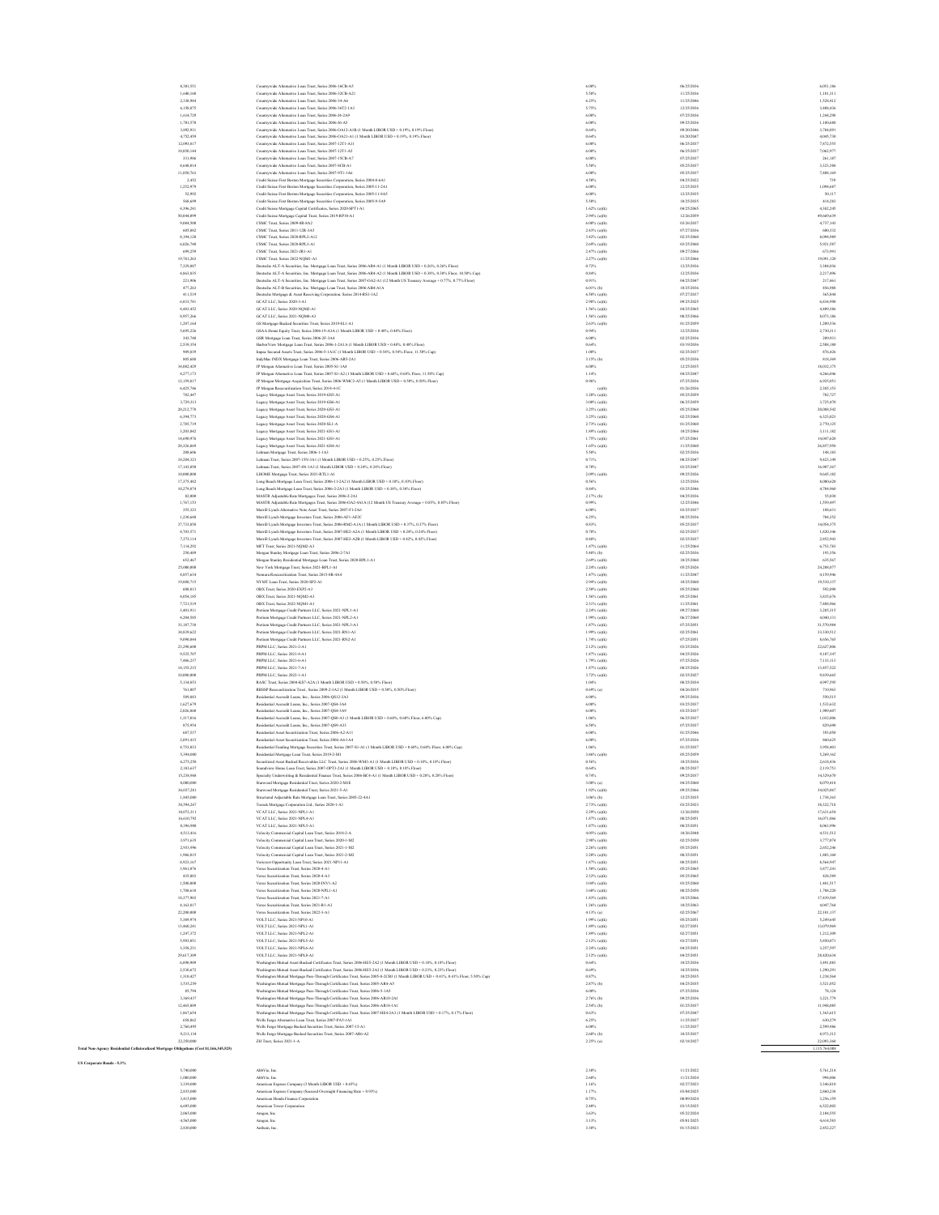| Principal Amount | Description | Rate | Maturity | Value |
|---|---|---|---|---|
| 8,301,551 | Countrywide Alternative Loan Trust, Series 2006-16CB-A5 | 6.00% | 06/25/2036 | 6,051,186 |
| 1,640,168 | Countrywide Alternative Loan Trust, Series 2006-12CB-A21 | 5.50% | 11/25/2036 | 1,181,311 |
| 2,330,984 | Countrywide Alternative Loan Trust, Series 2006-14-A6 | 6.25% | 11/25/2046 | 1,528,412 |
| 6,158,875 | Countrywide Alternative Loan Trust, Series 2006-36T2-1A3 | 5.75% | 12/25/2036 | 3,488,436 |
| 1,614,729 | Countrywide Alternative Loan Trust, Series 2006-J6-2A9 | 6.00% | 07/25/2036 | 1,244,298 |
| 1,781,578 | Countrywide Alternative Loan Trust, Series 2006-J6-A5 | 6.00% | 09/25/2036 | 1,100,688 |
| 3,892,931 | Countrywide Alternative Loan Trust, Series 2006-OA12-A1B (1 Month LIBOR USD + 0.19%, 0.19% Floor) | 0.64% | 09/20/2046 | 3,786,091 |
| 4,752,459 | Countrywide Alternative Loan Trust, Series 2006-OA21-A1 (1 Month LIBOR USD + 0.19%, 0.19% Floor) | 0.64% | 03/20/2047 | 4,045,730 |
| 12,091,817 | Countrywide Alternative Loan Trust, Series 2007-12T1-A11 | 6.00% | 06/25/2037 | 7,872,555 |
| 10,850,144 | Countrywide Alternative Loan Trust, Series 2007-12T1-A5 | 6.00% | 06/25/2037 | 7,062,977 |
| 331,986 | Countrywide Alternative Loan Trust, Series 2007-15CB-A7 | 6.00% | 07/25/2037 | 261,187 |
| 4,648,014 | Countrywide Alternative Loan Trust, Series 2007-8CB-A1 | 5.50% | 05/25/2037 | 3,323,308 |
| 11,850,763 | Countrywide Alternative Loan Trust, Series 2007-9T1-1A6 | 6.00% | 05/25/2037 | 7,488,169 |
| 2,652 | Credit Suisse First Boston Mortgage Securities Corporation, Series 2004-8-6A1 | 4.50% | 04/25/2022 | 738 |
| 1,252,979 | Credit Suisse First Boston Mortgage Securities Corporation, Series 2005-11-2A1 | 6.00% | 12/25/2035 | 1,094,687 |
| 52,992 | Credit Suisse First Boston Mortgage Securities Corporation, Series 2005-11-6A5 | 6.00% | 12/25/2035 | 50,117 |
| 568,699 | Credit Suisse First Boston Mortgage Securities Corporation, Series 2005-9-5A9 | 5.50% | 10/25/2035 | 414,283 |
| 4,396,241 | Credit Suisse Mortgage Capital Certificates, Series 2020-SPT1-A1 | 1.62% (a)(k) | 04/25/2065 | 4,382,245 |
| 50,044,899 | Credit Suisse Mortgage Capital Trust, Series 2019-RP10-A1 | 2.98% (a)(k) | 12/26/2059 | 49,669,639 |
| 9,084,508 | CSMC Trust, Series 2009-8R-9A2 | 6.00% (a)(k) | 03/26/2037 | 8,737,143 |
| 605,882 | CSMC Trust, Series 2013-11R-3A5 | 2.43% (a)(k) | 07/27/2036 | 600,532 |
| 8,194,128 | CSMC Trust, Series 2020-RPL2-A12 | 3.42% (a)(k) | 02/25/2060 | 8,094,909 |
| 6,026,748 | CSMC Trust, Series 2020-RPL3-A1 | 2.69% (a)(k) | 03/25/2060 | 5,921,587 |
| 699,259 | CSMC Trust, Series 2021-JR1-A1 | 2.47% (a)(k) | 09/27/2066 | 673,591 |
| 19,701,263 | CSMC Trust, Series 2022-NQM1-A1 | 2.27% (a)(k) | 11/25/2066 | 19,091,120 |
| 7,329,887 | Deutsche ALT-A Securities, Inc. Mortgage Loan Trust, Series 2006-AR4-A1 (1 Month LIBOR USD + 0.26%, 0.26% Floor) | 0.72% | 12/25/2036 | 3,388,036 |
| 4,863,835 | Deutsche ALT-A Securities, Inc. Mortgage Loan Trust, Series 2006-AR4-A2 (1 Month LIBOR USD + 0.38%, 0.38% Floor, 10.50% Cap) | 0.84% | 12/25/2036 | 2,217,496 |
| 221,906 | Deutsche ALT-A Securities, Inc. Mortgage Loan Trust, Series 2007-OA2-A1 (12 Month US Treasury Average + 0.77%, 0.77% Floor) | 0.91% | 04/25/2047 | 217,461 |
| 477,263 | Deutsche ALT-B Securities, Inc. Mortgage Loan Trust, Series 2006-AB4-A1A | 6.01% (b) | 10/25/2036 | 456,988 |
| 411,519 | Deutsche Mortgage & Asset Receiving Corporation, Series 2014-RS1-1A2 | 6.50% (a)(k) | 07/27/2037 | 363,844 |
| 6,833,781 | GCAT LLC, Series 2020-3-A1 | 2.98% (a)(k) | 09/25/2025 | 6,816,990 |
| 4,483,452 | GCAT LLC, Series 2021-NQM2-A1 | 1.04% (a)(k) | 04/25/2065 | 4,409,386 |
| 8,957,266 | GCAT LLC, Series 2021-NQM3-A3 | 1.50% (a)(k) | 08/25/2066 | 8,073,186 |
| 1,207,164 | GS Mortgage-Backed Securities Trust, Series 2019-SL1-A1 | 2.63% (a)(k) | 01/25/2059 | 1,209,516 |
| 5,695,226 | GSAA Home Equity Trust, Series 2006-19-A3A (1 Month LIBOR USD + 0.48%, 0.48% Floor) | 0.94% | 12/25/2036 | 2,730,311 |
| 343,748 | GSR Mortgage Loan Trust, Series 2006-2F-3A4 | 6.00% | 02/25/2036 | 289,931 |
| 2,539,354 | HarborView Mortgage Loan Trust, Series 2006-1-2A1A (1 Month LIBOR USD + 0.40%, 0.40% Floor) | 0.64% | 03/19/2036 | 2,508,100 |
| 909,839 | Impac Secured Assets Trust, Series 2006-5-1A1C (1 Month LIBOR USD + 0.54%, 0.54% Floor, 11.50% Cap) | 1.00% | 02/25/2037 | 876,426 |
| 805,608 | IndyMac INDX Mortgage Loan Trust, Series 2006-AR5-2A1 | 3.15% (b) | 05/25/2036 | 810,369 |
| 34,882,429 | JP Morgan Alternative Loan Trust, Series 2005-S1-1A4 | 6.00% | 12/25/2035 | 18,032,175 |
| 4,277,173 | JP Morgan Alternative Loan Trust, Series 2007-S1-A2 (1 Month LIBOR USD + 0.68%, 0.68% Floor, 11.50% Cap) | 1.14% | 04/25/2047 | 4,286,046 |
| 12,150,817 | JP Morgan Mortgage Acquisition Trust, Series 2006-WMC2-A5 (1 Month LIBOR USD + 0.50%, 0.50% Floor) | 0.96% | 07/25/2036 | 6,923,051 |
| 6,425,746 | JP Morgan Resecuritization Trust, Series 2010-4-1C | (a)(l) | 01/26/2036 | 2,385,153 |
| 782,467 | Legacy Mortgage Asset Trust, Series 2019-GS5-A1 | 3.20% (a)(k) | 05/25/2059 | 782,727 |
| 3,729,313 | Legacy Mortgage Asset Trust, Series 2019-GS6-A1 | 3.00% (a)(k) | 06/25/2059 | 3,725,470 |
| 20,212,778 | Legacy Mortgage Asset Trust, Series 2020-GS3-A1 | 3.25% (a)(k) | 05/25/2060 | 20,088,542 |
| 6,394,773 | Legacy Mortgage Asset Trust, Series 2020-GS4-A1 | 3.25% (a)(k) | 02/25/2060 | 6,323,023 |
| 2,785,719 | Legacy Mortgage Asset Trust, Series 2020-SL1-A | 2.73% (a)(k) | 01/25/2060 | 2,770,125 |
| 3,203,882 | Legacy Mortgage Asset Trust, Series 2021-GS1-A1 | 1.89% (a)(k) | 10/25/2066 | 3,111,182 |
| 10,690,976 | Legacy Mortgage Asset Trust, Series 2021-GS3-A1 | 1.75% (a)(k) | 07/25/2061 | 10,047,620 |
| 28,326,869 | Legacy Mortgage Asset Trust, Series 2021-GS4-A1 | 1.65% (a)(k) | 11/25/2060 | 26,557,950 |
| 200,606 | Lehman Mortgage Trust, Series 2006-1-1A5 | 5.50% | 02/25/2036 | 149,103 |
| 10,204,323 | Lehman Trust, Series 2007-15N-3A1 (1 Month LIBOR USD + 0.25%, 0.25% Floor) | 0.71% | 08/25/2047 | 9,425,149 |
| 17,143,858 | Lehman Trust, Series 2007-4N-1A3 (1 Month LIBOR USD + 0.24%, 0.24% Floor) | 0.70% | 03/25/2047 | 16,987,367 |
| 10,000,000 | LHOME Mortgage Trust, Series 2021-RTL1-A1 | 2.09% (a)(k) | 09/25/2026 | 9,645,182 |
| 17,375,492 | Long Beach Mortgage Loan Trust, Series 2006-11-2A2 (1 Month LIBOR USD + 0.10%, 0.10% Floor) | 0.56% | 12/25/2036 | 8,080,620 |
| 10,279,874 | Long Beach Mortgage Loan Trust, Series 2006-2-2A3 (1 Month LIBOR USD + 0.38%, 0.38% Floor) | 0.84% | 03/25/2046 | 4,786,960 |
| 82,800 | MASTR Adjustable Rate Mortgages Trust, Series 2006-2-2A1 | 2.17% (b) | 04/25/2036 | 55,030 |
| 1,767,153 | MASTR Adjustable Rate Mortgages Trust, Series 2006-OA2-4A1A (12 Month US Treasury Average + 0.85%, 0.85% Floor) | 0.99% | 12/25/2046 | 1,559,497 |
| 355,323 | Merrill Lynch Alternative Note Asset Trust, Series 2007-F1-2A6 | 6.00% | 03/25/2037 | 188,611 |
| 1,230,648 | Merrill Lynch Mortgage Investors Trust, Series 2006-AF1-AF2C | 6.25% | 08/25/2036 | 784,352 |
| 37,733,858 | Merrill Lynch Mortgage Investors Trust, Series 2006-RM2-A1A (1 Month LIBOR USD + 0.37%, 0.37% Floor) | 0.83% | 05/25/2037 | 14,054,375 |
| 4,703,571 | Merrill Lynch Mortgage Investors Trust, Series 2007-HE2-A2A (1 Month LIBOR USD + 0.24%, 0.24% Floor) | 0.70% | 02/25/2037 | 1,820,306 |
| 7,273,114 | Merrill Lynch Mortgage Investors Trust, Series 2007-HE2-A2B (1 Month LIBOR USD + 0.42%, 0.42% Floor) | 0.88% | 02/25/2037 | 2,852,943 |
| 7,114,292 | MFT Trust, Series 2021-NQM2-A3 | 1.47% (a)(k) | 11/25/2064 | 6,753,783 |
| 230,409 | Morgan Stanley Mortgage Loan Trust, Series 2006-2-7A1 | 5.48% (b) | 02/25/2036 | 191,356 |
| 652,467 | Morgan Stanley Residential Mortgage Loan Trust, Series 2020-RPL1-A1 | 2.69% (a)(k) | 10/25/2060 | 635,567 |
| 25,000,000 | New York Mortgage Trust, Series 2021-BPL1-A1 | 2.24% (a)(k) | 05/25/2026 | 24,288,077 |
| 4,857,634 | Nomura Resecuritization Trust, Series 2015-5R-4A4 | 1.47% (a)(k) | 11/25/2047 | 4,159,946 |
| 19,880,715 | NYMT Loan Trust, Series 2020-SP2-A1 | 2.94% (a)(k) | 10/25/2060 | 19,510,137 |
| 608,813 | OBX Trust, Series 2020-EXP2-A3 | 2.50% (a)(k) | 05/25/2060 | 592,090 |
| 4,054,185 | OBX Trust, Series 2021-NQM2-A3 | 1.56% (a)(k) | 05/25/2061 | 3,835,676 |
| 7,721,519 | OBX Trust, Series 2022-NQM1-A1 | 2.31% (a)(k) | 11/25/2061 | 7,488,966 |
| 3,401,911 | Pretium Mortgage Credit Partners LLC, Series 2021-NPL1-A1 | 2.24% (a)(k) | 09/27/2060 | 3,285,315 |
| 4,204,385 | Pretium Mortgage Credit Partners LLC, Series 2021-NPL2-A1 | 1.99% (a)(k) | 06/27/2060 | 4,080,131 |
| 33,107,738 | Pretium Mortgage Credit Partners LLC, Series 2021-NPL3-A1 | 1.87% (a)(k) | 07/25/2051 | 31,570,044 |
| 34,839,622 | Pretium Mortgage Credit Partners LLC, Series 2021-RN1-A1 | 1.99% (a)(k) | 02/25/2061 | 33,330,512 |
| 9,090,844 | Pretium Mortgage Credit Partners LLC, Series 2021-RN2-A1 | 1.74% (a)(k) | 07/25/2051 | 8,656,765 |
| 23,290,608 | PRPM LLC, Series 2021-2-A1 | 2.12% (a)(k) | 03/25/2026 | 22,627,806 |
| 9,525,707 | PRPM LLC, Series 2021-6-A1 | 1.87% (a)(k) | 04/25/2026 | 9,107,347 |
| 7,486,237 | PRPM LLC, Series 2021-6-A1 | 1.79% (a)(k) | 07/25/2026 | 7,133,313 |
| 14,155,215 | PRPM LLC, Series 2021-7-A1 | 1.87% (a)(k) | 08/25/2026 | 13,457,522 |
| 10,000,000 | PRPM LLC, Series 2022-1-A1 | 3.72% (a)(k) | 02/25/2027 | 9,839,665 |
| 5,134,433 | RASC Trust, Series 2004-KS7-A2A (1 Month LIBOR USD + 0.58%, 0.58% Floor) | 1.04% | 08/25/2034 | 4,997,595 |
| 761,807 | RBSSP Resecuritization Trust , Series 2009-12-3A2 (1 Month LIBOR USD + 0.30%, 0.30% Floor) | 0.69% (a) | 09/26/2035 | 710,963 |
| 589,883 | Residential Accredit Loans, Inc., Series 2006-QS12-2A3 | 6.00% | 09/25/2036 | 550,515 |
| 1,627,679 | Residential Accredit Loans, Inc., Series 2007-QS4-3A4 | 6.00% | 03/25/2037 | 1,533,632 |
| 2,026,868 | Residential Accredit Loans, Inc., Series 2007-QS4-3A9 | 6.00% | 03/25/2037 | 1,909,607 |
| 1,317,816 | Residential Accredit Loans, Inc., Series 2007-QS8-A3 (1 Month LIBOR USD + 0.60%, 0.60% Floor, 6.00% Cap) | 1.06% | 06/25/2037 | 1,032,096 |
| 875,954 | Residential Accredit Loans, Inc., Series 2007-QS9-A33 | 6.50% | 07/25/2037 | 829,690 |
| 687,537 | Residential Asset Securitization Trust, Series 2006-A2-A11 | 6.00% | 01/25/2046 | 393,050 |
| 2,091,415 | Residential Asset Securitization Trust, Series 2006-A6-1A4 | 6.00% | 07/25/2036 | 860,625 |
| 8,751,813 | Residential Funding Mortgage Securities Trust, Series 2007-S1-A1 (1 Month LIBOR USD + 0.60%, 0.60% Floor, 6.00% Cap) | 1.06% | 01/25/2037 | 3,950,401 |
| 5,394,000 | Residential Mortgage Loan Trust, Series 2019-2-M1 | 3.86% (a)(k) | 05/25/2059 | 5,269,162 |
| 6,275,258 | Securitized Asset Backed Receivables LLC Trust, Series 2006-WM3-A1 (1 Month LIBOR USD + 0.10%, 0.10% Floor) | 0.56% | 10/25/2036 | 2,618,436 |
| 2,183,637 | Soundview Home Loan Trust, Series 2007-OPT3-2A3 (1 Month LIBOR USD + 0.18%, 0.18% Floor) | 0.64% | 08/25/2037 | 2,139,751 |
| 15,238,968 | Specialty Underwriting & Residential Finance Trust, Series 2006-BC4-A1 (1 Month LIBOR USD + 0.28%, 0.28% Floor) | 0.74% | 09/25/2037 | 14,529,670 |
| 8,000,000 | Starwood Mortgage Residential Trust, Series 2020-2-M1E | 3.00% (a) | 04/25/2060 | 8,079,418 |
| 36,037,281 | Starwood Mortgage Residential Trust, Series 2021-5-A1 | 1.92% (a)(k) | 09/25/2066 | 34,025,067 |
| 1,845,000 | Structured Adjustable Rate Mortgage Loan Trust, Series 2005-22-4A1 | 3.06% (b) | 12/25/2035 | 1,738,363 |
| 38,594,267 | Toorak Mortgage Corporation Ltd., Series 2020-1-A1 | 2.73% (a)(k) | 03/25/2023 | 38,322,718 |
| 18,072,311 | VCAT LLC, Series 2021-NPL1-A1 | 2.29% (a)(k) | 12/26/2050 | 17,631,654 |
| 16,633,792 | VCAT LLC, Series 2021-NPL4-A1 | 1.87% (a)(k) | 08/25/2051 | 16,071,066 |
| 8,396,998 | VCAT LLC, Series 2021-NPL5-A1 | 1.87% (a)(k) | 08/25/2051 | 8,063,996 |
| 4,513,416 | Velocity Commercial Capital Loan Trust, Series 2019-2-A | 4.05% (a)(k) | 10/26/2048 | 4,531,512 |
| 3,971,635 | Velocity Commercial Capital Loan Trust, Series 2020-1-M2 | 2.98% (a)(k) | 02/25/2050 | 3,777,074 |
| 2,933,996 | Velocity Commercial Capital Loan Trust, Series 2021-1-M2 | 2.26% (a)(k) | 05/25/2051 | 2,652,246 |
| 1,986,815 | Velocity Commercial Capital Loan Trust, Series 2021-2-M2 | 2.20% (a)(k) | 08/25/2051 | 1,803,160 |
| 8,923,167 | Vericrest Opportunity Loan Transferee, Series 2021-NP11-A1 | 1.87% (a)(k) | 08/25/2051 | 8,564,947 |
| 3,961,876 | Verus Securitization Trust, Series 2020-4-A3 | 1.38% (a)(k) | 05/25/2065 | 3,877,241 |
| 635,803 | Verus Securitization Trust, Series 2020-4-A3 | 2.32% (a)(k) | 05/25/2065 | 628,589 |
| 1,500,000 | Verus Securitization Trust, Series 2020-INV1-A2 | 3.04% (a)(k) | 03/25/2060 | 1,481,517 |
| 1,788,610 | Verus Securitization Trust, Series 2020-NPL1-A1 | 3.60% (a)(k) | 08/25/2050 | 1,788,220 |
| 18,377,903 | Verus Securitization Trust, Series 2021-7-A1 | 1.83% (a)(k) | 10/25/2066 | 17,439,569 |
| 8,163,017 | Verus Securitization Trust, Series 2021-R1-A3 | 1.26% (a)(k) | 10/25/2063 | 8,047,764 |
| 22,200,000 | Verus Securitization Trust, Series 2022-3-A1 | 4.13% (a) | 02/25/2067 | 22,181,137 |
| 5,369,974 | VOLT LLC, Series 2021-NP10-A1 | 1.99% (a)(k) | 05/25/2051 | 5,249,645 |
| 13,460,241 | VOLT LLC, Series 2021-NPL1-A1 | 1.89% (a)(k) | 02/27/2051 | 13,079,969 |
| 1,247,372 | VOLT LLC, Series 2021-NPL2-A1 | 1.89% (a)(k) | 02/27/2051 | 1,212,309 |
| 5,991,851 | VOLT LLC, Series 2021-NPL5-A1 | 2.12% (a)(k) | 03/27/2051 | 5,850,071 |
| 3,358,231 | VOLT LLC, Series 2021-NPL6-A1 | 2.24% (a)(k) | 04/25/2051 | 3,257,597 |
| 29,617,309 | VOLT LLC, Series 2021-NPL8-A1 | 2.12% (a)(k) | 04/25/2051 | 28,420,634 |
| 6,890,909 | Washington Mutual Asset-Backed Certificates Trust, Series 2006-HE5-2A2 (1 Month LIBOR USD + 0.18%, 0.18% Floor) | 0.64% | 10/25/2036 | 3,491,083 |
| 2,530,672 | Washington Mutual Asset-Backed Certificates Trust, Series 2006-HE5-2A3 (1 Month LIBOR USD + 0.23%, 0.23% Floor) | 0.69% | 10/25/2036 | 1,290,291 |
| 1,310,427 | Washington Mutual Mortgage Pass-Through Certificates Trust, Series 2005-8-2CB3 (1 Month LIBOR USD + 0.41%, 0.41% Floor, 5.50% Cap) | 0.87% | 10/25/2035 | 1,230,564 |
| 3,515,256 | Washington Mutual Mortgage Pass-Through Certificates Trust, Series 2005-AR8-A5 | 2.87% (b) | 04/25/2035 | 3,521,052 |
| 85,794 | Washington Mutual Mortgage Pass-Through Certificates Trust, Series 2006-5-1A3 | 6.00% | 07/25/2036 | 78,124 |
| 3,569,637 | Washington Mutual Mortgage Pass-Through Certificates Trust, Series 2006-AR10-2A1 | 2.76% (b) | 09/25/2036 | 3,221,779 |
| 12,465,809 | Washington Mutual Mortgage Pass-Through Certificates Trust, Series 2006-AR18-1A1 | 2.54% (b) | 01/25/2037 | 11,948,085 |
| 1,867,854 | Washington Mutual Mortgage Pass-Through Certificates Trust, Series 2007-HE4-2A3 (1 Month LIBOR USD + 0.17%, 0.17% Floor) | 0.63% | 07/25/2047 | 1,361,613 |
| 658,862 | Wells Fargo Alternative Loan Trust, Series 2007-PA5-1A1 | 6.25% | 11/25/2037 | 620,279 |
| 2,780,495 | Wells Fargo Mortgage Backed Securities Trust, Series 2007-15-A1 | 6.00% | 11/25/2037 | 2,599,986 |
| 9,213,134 | Wells Fargo Mortgage Backed Securities Trust, Series 2007-AR6-A2 | 2.60% (b) | 10/25/2037 | 8,973,312 |
| 22,250,000 | ZH Trust, Series 2021-1-A | 2.25% (a) | 02/18/2027 | 22,093,360 |
| **Total Non-Agency Residential Collateralized Mortgage Obligations (Cost $1,166,345,525)** | | | | 1,115,764,088 |

**US Corporate Bonds - 5.3%**

| Principal Amount | Description | Rate | Maturity | Value |
|---|---|---|---|---|
| 5,790,000 | AbbVie, Inc. | 2.30% | 11/21/2022 | 5,761,214 |
| 1,000,000 | AbbVie, Inc. | 2.60% | 11/21/2024 | 994,096 |
| 3,339,000 | American Express Company (3 Month LIBOR USD + 0.65%) | 1.16% | 02/27/2023 | 3,348,810 |
| 2,925,000 | American Express Company (Secured Overnight Financing Rate + 0.93%) | 1.17% | 03/04/2025 | 2,860,238 |
| 3,415,000 | American Honda Finance Corporation | 0.75% | 08/09/2024 | 3,256,159 |
| 6,695,000 | American Tower Corporation | 2.40% | 03/15/2025 | 6,522,002 |
| 2,065,000 | Amgen, Inc. | 3.63% | 05/22/2024 | 2,108,555 |
| 4,565,000 | Amgen, Inc. | 3.13% | 05/01/2025 | 4,618,583 |
| 2,830,000 | Anthem, Inc. | 3.30% | 01/15/2023 | 2,852,227 |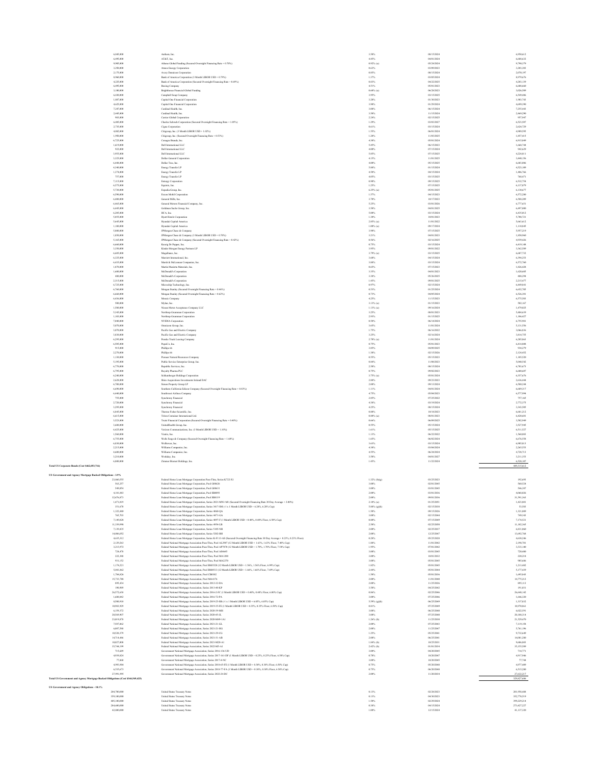| | | | | |
|---|---|---|---|---|
| 6,845,000 | Anthem, Inc. | 3.50% | 08/15/2024 | 6,950,612 |
| 6,495,000 | AT&T, Inc. | 4.45% | 04/01/2024 | 6,688,632 |
| 9,985,000 | Athene Global Funding (Secured Overnight Financing Rate + 0.70%) | 0.92% (a) | 05/24/2024 | 9,790,379 |
| 3,250,000 | Atmos Energy Corporation | 0.63% | 03/09/2023 | 3,201,910 |
| 2,175,000 | Avery Dennison Corporation | 0.85% | 08/15/2024 | 2,070,197 |
| 8,960,000 | Bank of America Corporation (3 Month LIBOR USD + 0.79%) | 1.37% | 03/05/2024 | 8,979,676 |
| 4,225,000 | Bank of America Corporation (Secured Overnight Financing Rate + 0.69%) | 0.93% | 04/22/2025 | 4,201,139 |
| 6,695,000 | Boeing Company | 4.51% | 05/01/2023 | 6,800,660 |
| 3,100,000 | Brighthouse Financial Global Funding | 0.60% (a) | 06/28/2023 | 3,020,509 |
| 6,430,000 | Campbell Soup Company | 3.95% | 03/15/2025 | 6,549,486 |
| 1,987,000 | Capital One Financial Corporation | 3.20% | 01/30/2023 | 1,985,743 |
| 4,625,000 | Capital One Financial Corporation | 3.90% | 01/29/2024 | 4,699,590 |
| 7,247,000 | Cardinal Health, Inc. | 3.08% | 06/15/2024 | 7,255,843 |
| 2,445,000 | Cardinal Health, Inc. | 3.50% | 11/15/2024 | 2,469,290 |
| 993,000 | Carrier Global Corporation | 2.24% | 02/15/2025 | 957,947 |
| 6,485,000 | Charles Schwab Corporation (Secured Overnight Financing Rate + 1.05%) | 1.29% | 03/03/2027 | 6,521,507 |
| 2,735,000 | Cigna Corporation | 0.61% | 03/15/2024 | 2,624,729 |
| 4,882,000 | Citigroup, Inc. (3 Month LIBOR USD + 1.02%) | 1.55% | 06/01/2024 | 4,909,595 |
| 1,950,000 | Citigroup, Inc. (Secured Overnight Financing Rate + 0.57%) | 1.20% | 11/03/2025 | 1,857,415 |
| 6,725,000 | Conagra Brands, Inc. | 4.30% | 05/01/2024 | 6,913,040 |
| 1,619,000 | Dell International LLC | 5.45% | 06/15/2023 | 1,668,744 |
| 923,000 | Dell International LLC | 4.00% | 07/15/2024 | 942,629 |
| 3,955,000 | Dell International LLC | 5.85% | 07/15/2025 | 4,224,811 |
| 3,325,000 | Dollar General Corporation | 4.15% | 11/01/2025 | 3,440,156 |
| 6,440,000 | Dollar Tree, Inc. | 4.00% | 05/15/2025 | 6,603,086 |
| 4,340,000 | Energy Transfer LP | 5.88% | 01/15/2024 | 4,521,109 |
| 1,374,000 | Energy Transfer LP | 4.50% | 04/15/2024 | 1,406,766 |
| 757,000 | Energy Transfer LP | 4.05% | 03/15/2025 | 768,471 |
| 7,115,000 | Entergy Corporation | 0.90% | 09/15/2025 | 6,532,754 |
| 6,575,000 | Equinix, Inc. | 1.25% | 07/15/2025 | 6,137,079 |
| 5,730,000 | Expedia Group, Inc. | 6.25% (a) | 05/01/2025 | 6,130,677 |
| 6,590,000 | Exxon Mobil Corporation | 1.57% | 04/15/2023 | 6,572,280 |
| 6,480,000 | General Mills, Inc. | 3.70% | 10/17/2023 | 6,588,209 |
| 6,465,000 | General Motors Financial Company, Inc. | 5.25% | 03/01/2026 | 6,777,651 |
| 6,445,000 | Goldman Sachs Group, Inc. | 3.50% | 04/01/2025 | 6,497,000 |
| 6,205,000 | HCA, Inc. | 5.00% | 03/15/2024 | 6,435,012 |
| 5,955,000 | Hyatt Hotels Corporation | 1.30% | 10/01/2023 | 5,788,721 |
| 5,645,000 | Hyundai Capital America | 2.85% (a) | 11/01/2022 | 5,663,612 |
| 1,100,000 | Hyundai Capital America | 1.00% (a) | 09/17/2024 | 1,130,845 |
| 5,800,000 | JPMorgan Chase & Company | 3.90% | 07/15/2025 | 5,957,219 |
| 1,850,000 | JPMorgan Chase & Company (3 Month LIBOR USD + 0.70%) | 3.21% | 04/01/2023 | 1,850,960 |
| 5,165,000 | JPMorgan Chase & Company (Secured Overnight Financing Rate + 0.42%) | 0.56% | 02/16/2025 | 4,939,426 |
| 6,660,000 | Keurig Dr Pepper, Inc. | 0.75% | 03/15/2024 | 6,419,148 |
| 3,350,000 | Kinder Morgan Energy Partners LP | 3.95% | 09/01/2022 | 3,362,509 |
| 6,605,000 | Magallanes, Inc. | 3.79% (a) | 03/15/2025 | 6,607,732 |
| 6,325,000 | Marriott International, Inc. | 3.60% | 04/15/2024 | 6,394,253 |
| 6,435,000 | Marsh & McLennan Companies, Inc. | 3.88% | 03/15/2024 | 6,572,760 |
| 1,870,000 | Martin Marietta Materials, Inc. | 0.65% | 07/15/2023 | 1,826,028 |
| 1,600,000 | McDonald's Corporation | 3.35% | 04/01/2023 | 1,620,608 |
| 400,000 | McDonald's Corporation | 3.30% | 05/26/2025 | 400,294 |
| 2,315,000 | McDonald's Corporation | 1.45% | 09/01/2025 | 2,215,477 |
| 6,725,000 | Microchip Technology, Inc. | 0.97% | 02/15/2024 | 6,499,841 |
| 6,760,000 | Morgan Stanley (Secured Overnight Financing Rate + 0.46%) | 0.53% | 01/25/2024 | 6,652,705 |
| 6,660,000 | Morgan Stanley (Secured Overnight Financing Rate + 0.62%) | 0.73% | 04/05/2024 | 6,526,301 |
| 6,436,000 | Mosaic Company | 4.25% | 11/15/2023 | 6,575,503 |
| 500,000 | Mylan, Inc. | 3.13% (a) | 01/15/2023 | 502,167 |
| 1,500,000 | Nissan Motor Acceptance Company LLC | 1.13% (a) | 09/16/2024 | 1,479,025 |
| 5,345,000 | Northrop Grumman Corporation | 3.25% | 08/01/2023 | 5,404,639 |
| 1,183,000 | Northrop Grumman Corporation | 2.93% | 01/15/2025 | 1,186,427 |
| 7,000,000 | NVIDIA Corporation | 0.58% | 06/14/2024 | 6,755,981 |
| 5,070,000 | Omnicom Group, Inc. | 3.65% | 11/01/2024 | 5,131,556 |
| 3,070,000 | Pacific Gas and Electric Company | 1.75% | 06/16/2022 | 3,066,816 |
| 3,830,000 | Pacific Gas and Electric Company | 3.25% | 02/16/2024 | 3,814,755 |
| 6,295,000 | Penske Truck Leasing Company | 2.70% (a) | 11/01/2024 | 6,285,863 |
| 6,505,000 | PepsiCo, Inc. | 0.75% | 05/01/2023 | 6,414,808 |
| 915,000 | Phillips 66 | 3.85% | 04/09/2025 | 934,279 |
| 2,270,000 | Phillips 66 | 1.30% | 02/15/2026 | 2,124,452 |
| 1,130,000 | Pioneer Natural Resources Company | 0.55% | 05/15/2023 | 1,105,520 |
| 5,195,000 | Public Service Enterprise Group, Inc. | 0.84% | 11/08/2023 | 5,040,542 |
| 6,770,000 | Republic Services, Inc. | 2.50% | 08/15/2024 | 6,781,673 |
| 6,795,000 | Royalty Pharma PLC | 0.75% | 09/02/2023 | 6,600,607 |
| 6,240,000 | Schlumberger Holdings Corporation | 3.75% (a) | 05/01/2024 | 6,357,676 |
| 2,628,000 | Shire Acquisitions Investments Ireland DAC | 2.88% | 09/23/2023 | 2,636,444 |
| 6,700,000 | Simon Property Group LP | 2.00% | 09/13/2024 | 6,580,244 |
| 6,690,000 | Southern California Edison Company (Secured Overnight Financing Rate + 0.83%) | 1.11% | 04/01/2024 | 6,689,317 |
| 6,440,000 | Southwest Airlines Company | 4.75% | 05/04/2023 | 6,577,994 |
| 735,000 | Synchrony Financial | 2.85% | 07/25/2022 | 737,165 |
| 2,720,000 | Synchrony Financial | 4.38% | 03/19/2024 | 2,772,375 |
| 3,295,000 | Synchrony Financial | 4.25% | 08/15/2024 | 3,341,505 |
| 6,845,000 | Thermo Fisher Scientific, Inc. | 0.80% | 10/18/2023 | 6,681,212 |
| 6,615,000 | Triton Container International Ltd. | 0.80% (a) | 08/01/2023 | 6,420,601 |
| 3,523,000 | Truist Financial Corporation (Secured Overnight Financing Rate + 0.40%) | 0.66% | 06/09/2025 | 3,502,949 |
| 3,600,000 | UnitedHealth Group, Inc. | 0.55% | 05/15/2024 | 3,527,945 |
| 6,425,000 | Verizon Communications, Inc. (3 Month LIBOR USD + 1.10%) | 1.61% | 05/15/2025 | 6,511,527 |
| 1,560,000 | Viatris, Inc. | 1.13% | 06/22/2022 | 1,560,083 |
| 6,755,000 | Wells Fargo & Company (Secured Overnight Financing Rate + 1.60%) | 1.65% | 06/02/2024 | 6,676,558 |
| 6,830,000 | Welltower, Inc. | 3.63% | 03/15/2024 | 6,905,813 |
| 2,215,000 | Williams Companies, Inc. | 4.30% | 03/04/2024 | 2,265,533 |
| 4,600,000 | Williams Companies, Inc. | 4.55% | 06/24/2024 | 4,728,713 |
| 3,210,000 | Workday, Inc. | 3.50% | 04/01/2027 | 3,211,353 |
| 6,800,000 | Zimmer Biomet Holdings, Inc. | 1.45% | 11/22/2024 | 6,528,107 |
| **Total US Corporate Bonds (Cost $462,093,716)** | | | | 449,315,612 |

**US Government and Agency Mortgage Backed Obligations - 3.9%**

| | | | | |
|---|---|---|---|---|
| 23,060,355 | Federal Home Loan Mortgage Corporation Pass-Thru, Series K722-X1 | 1.32% (b)(g) | 03/25/2023 | 192,691 |
| 561,257 | Federal Home Loan Mortgage Corporation, Pool G08626 | 3.00% | 02/01/2045 | 560,524 |
| 549,054 | Federal Home Loan Mortgage Corporation, Pool G08631 | 3.00% | 03/01/2045 | 546,107 |
| 4,181,883 | Federal Home Loan Mortgage Corporation, Pool SB8093 | 2.00% | 03/01/2036 | 4,069,026 |
| 32,476,871 | Federal Home Loan Mortgage Corporation, Pool SB8119 | 2.00% | 09/01/2036 | 31,591,363 |
| 1,471,019 | Federal Home Loan Mortgage Corporation, Series 2021-MN1-M1 (Secured Overnight Financing Rate 30 Day Average + 2.00%) | 2.10% (a) | 01/25/2051 | 1,423,801 |
| 351,678 | Federal Home Loan Mortgage Corporation, Series 3417-SM (-1 x 1 Month LIBOR USD + 6.28%, 6.28% Cap) | 5.89% (g)(h) | 02/15/2038 | 53,503 |
| 1,322,440 | Federal Home Loan Mortgage Corporation, Series 4060-QA | 1.50% | 09/15/2026 | 1,321,009 |
| 765,703 | Federal Home Loan Mortgage Corporation, Series 4471-GA | 3.00% | 02/15/2044 | 749,143 |
| 7,149,828 | Federal Home Loan Mortgage Corporation, Series 4897-F (1 Month LIBOR USD + 0.40%, 0.40% Floor, 6.50% Cap) | 0.80% | 07/15/2049 | 7,174,521 |
| 11,339,590 | Federal Home Loan Mortgage Corporation, Series 4954-LB | 2.50% | 02/25/2050 | 11,102,365 |
| 7,139,435 | Federal Home Loan Mortgage Corporation, Series 5105-NH | 2.00% | 02/25/2037 | 6,931,060 |
| 14,086,052 | Federal Home Loan Mortgage Corporation, Series 5202-BH | 2.00% | 12/25/2047 | 13,692,768 |
| 4,635,312 | Federal Home Loan Mortgage Corporation, Series K-F113-AS (Secured Overnight Financing Rate 30 Day Average + 0.23%, 0.23% Floor) | 0.28% | 05/25/2028 | 4,630,246 |
| 2,129,261 | Federal National Mortgage Association Pass-Thru, Pool AL2987 (12 Month LIBOR USD + 1.61%, 1.61% Floor, 7.40% Cap) | 1.88% | 11/01/2042 | 2,190,701 |
| 3,213,972 | Federal National Mortgage Association Pass-Thru, Pool AP7878 (12 Month LIBOR USD + 1.78%, 1.78% Floor, 7.54% Cap) | 1.95% | 07/01/2042 | 3,333,140 |
| 724,478 | Federal National Mortgage Association Pass-Thru, Pool AS4645 | 3.00% | 03/01/2045 | 720,480 |
| 222,388 | Federal National Mortgage Association Pass-Thru, Pool MA1200 | 3.00% | 10/01/2032 | 220,219 |
| 931,152 | Federal National Mortgage Association Pass-Thru, Pool MA2270 | 3.00% | 05/01/2045 | 905,606 |
| 1,174,223 | Federal National Mortgage Association, Pool BM5528 (12 Month LIBOR USD + 1.56%, 1.56% Floor, 6.99% Cap) | 1.82% | 05/01/2045 | 1,213,482 |
| 5,041,862 | Federal National Mortgage Association, Pool BM4513 (12 Month LIBOR USD + 1.64%, 1.64% Floor, 7.69% Cap) | 2.44% | 05/01/2044 | 5,177,439 |
| 1,784,826 | Federal National Mortgage Association, Pool CB0302 | 1.50% | 05/01/2036 | 1,695,843 |
| 15,733,788 | Federal National Mortgage Association, Pool MA4176 | 2.00% | 11/01/2040 | 14,773,212 |
| 895,434 | Federal National Mortgage Association, Series 2012-12-DA | 2.00% | 11/25/2026 | 885,113 |
| 190,469 | Federal National Mortgage Association, Series 2013-90-KP | 3.50% | 04/25/2042 | 191,031 |
| 26,572,638 | Federal National Mortgage Association, Series 2016-2-FC (1 Month LIBOR USD + 0.40%, 0.40% Floor, 6.00% Cap) | 0.86% | 02/25/2046 | 26,646,142 |
| 1,680,862 | Federal National Mortgage Association, Series 2016-72-PA | 3.00% | 07/25/2046 | 1,646,320 |
| 8,500,918 | Federal National Mortgage Association, Series 2019-25-SB (-1 x 1 Month LIBOR USD + 6.05%, 6.05% Cap) | 5.59% (g)(h) | 06/25/2049 | 1,137,832 |
| 10,983,929 | Federal National Mortgage Association, Series 2019-35-FE (1 Month LIBOR USD + 0.35%, 0.35% Floor, 6.50% Cap) | 0.81% | 07/25/2049 | 10,959,061 |
| 6,159,372 | Federal National Mortgage Association, Series 2020-39-MH | 3.00% | 06/25/2040 | 6,022,591 |
| 20,569,907 | Federal National Mortgage Association, Series 2020-45-JL | 3.00% | 07/25/2040 | 20,108,314 |
| 23,019,078 | Federal National Mortgage Association, Series 2020-M49-1A1 | 1.26% (b) | 11/25/2030 | 21,529,670 |
| 7,587,862 | Federal National Mortgage Association, Series 2021-21-GL | 2.00% | 07/25/2043 | 7,119,158 |
| 6,007,588 | Federal National Mortgage Association, Series 2021-21-HG | 2.00% | 11/25/2047 | 5,761,196 |
| 10,520,379 | Federal National Mortgage Association, Series 2021-29-LG | 1.25% | 05/25/2041 | 9,732,649 |
| 14,714,446 | Federal National Mortgage Association, Series 2021-31-AB | 2.00% | 06/25/2041 | 14,081,200 |
| 10,027,800 | Federal National Mortgage Association, Series 2021-M20-A1 | 1.84% (b) | 10/25/2031 | 9,606,803 |
| 15,744,199 | Federal National Mortgage Association, Series 2022-M5-A1 | 2.42% (b) | 01/01/2034 | 15,155,549 |
| 715,669 | Government National Mortgage Association, Series 2016-136-UD | 3.00% | 04/20/2045 | 714,771 |
| 4,939,824 | Government National Mortgage Association, Series 2017-161-DF (1 Month LIBOR USD + 0.25%, 0.25% Floor, 6.50% Cap) | 0.70% | 10/20/2047 | 4,917,946 |
| 77,868 | Government National Mortgage Association, Series 2017-4-NC | 3.00% | 10/20/2045 | 77,744 |
| 4,993,984 | Government National Mortgage Association, Series 2018-65-FE (1 Month LIBOR USD + 0.30%, 0.30% Floor, 6.50% Cap) | 0.75% | 05/20/2048 | 4,977,409 |
| 6,535,671 | Government National Mortgage Association, Series 2018-77-FA (1 Month LIBOR USD + 0.30%, 0.30% Floor, 6.50% Cap) | 0.75% | 06/20/2048 | 6,515,280 |
| 27,991,995 | Government National Mortgage Association, Series 2022-24-DC | 2.00% | 11/20/2034 | 27,632,217 |
| **Total US Government and Agency Mortgage Backed Obligations (Cost $344,549,425)** | | | | 329,827,686 |

**US Government and Agency Obligations - 18.1%**

| | | | | |
|---|---|---|---|---|
| 204,700,000 | United States Treasury Notes | 0.13% | 02/28/2023 | 201,958,480 |
| 359,100,000 | United States Treasury Notes | 0.13% | 04/30/2023 | 352,770,519 |
| 405,100,000 | United States Treasury Notes | 1.50% | 02/29/2024 | 399,229,214 |
| 284,600,000 | United States Treasury Notes | 0.38% | 04/15/2024 | 273,427,227 |
| 42,800,000 | United States Treasury Notes | 1.00% | 12/15/2024 | 41,137,320 |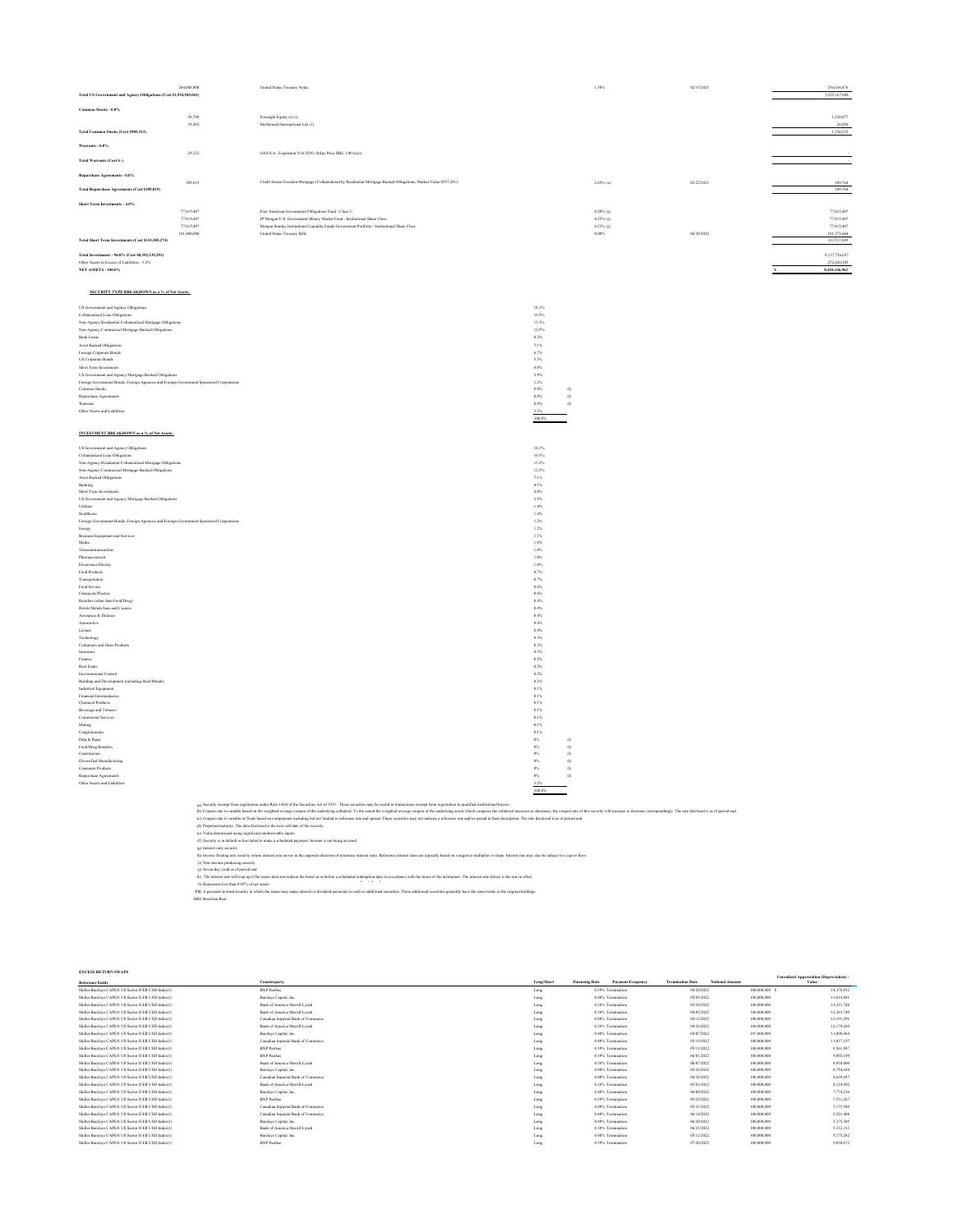| Principal Amount | Description | Rate | Maturity | Value |
|---|---|---|---|---|
| 264,000,000 | United States Treasury Notes | 1.50% | 02/15/2025 | 256,636,876 |
| **Total US Government and Agency Obligations (Cost $1,554,945,041)** | | | | 1,525,167,646 |
| **Common Stocks - 0.0%** | | | | |
| 56,790 | Foresight Equity (e) (i) | | | 1,230,477 |
| 39,402 | McDermott International Ltd. (i) | | | 26,058 |
| **Total Common Stocks (Cost $909,313)** | | | | 1,256,535 |
| **Warrants - 0.0%** | | | | |
| 29,232 | OAS S.A., Expiration 5/16/2039, Strike Price BRL 1.00 (e)(i) | | | - |
| **Total Warrants (Cost $-)** | | | | - |
| **Repurchase Agreements - 0.0%** | | | | |
| 109,819 | Credit Suisse Freedom Mortgage (Collateralized by Residential Mortgage Backed Obligations, Market Value $557,201) | 2.65% (c) | 02/22/2023 | 109,764 |
| **Total Repurchase Agreements (Cost $109,819)** | | | | 109,764 |
| **Short Term Investments - 4.0%** | | | | |
| 77,415,407 | First American Government Obligations Fund - Class U | 0.28% (j) | | 77,415,407 |
| 77,415,407 | JP Morgan U.S. Government Money Market Fund - Institutional Share Class | 0.25% (j) | | 77,415,407 |
| 77,415,407 | Morgan Stanley Institutional Liquidity Funds Government Portfolio - Institutional Share Class | 0.23% (j) | | 77,415,407 |
| 101,400,000 | United States Treasury Bills | 0.00% | 06/30/2022 | 101,271,664 |
| **Total Short Term Investments (Cost $333,585,274)** | | | | 333,517,885 |
| **Total Investments - 96.8% (Cost $8,392,139,291)** | | | | 8,137,726,657 |
| Other Assets in Excess of Liabilities - 3.2% | | | | 272,420,305 |
| **NET ASSETS - 100.0%** | | | | $ 8,410,146,962 |

**SECURITY TYPE BREAKDOWN as a % of Net Assets:**

| Security Type | % | |
|---|---|---|
| US Government and Agency Obligations | 18.1% | |
| Collateralized Loan Obligations | 16.5% | |
| Non-Agency Residential Collateralized Mortgage Obligations | 13.3% | |
| Non-Agency Commercial Mortgage Backed Obligations | 12.5% | |
| Bank Loans | 8.2% | |
| Asset Backed Obligations | 7.1% | |
| Foreign Corporate Bonds | 6.7% | |
| US Corporate Bonds | 5.3% | |
| Short Term Investments | 4.0% | |
| US Government and Agency Mortgage Backed Obligations | 3.9% | |
| Foreign Government Bonds, Foreign Agencies and Foreign Government Sponsored Corporations | 1.2% | |
| Common Stocks | 0.0% | (l) |
| Repurchase Agreements | 0.0% | (l) |
| Warrants | 0.0% | (l) |
| Other Assets and Liabilities | 3.2% | |
| | 100.0% | |

**INVESTMENT BREAKDOWN as a % of Net Assets:**

| Investment | % | |
|---|---|---|
| US Government and Agency Obligations | 18.1% | |
| Collateralized Loan Obligations | 16.5% | |
| Non-Agency Residential Collateralized Mortgage Obligations | 13.3% | |
| Non-Agency Commercial Mortgage Backed Obligations | 12.5% | |
| Asset Backed Obligations | 7.1% | |
| Banking | 4.1% | |
| Short Term Investments | 4.0% | |
| US Government and Agency Mortgage Backed Obligations | 3.9% | |
| Utilities | 1.4% | |
| Healthcare | 1.4% | |
| Foreign Government Bonds, Foreign Agencies and Foreign Government Sponsored Corporations | 1.2% | |
| Energy | 1.2% | |
| Business Equipment and Services | 1.1% | |
| Media | 1.0% | |
| Telecommunications | 1.0% | |
| Pharmaceuticals | 1.0% | |
| Electronics/Electric | 1.0% | |
| Food Products | 0.7% | |
| Transportation | 0.7% | |
| Food Service | 0.6% | |
| Chemicals/Plastics | 0.6% | |
| Retailers (other than Food/Drug) | 0.4% | |
| Hotels/Motels/Inns and Casinos | 0.4% | |
| Aerospace & Defense | 0.4% | |
| Automotive | 0.4% | |
| Leisure | 0.4% | |
| Technology | 0.3% | |
| Containers and Glass Products | 0.3% | |
| Insurance | 0.3% | |
| Finance | 0.2% | |
| Real Estate | 0.2% | |
| Environmental Control | 0.2% | |
| Building and Development (including Steel/Metals) | 0.2% | |
| Industrial Equipment | 0.1% | |
| Financial Intermediaries | 0.1% | |
| Chemical Products | 0.1% | |
| Beverage and Tobacco | 0.1% | |
| Commercial Services | 0.1% | |
| Mining | 0.1% | |
| Conglomerates | 0.1% | |
| Pulp & Paper | 0% | (l) |
| Food/Drug Retailers | 0% | (l) |
| Construction | 0% | (l) |
| Diversified Manufacturing | 0% | (l) |
| Consumer Products | 0% | (l) |
| Repurchase Agreements | 0% | (l) |
| Other Assets and Liabilities | 3.2% | |
| | 100.0% | |

(a) Security exempt from registration under Rule 144A of the Securities Act of 1933. These securities may be resold in transactions exempt from registration to qualified institutional buyers.
(b) Coupon rate is variable based on the weighted average coupon of the underlying collateral. To the extent the weighted average coupon of the underlying assets which comprise the collateral increases or decreases, the coupon rate of this security will increase or decrease correspondingly. The rate disclosed is as of period end.
(c) Coupon rate is variable or floats based on components including but not limited to reference rate and spread. These securities may not indicate a reference rate and/or spread in their description. The rate disclosed is as of period end.
(d) Perpetual maturity. The date disclosed is the next call date of the security.
(e) Value determined using significant unobservable inputs.
(f) Security is in default or has failed to make a scheduled payment. Income is not being accrued.
(g) Interest only security
(h) Inverse floating rate security whose interest rate moves in the opposite direction of reference interest rates. Reference interest rates are typically based on a negative multiplier or slope. Interest rate may also be subject to a cap or floor.
(i) Non-income producing security
(j) Seven-day yield as of period end
(k) The interest rate will step up if the issuer does not redeem the bond on or before a scheduled redemption date in accordance with the terms of the instrument. The interest rate shown is the rate in effect
(l) Represents less than 0.05% of net assets
PIK A payment-in-kind security in which the issuer may make interest or dividend payments in cash or additional securities. These additional securities generally have the same terms as the original holdings.
BRL Brazilian Real

**EXCESS RETURN SWAPS**

| Reference Entity | Counterparty | Long/Short | Financing Rate | Payment Frequency | Termination Date | Notional Amount | Unrealized Appreciation (Depreciation) / Value |
|---|---|---|---|---|---|---|---|
| Shiller Barclays CAPE® US Sector II ER USD Index(1) | BNP Paribas | Long | 0.39% | Termination | 04/20/2022 | 100,000,000 | $ 14,370,912 |
| Shiller Barclays CAPE® US Sector II ER USD Index(1) | Barclays Capital, Inc. | Long | 0.40% | Termination | 05/05/2022 | 100,000,000 | 13,818,881 |
| Shiller Barclays CAPE® US Sector II ER USD Index(1) | Bank of America Merrill Lynch | Long | 0.38% | Termination | 05/24/2022 | 100,000,000 | 13,321,748 |
| Shiller Barclays CAPE® US Sector II ER USD Index(1) | Bank of America Merrill Lynch | Long | 0.38% | Termination | 04/05/2022 | 100,000,000 | 12,263,760 |
| Shiller Barclays CAPE® US Sector II ER USD Index(1) | Canadian Imperial Bank of Commerce | Long | 0.40% | Termination | 04/12/2022 | 100,000,000 | 12,191,291 |
| Shiller Barclays CAPE® US Sector II ER USD Index(1) | Bank of America Merrill Lynch | Long | 0.38% | Termination | 04/26/2022 | 100,000,000 | 12,179,260 |
| Shiller Barclays CAPE® US Sector II ER USD Index(1) | Barclays Capital, Inc. | Long | 0.40% | Termination | 04/07/2022 | 107,000,000 | 11,890,964 |
| Shiller Barclays CAPE® US Sector II ER USD Index(1) | Canadian Imperial Bank of Commerce | Long | 0.40% | Termination | 05/19/2022 | 100,000,000 | 11,017,197 |
| Shiller Barclays CAPE® US Sector II ER USD Index(1) | BNP Paribas | Long | 0.39% | Termination | 05/11/2022 | 100,000,000 | 9,563,987 |
| Shiller Barclays CAPE® US Sector II ER USD Index(1) | BNP Paribas | Long | 0.39% | Termination | 06/01/2022 | 100,000,000 | 9,093,159 |
| Shiller Barclays CAPE® US Sector II ER USD Index(1) | Bank of America Merrill Lynch | Long | 0.38% | Termination | 06/07/2022 | 100,000,000 | 8,930,000 |
| Shiller Barclays CAPE® US Sector II ER USD Index(1) | Barclays Capital, Inc. | Long | 0.40% | Termination | 05/26/2022 | 100,000,000 | 8,754,610 |
| Shiller Barclays CAPE® US Sector II ER USD Index(1) | Canadian Imperial Bank of Commerce | Long | 0.40% | Termination | 04/28/2022 | 100,000,000 | 8,639,457 |
| Shiller Barclays CAPE® US Sector II ER USD Index(1) | Bank of America Merrill Lynch | Long | 0.38% | Termination | 05/03/2022 | 100,000,000 | 8,124,502 |
| Shiller Barclays CAPE® US Sector II ER USD Index(1) | Barclays Capital, Inc. | Long | 0.40% | Termination | 06/09/2022 | 100,000,000 | 7,774,216 |
| Shiller Barclays CAPE® US Sector II ER USD Index(1) | BNP Paribas | Long | 0.39% | Termination | 05/25/2022 | 100,000,000 | 7,551,267 |
| Shiller Barclays CAPE® US Sector II ER USD Index(1) | Canadian Imperial Bank of Commerce | Long | 0.40% | Termination | 05/31/2022 | 100,000,000 | 7,175,580 |
| Shiller Barclays CAPE® US Sector II ER USD Index(1) | Canadian Imperial Bank of Commerce | Long | 0.40% | Termination | 06/14/2022 | 100,000,000 | 5,521,408 |
| Shiller Barclays CAPE® US Sector II ER USD Index(1) | Barclays Capital, Inc. | Long | 0.40% | Termination | 06/30/2022 | 100,000,000 | 5,375,305 |
| Shiller Barclays CAPE® US Sector II ER USD Index(1) | Bank of America Merrill Lynch | Long | 0.38% | Termination | 06/21/2022 | 100,000,000 | 5,312,313 |
| Shiller Barclays CAPE® US Sector II ER USD Index(1) | Barclays Capital, Inc. | Long | 0.40% | Termination | 05/12/2022 | 100,000,000 | 5,175,262 |
| Shiller Barclays CAPE® US Sector II ER USD Index(1) | BNP Paribas | Long | 0.39% | Termination | 07/20/2022 | 100,000,000 | 5,058,672 |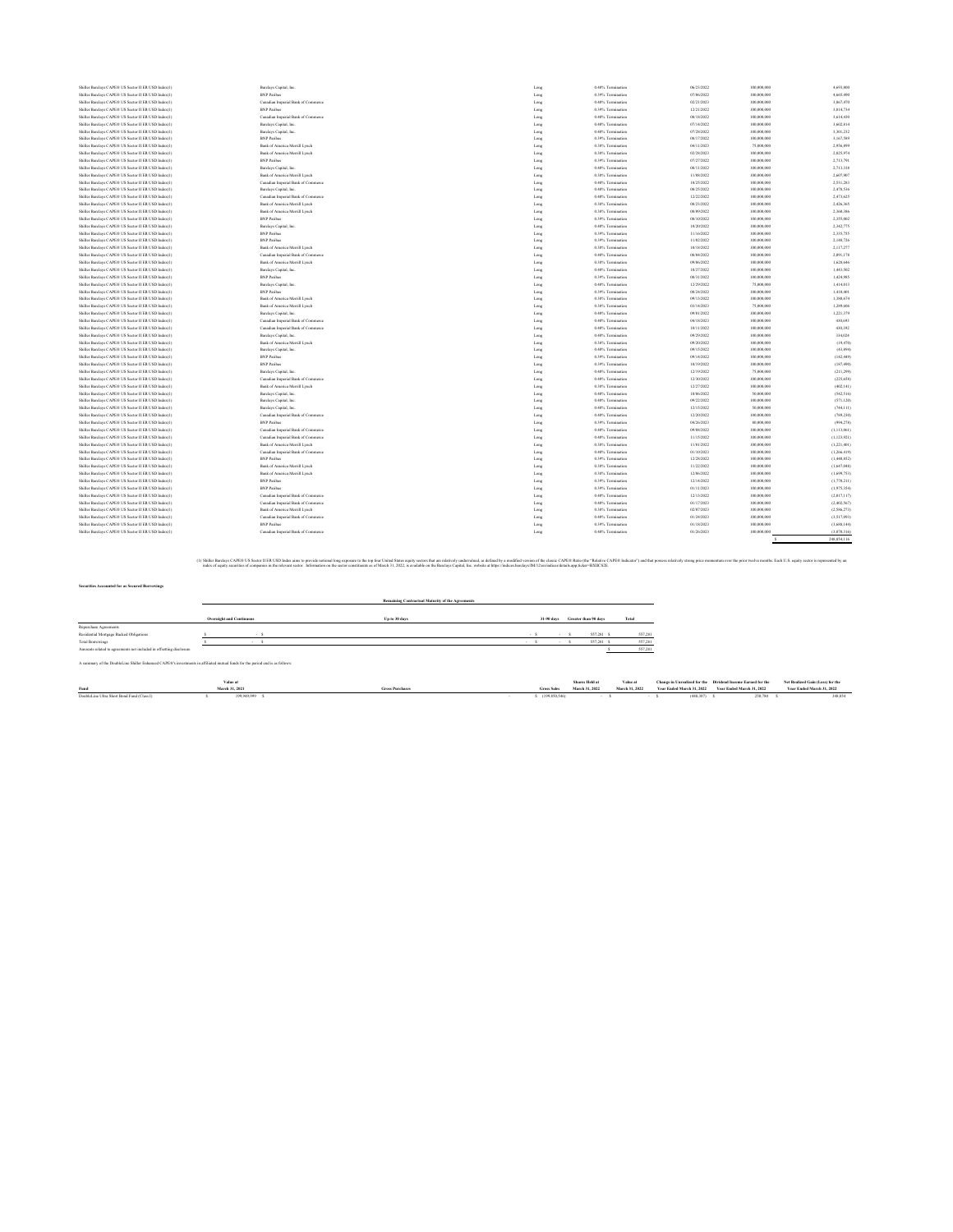| | | | | | | |
|---|---|---|---|---|---|---|
| Shiller Barclays CAPE® US Sector II ER USD Index(1) | Barclays Capital, Inc. | Long | 0.40% Termination | 06/23/2022 | 100,000,000 | 4,693,000 |
| Shiller Barclays CAPE® US Sector II ER USD Index(1) | BNP Paribas | Long | 0.39% Termination | 07/06/2022 | 100,000,000 | 4,665,090 |
| Shiller Barclays CAPE® US Sector II ER USD Index(1) | Canadian Imperial Bank of Commerce | Long | 0.40% Termination | 02/21/2023 | 100,000,000 | 3,867,470 |
| Shiller Barclays CAPE® US Sector II ER USD Index(1) | BNP Paribas | Long | 0.39% Termination | 12/21/2022 | 100,000,000 | 3,814,734 |
| Shiller Barclays CAPE® US Sector II ER USD Index(1) | Canadian Imperial Bank of Commerce | Long | 0.40% Termination | 08/18/2022 | 100,000,000 | 3,614,430 |
| Shiller Barclays CAPE® US Sector II ER USD Index(1) | Barclays Capital, Inc. | Long | 0.40% Termination | 07/14/2022 | 100,000,000 | 3,462,014 |
| Shiller Barclays CAPE® US Sector II ER USD Index(1) | Barclays Capital, Inc. | Long | 0.40% Termination | 07/28/2022 | 100,000,000 | 3,301,232 |
| Shiller Barclays CAPE® US Sector II ER USD Index(1) | BNP Paribas | Long | 0.39% Termination | 08/17/2022 | 100,000,000 | 3,167,569 |
| Shiller Barclays CAPE® US Sector II ER USD Index(1) | Bank of America Merrill Lynch | Long | 0.38% Termination | 04/11/2023 | 75,000,000 | 2,956,099 |
| Shiller Barclays CAPE® US Sector II ER USD Index(1) | Bank of America Merrill Lynch | Long | 0.38% Termination | 02/28/2023 | 100,000,000 | 2,825,974 |
| Shiller Barclays CAPE® US Sector II ER USD Index(1) | BNP Paribas | Long | 0.39% Termination | 07/27/2022 | 100,000,000 | 2,713,791 |
| Shiller Barclays CAPE® US Sector II ER USD Index(1) | Barclays Capital, Inc. | Long | 0.40% Termination | 08/11/2022 | 100,000,000 | 2,713,318 |
| Shiller Barclays CAPE® US Sector II ER USD Index(1) | Bank of America Merrill Lynch | Long | 0.38% Termination | 11/08/2022 | 100,000,000 | 2,607,907 |
| Shiller Barclays CAPE® US Sector II ER USD Index(1) | Canadian Imperial Bank of Commerce | Long | 0.40% Termination | 10/25/2022 | 100,000,000 | 2,551,283 |
| Shiller Barclays CAPE® US Sector II ER USD Index(1) | Barclays Capital, Inc. | Long | 0.40% Termination | 08/25/2022 | 100,000,000 | 2,478,516 |
| Shiller Barclays CAPE® US Sector II ER USD Index(1) | Canadian Imperial Bank of Commerce | Long | 0.40% Termination | 12/22/2022 | 100,000,000 | 2,473,625 |
| Shiller Barclays CAPE® US Sector II ER USD Index(1) | Bank of America Merrill Lynch | Long | 0.38% Termination | 08/23/2022 | 100,000,000 | 2,426,365 |
| Shiller Barclays CAPE® US Sector II ER USD Index(1) | Bank of America Merrill Lynch | Long | 0.38% Termination | 08/09/2022 | 100,000,000 | 2,368,386 |
| Shiller Barclays CAPE® US Sector II ER USD Index(1) | BNP Paribas | Long | 0.39% Termination | 08/10/2022 | 100,000,000 | 2,355,062 |
| Shiller Barclays CAPE® US Sector II ER USD Index(1) | Barclays Capital, Inc. | Long | 0.40% Termination | 10/20/2022 | 100,000,000 | 2,362,775 |
| Shiller Barclays CAPE® US Sector II ER USD Index(1) | BNP Paribas | Long | 0.39% Termination | 11/16/2022 | 100,000,000 | 2,335,755 |
| Shiller Barclays CAPE® US Sector II ER USD Index(1) | BNP Paribas | Long | 0.39% Termination | 11/02/2022 | 100,000,000 | 2,160,726 |
| Shiller Barclays CAPE® US Sector II ER USD Index(1) | Bank of America Merrill Lynch | Long | 0.38% Termination | 10/18/2022 | 100,000,000 | 2,117,277 |
| Shiller Barclays CAPE® US Sector II ER USD Index(1) | Canadian Imperial Bank of Commerce | Long | 0.40% Termination | 08/04/2022 | 100,000,000 | 2,091,178 |
| Shiller Barclays CAPE® US Sector II ER USD Index(1) | Bank of America Merrill Lynch | Long | 0.38% Termination | 09/06/2022 | 100,000,000 | 1,620,646 |
| Shiller Barclays CAPE® US Sector II ER USD Index(1) | Barclays Capital, Inc. | Long | 0.40% Termination | 10/27/2022 | 100,000,000 | 1,441,502 |
| Shiller Barclays CAPE® US Sector II ER USD Index(1) | BNP Paribas | Long | 0.39% Termination | 08/31/2022 | 100,000,000 | 1,424,985 |
| Shiller Barclays CAPE® US Sector II ER USD Index(1) | Barclays Capital, Inc. | Long | 0.40% Termination | 12/29/2022 | 75,000,000 | 1,414,013 |
| Shiller Barclays CAPE® US Sector II ER USD Index(1) | BNP Paribas | Long | 0.39% Termination | 08/24/2022 | 100,000,000 | 1,410,401 |
| Shiller Barclays CAPE® US Sector II ER USD Index(1) | Bank of America Merrill Lynch | Long | 0.38% Termination | 09/13/2022 | 100,000,000 | 1,398,674 |
| Shiller Barclays CAPE® US Sector II ER USD Index(1) | Bank of America Merrill Lynch | Long | 0.38% Termination | 03/14/2023 | 75,000,000 | 1,289,666 |
| Shiller Barclays CAPE® US Sector II ER USD Index(1) | Barclays Capital, Inc. | Long | 0.40% Termination | 09/01/2022 | 100,000,000 | 1,221,379 |
| Shiller Barclays CAPE® US Sector II ER USD Index(1) | Canadian Imperial Bank of Commerce | Long | 0.40% Termination | 04/18/2023 | 100,000,000 | 430,693 |
| Shiller Barclays CAPE® US Sector II ER USD Index(1) | Canadian Imperial Bank of Commerce | Long | 0.40% Termination | 10/11/2022 | 100,000,000 | 430,192 |
| Shiller Barclays CAPE® US Sector II ER USD Index(1) | Barclays Capital, Inc. | Long | 0.40% Termination | 09/29/2022 | 100,000,000 | 314,024 |
| Shiller Barclays CAPE® US Sector II ER USD Index(1) | Bank of America Merrill Lynch | Long | 0.38% Termination | 09/20/2022 | 100,000,000 | (19,470) |
| Shiller Barclays CAPE® US Sector II ER USD Index(1) | Barclays Capital, Inc. | Long | 0.40% Termination | 09/15/2022 | 100,000,000 | (63,894) |
| Shiller Barclays CAPE® US Sector II ER USD Index(1) | BNP Paribas | Long | 0.39% Termination | 09/14/2022 | 100,000,000 | (142,449) |
| Shiller Barclays CAPE® US Sector II ER USD Index(1) | BNP Paribas | Long | 0.39% Termination | 10/19/2022 | 100,000,000 | (187,990) |
| Shiller Barclays CAPE® US Sector II ER USD Index(1) | Barclays Capital, Inc. | Long | 0.40% Termination | 12/19/2022 | 75,000,000 | (211,299) |
| Shiller Barclays CAPE® US Sector II ER USD Index(1) | Canadian Imperial Bank of Commerce | Long | 0.40% Termination | 12/30/2022 | 100,000,000 | (225,658) |
| Shiller Barclays CAPE® US Sector II ER USD Index(1) | Bank of America Merrill Lynch | Long | 0.38% Termination | 12/27/2022 | 100,000,000 | (402,141) |
| Shiller Barclays CAPE® US Sector II ER USD Index(1) | Barclays Capital, Inc. | Long | 0.40% Termination | 10/06/2022 | 50,000,000 | (542,516) |
| Shiller Barclays CAPE® US Sector II ER USD Index(1) | Barclays Capital, Inc. | Long | 0.40% Termination | 09/22/2022 | 100,000,000 | (571,120) |
| Shiller Barclays CAPE® US Sector II ER USD Index(1) | Barclays Capital, Inc. | Long | 0.40% Termination | 12/15/2022 | 50,000,000 | (744,111) |
| Shiller Barclays CAPE® US Sector II ER USD Index(1) | Canadian Imperial Bank of Commerce | Long | 0.40% Termination | 12/20/2022 | 100,000,000 | (789,230) |
| Shiller Barclays CAPE® US Sector II ER USD Index(1) | BNP Paribas | Long | 0.39% Termination | 04/26/2023 | 80,000,000 | (994,278) |
| Shiller Barclays CAPE® US Sector II ER USD Index(1) | Canadian Imperial Bank of Commerce | Long | 0.40% Termination | 09/08/2022 | 100,000,000 | (1,113,061) |
| Shiller Barclays CAPE® US Sector II ER USD Index(1) | Canadian Imperial Bank of Commerce | Long | 0.40% Termination | 11/15/2022 | 100,000,000 | (1,123,921) |
| Shiller Barclays CAPE® US Sector II ER USD Index(1) | Bank of America Merrill Lynch | Long | 0.38% Termination | 11/01/2022 | 100,000,000 | (1,221,401) |
| Shiller Barclays CAPE® US Sector II ER USD Index(1) | Canadian Imperial Bank of Commerce | Long | 0.40% Termination | 01/10/2023 | 100,000,000 | (1,266,419) |
| Shiller Barclays CAPE® US Sector II ER USD Index(1) | BNP Paribas | Long | 0.39% Termination | 12/28/2022 | 100,000,000 | (1,460,852) |
| Shiller Barclays CAPE® US Sector II ER USD Index(1) | Bank of America Merrill Lynch | Long | 0.38% Termination | 11/22/2022 | 100,000,000 | (1,667,048) |
| Shiller Barclays CAPE® US Sector II ER USD Index(1) | Bank of America Merrill Lynch | Long | 0.38% Termination | 12/06/2022 | 100,000,000 | (1,699,753) |
| Shiller Barclays CAPE® US Sector II ER USD Index(1) | BNP Paribas | Long | 0.39% Termination | 12/14/2022 | 100,000,000 | (1,770,211) |
| Shiller Barclays CAPE® US Sector II ER USD Index(1) | BNP Paribas | Long | 0.39% Termination | 01/11/2023 | 100,000,000 | (1,975,354) |
| Shiller Barclays CAPE® US Sector II ER USD Index(1) | Canadian Imperial Bank of Commerce | Long | 0.40% Termination | 12/13/2022 | 100,000,000 | (2,017,117) |
| Shiller Barclays CAPE® US Sector II ER USD Index(1) | Canadian Imperial Bank of Commerce | Long | 0.40% Termination | 01/17/2023 | 100,000,000 | (2,402,567) |
| Shiller Barclays CAPE® US Sector II ER USD Index(1) | Bank of America Merrill Lynch | Long | 0.38% Termination | 02/07/2023 | 100,000,000 | (2,596,273) |
| Shiller Barclays CAPE® US Sector II ER USD Index(1) | Canadian Imperial Bank of Commerce | Long | 0.40% Termination | 01/24/2023 | 100,000,000 | (3,517,093) |
| Shiller Barclays CAPE® US Sector II ER USD Index(1) | BNP Paribas | Long | 0.39% Termination | 01/18/2023 | 100,000,000 | (3,680,144) |
| Shiller Barclays CAPE® US Sector II ER USD Index(1) | Canadian Imperial Bank of Commerce | Long | 0.40% Termination | 01/26/2023 | 100,000,000 | (3,878,316) |
| | | | | | | $ 248,854,116 |

(1) Shiller Barclays CAPE® US Sector II ER USD Index aims to provide notional long exposure to the top four United States equity sectors that are relatively undervalued, as defined by a modified version of the classic CAPE® Ratio (the "Relative CAPE® Indicator") and that possess relatively strong price momentum over the prior twelve months. Each U.S. equity sector is represented by an index of equity securities of companies in the relevant sector. Information on the sector constituents as of March 31, 2022, is available on the Barclays Capital, Inc. website at https://indices.barclays/IM/12/en/indices/details.app;ticker=BXIICS2E.

**Securities Accounted for as Secured Borrowings**

| | Remaining Contractual Maturity of the Agreements | | | | |
|---|---|---|---|---|---|
| | Overnight and Continuous | Up to 30 days | 31-90 days | Greater than 90 days | Total |
| Repurchase Agreements | | | | | |
| Residential Mortgage Backed Obligations | $ - | $ - | $ - | $ 557,281 | $ 557,281 |
| Total Borrowings | $ - | $ - | $ - | $ 557,281 | $ 557,281 |
| Amounts related to agreements not included in offsetting disclosure | | | | | $ 557,281 |

A summary of the DoubleLine Shiller Enhanced CAPE®'s investments in affiliated mutual funds for the period end is as follows:

| Fund | Value at March 31, 2021 | Gross Purchases | Gross Sales | Shares Held at March 31, 2022 | Value at March 31, 2022 | Change in Unrealized for the Year Ended March 31, 2022 | Dividend Income Earned for the Year Ended March 31, 2022 | Net Realized Gain (Loss) for the Year Ended March 31, 2022 |
|---|---|---|---|---|---|---|---|---|
| DoubleLine Ultra Short Bond Fund (Class I) | $ 199,949,999 | $ - | $ (199,850,546) | - | $ - | $ (448,307) | $ 238,760 | $ 348,854 |